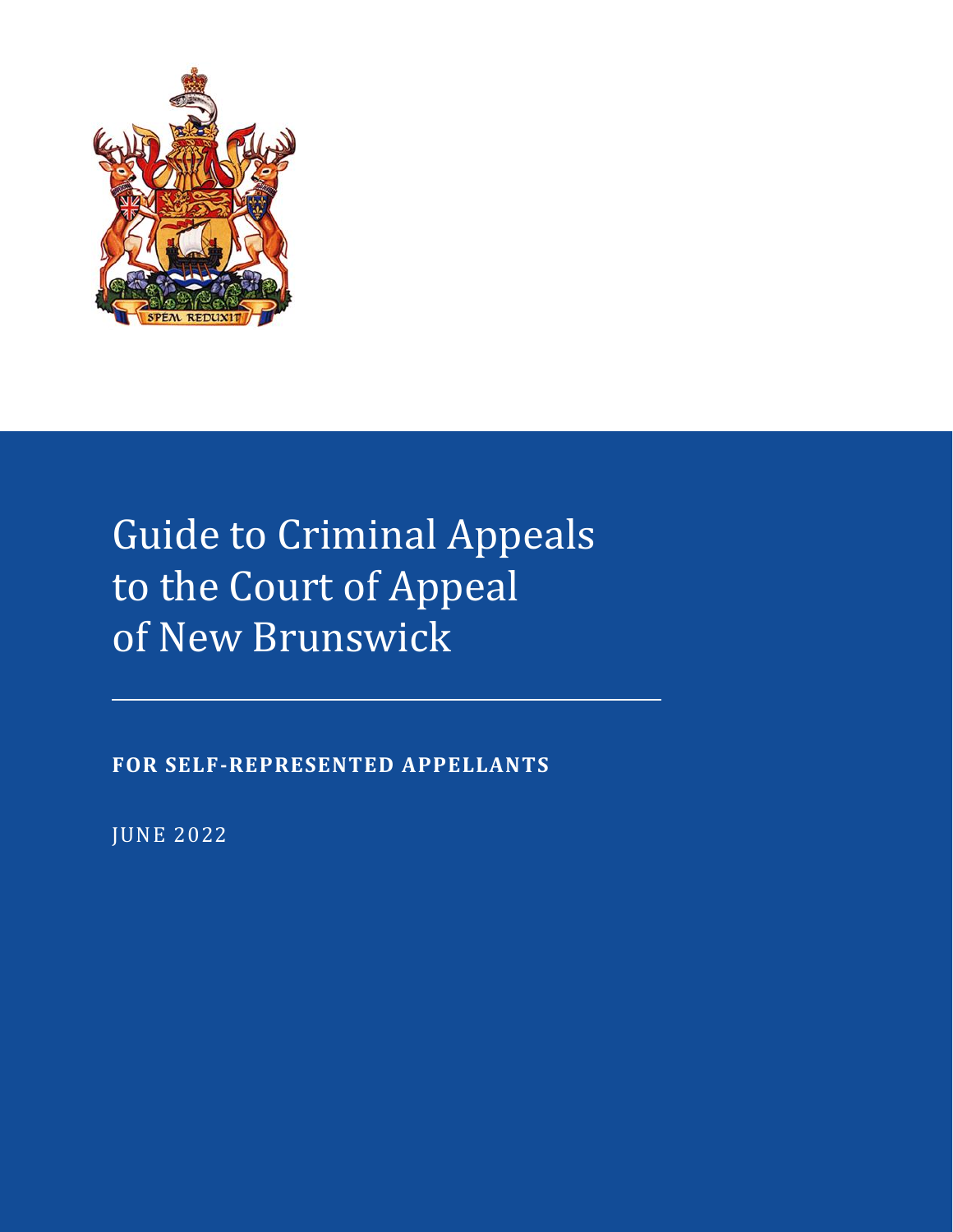# Guide to Criminal Appeals to the Court of Appeal of New Brunswick

**FOR SELF-REPRESENTED APPELLANTS**

JUNE 2022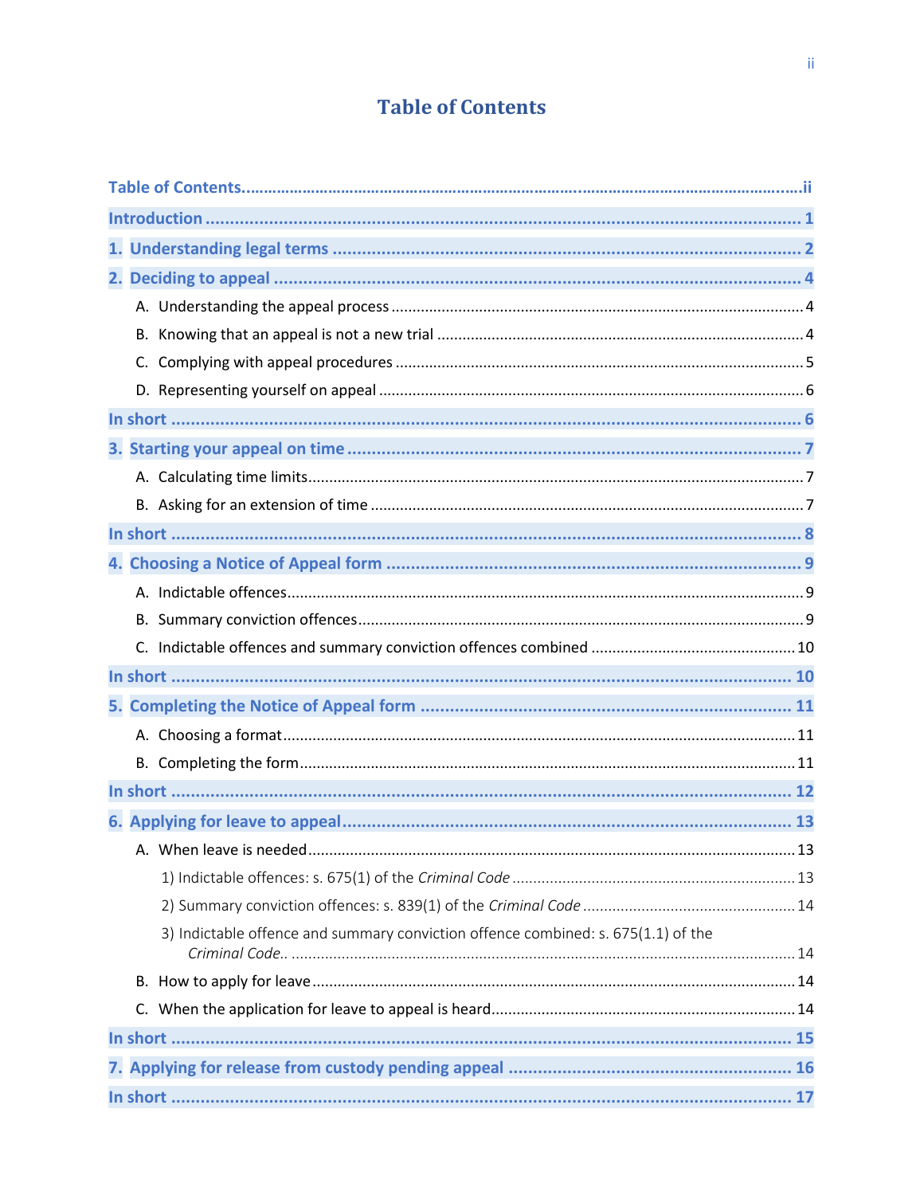# Table of Contents

Table of Contents .......... ii

Introduction .......... 1

1. Understanding legal terms .......... 2

2. Deciding to appeal .......... 4

   A. Understanding the appeal process .......... 4

   B. Knowing that an appeal is not a new trial .......... 4

   C. Complying with appeal procedures .......... 5

   D. Representing yourself on appeal .......... 6

In short .......... 6

3. Starting your appeal on time .......... 7

   A. Calculating time limits .......... 7

   B. Asking for an extension of time .......... 7

In short .......... 8

4. Choosing a Notice of Appeal form .......... 9

   A. Indictable offences .......... 9

   B. Summary conviction offences .......... 9

   C. Indictable offences and summary conviction offences combined .......... 10

In short .......... 10

5. Completing the Notice of Appeal form .......... 11

   A. Choosing a format .......... 11

   B. Completing the form .......... 11

In short .......... 12

6. Applying for leave to appeal .......... 13

   A. When leave is needed .......... 13

      1) Indictable offences: s. 675(1) of the *Criminal Code* .......... 13

      2) Summary conviction offences: s. 839(1) of the *Criminal Code* .......... 14

      3) Indictable offence and summary conviction offence combined: s. 675(1.1) of the *Criminal Code*.. .......... 14

   B. How to apply for leave .......... 14

   C. When the application for leave to appeal is heard .......... 14

In short .......... 15

7. Applying for release from custody pending appeal .......... 16

In short .......... 17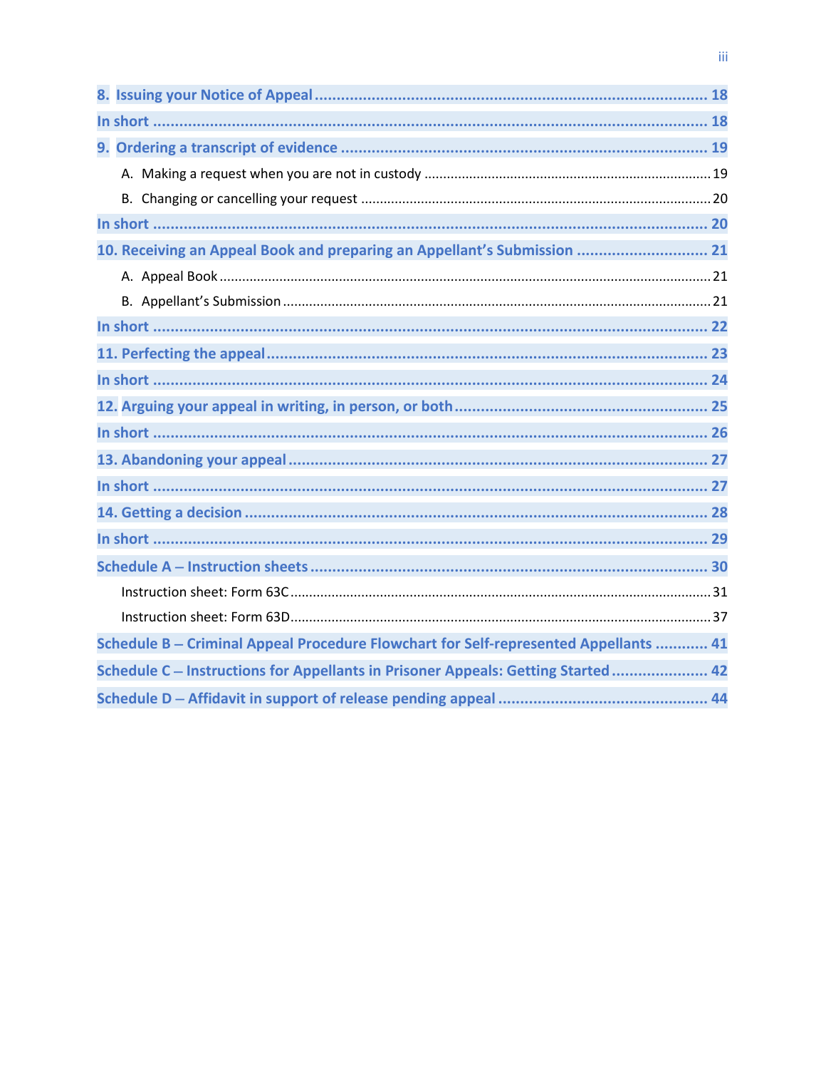8. Issuing your Notice of Appeal ............ 18

In short ............ 18

9. Ordering a transcript of evidence ............ 19

- A. Making a request when you are not in custody ............ 19
- B. Changing or cancelling your request ............ 20

In short ............ 20

10. Receiving an Appeal Book and preparing an Appellant's Submission ............ 21

- A. Appeal Book ............ 21
- B. Appellant's Submission ............ 21

In short ............ 22

11. Perfecting the appeal ............ 23

In short ............ 24

12. Arguing your appeal in writing, in person, or both ............ 25

In short ............ 26

13. Abandoning your appeal ............ 27

In short ............ 27

14. Getting a decision ............ 28

In short ............ 29

Schedule A – Instruction sheets ............ 30

- Instruction sheet: Form 63C ............ 31
- Instruction sheet: Form 63D ............ 37

Schedule B – Criminal Appeal Procedure Flowchart for Self-represented Appellants ............ 41

Schedule C – Instructions for Appellants in Prisoner Appeals: Getting Started ............ 42

Schedule D – Affidavit in support of release pending appeal ............ 44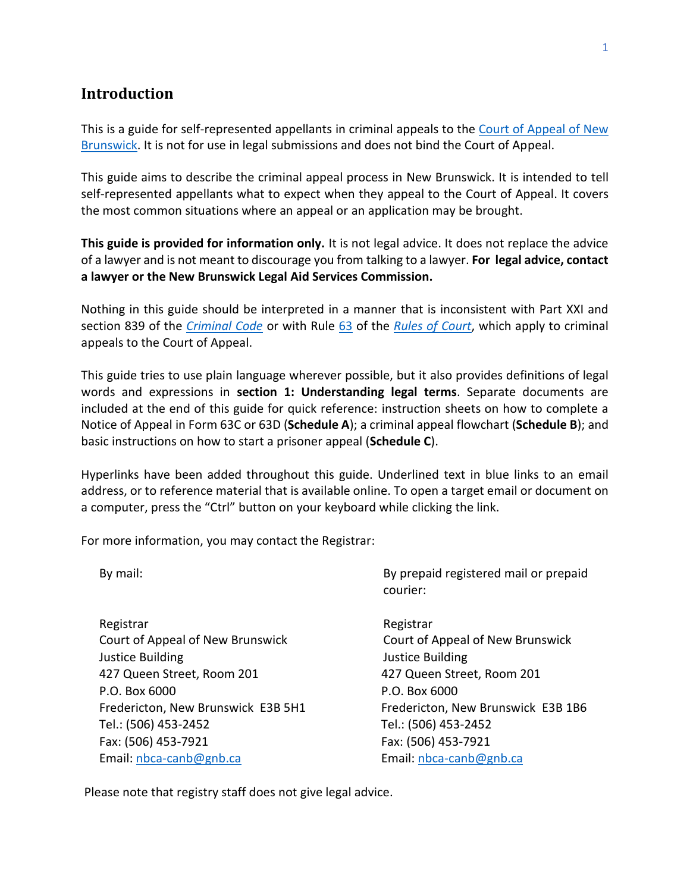## Introduction

This is a guide for self-represented appellants in criminal appeals to the Court of Appeal of New Brunswick. It is not for use in legal submissions and does not bind the Court of Appeal.

This guide aims to describe the criminal appeal process in New Brunswick. It is intended to tell self-represented appellants what to expect when they appeal to the Court of Appeal. It covers the most common situations where an appeal or an application may be brought.

**This guide is provided for information only.** It is not legal advice. It does not replace the advice of a lawyer and is not meant to discourage you from talking to a lawyer. **For legal advice, contact a lawyer or the New Brunswick Legal Aid Services Commission.**

Nothing in this guide should be interpreted in a manner that is inconsistent with Part XXI and section 839 of the *Criminal Code* or with Rule 63 of the *Rules of Court*, which apply to criminal appeals to the Court of Appeal.

This guide tries to use plain language wherever possible, but it also provides definitions of legal words and expressions in **section 1: Understanding legal terms**. Separate documents are included at the end of this guide for quick reference: instruction sheets on how to complete a Notice of Appeal in Form 63C or 63D (**Schedule A**); a criminal appeal flowchart (**Schedule B**); and basic instructions on how to start a prisoner appeal (**Schedule C**).

Hyperlinks have been added throughout this guide. Underlined text in blue links to an email address, or to reference material that is available online. To open a target email or document on a computer, press the "Ctrl" button on your keyboard while clicking the link.

For more information, you may contact the Registrar:

By mail:

Registrar
Court of Appeal of New Brunswick
Justice Building
427 Queen Street, Room 201
P.O. Box 6000
Fredericton, New Brunswick E3B 5H1
Tel.: (506) 453-2452
Fax: (506) 453-7921
Email: nbca-canb@gnb.ca

By prepaid registered mail or prepaid courier:

Registrar
Court of Appeal of New Brunswick
Justice Building
427 Queen Street, Room 201
P.O. Box 6000
Fredericton, New Brunswick E3B 1B6
Tel.: (506) 453-2452
Fax: (506) 453-7921
Email: nbca-canb@gnb.ca

Please note that registry staff does not give legal advice.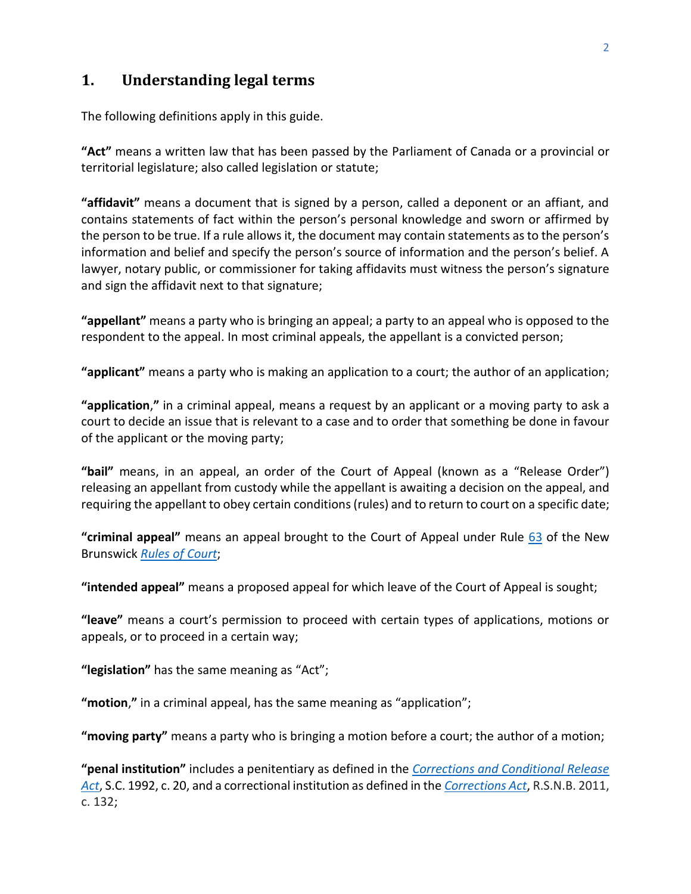## 1. Understanding legal terms

The following definitions apply in this guide.

**"Act"** means a written law that has been passed by the Parliament of Canada or a provincial or territorial legislature; also called legislation or statute;

**"affidavit"** means a document that is signed by a person, called a deponent or an affiant, and contains statements of fact within the person's personal knowledge and sworn or affirmed by the person to be true. If a rule allows it, the document may contain statements as to the person's information and belief and specify the person's source of information and the person's belief. A lawyer, notary public, or commissioner for taking affidavits must witness the person's signature and sign the affidavit next to that signature;

**"appellant"** means a party who is bringing an appeal; a party to an appeal who is opposed to the respondent to the appeal. In most criminal appeals, the appellant is a convicted person;

**"applicant"** means a party who is making an application to a court; the author of an application;

**"application,"** in a criminal appeal, means a request by an applicant or a moving party to ask a court to decide an issue that is relevant to a case and to order that something be done in favour of the applicant or the moving party;

**"bail"** means, in an appeal, an order of the Court of Appeal (known as a "Release Order") releasing an appellant from custody while the appellant is awaiting a decision on the appeal, and requiring the appellant to obey certain conditions (rules) and to return to court on a specific date;

**"criminal appeal"** means an appeal brought to the Court of Appeal under Rule 63 of the New Brunswick *Rules of Court*;

**"intended appeal"** means a proposed appeal for which leave of the Court of Appeal is sought;

**"leave"** means a court's permission to proceed with certain types of applications, motions or appeals, or to proceed in a certain way;

**"legislation"** has the same meaning as "Act";

**"motion,"** in a criminal appeal, has the same meaning as "application";

**"moving party"** means a party who is bringing a motion before a court; the author of a motion;

**"penal institution"** includes a penitentiary as defined in the *Corrections and Conditional Release Act*, S.C. 1992, c. 20, and a correctional institution as defined in the *Corrections Act*, R.S.N.B. 2011, c. 132;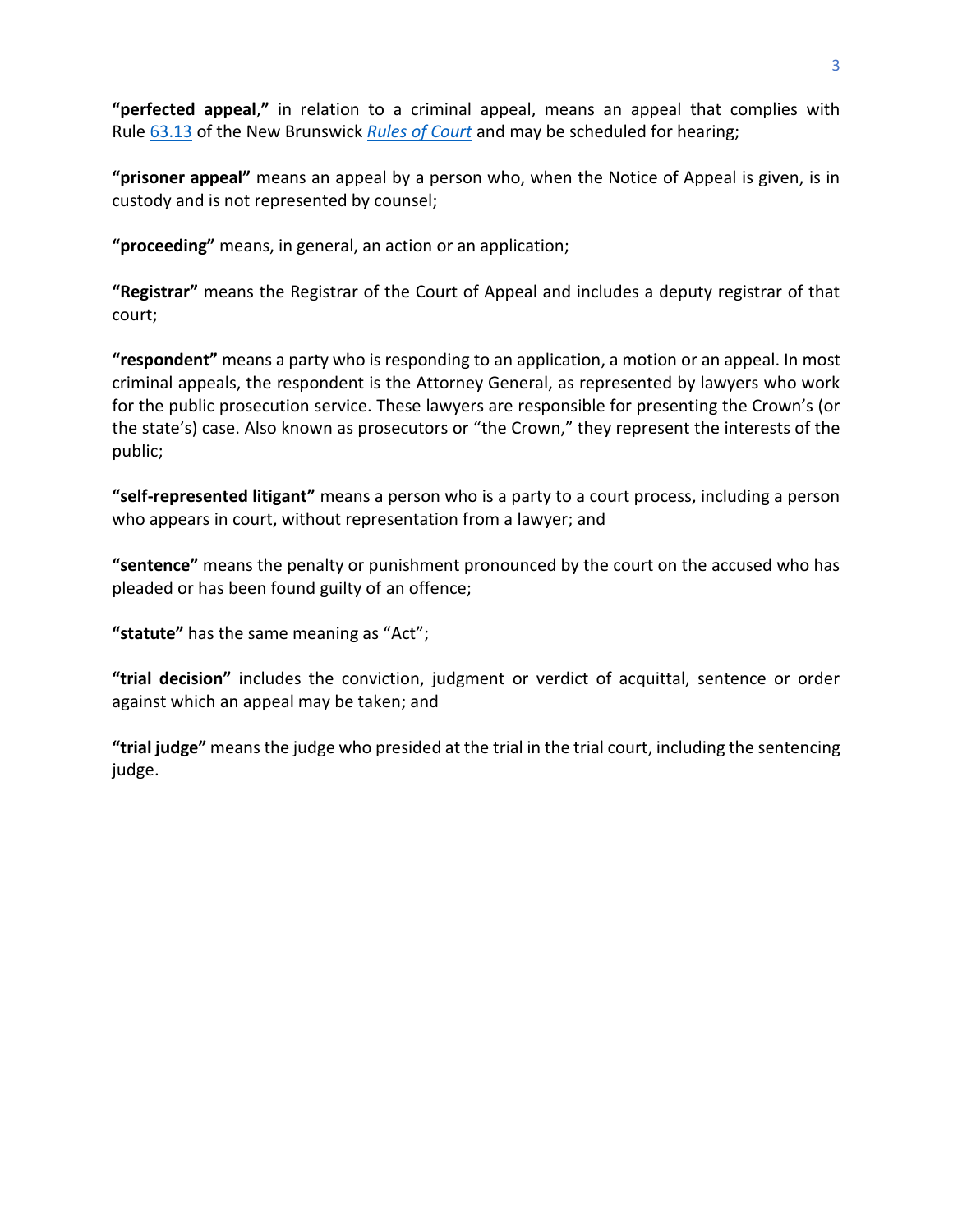**"perfected appeal,"** in relation to a criminal appeal, means an appeal that complies with Rule 63.13 of the New Brunswick *Rules of Court* and may be scheduled for hearing;

**"prisoner appeal"** means an appeal by a person who, when the Notice of Appeal is given, is in custody and is not represented by counsel;

**"proceeding"** means, in general, an action or an application;

**"Registrar"** means the Registrar of the Court of Appeal and includes a deputy registrar of that court;

**"respondent"** means a party who is responding to an application, a motion or an appeal. In most criminal appeals, the respondent is the Attorney General, as represented by lawyers who work for the public prosecution service. These lawyers are responsible for presenting the Crown's (or the state's) case. Also known as prosecutors or "the Crown," they represent the interests of the public;

**"self-represented litigant"** means a person who is a party to a court process, including a person who appears in court, without representation from a lawyer; and

**"sentence"** means the penalty or punishment pronounced by the court on the accused who has pleaded or has been found guilty of an offence;

**"statute"** has the same meaning as "Act";

**"trial decision"** includes the conviction, judgment or verdict of acquittal, sentence or order against which an appeal may be taken; and

**"trial judge"** means the judge who presided at the trial in the trial court, including the sentencing judge.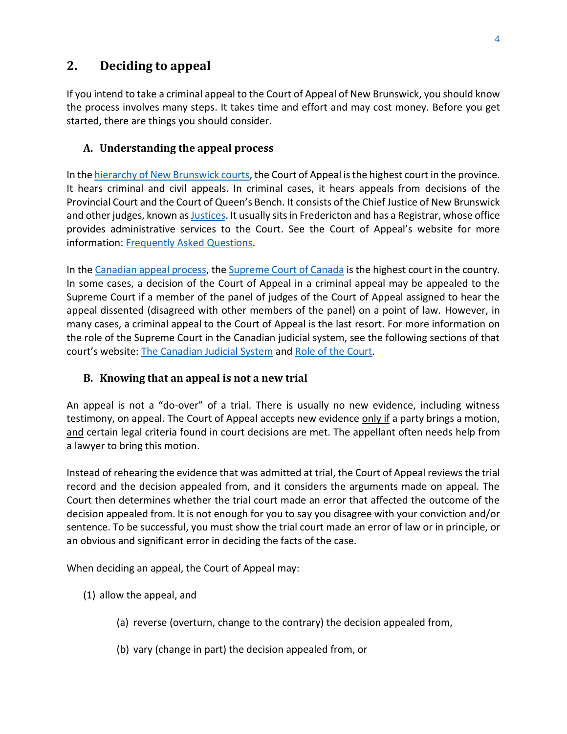## 2. Deciding to appeal

If you intend to take a criminal appeal to the Court of Appeal of New Brunswick, you should know the process involves many steps. It takes time and effort and may cost money. Before you get started, there are things you should consider.

### A. Understanding the appeal process

In the hierarchy of New Brunswick courts, the Court of Appeal is the highest court in the province. It hears criminal and civil appeals. In criminal cases, it hears appeals from decisions of the Provincial Court and the Court of Queen's Bench. It consists of the Chief Justice of New Brunswick and other judges, known as Justices. It usually sits in Fredericton and has a Registrar, whose office provides administrative services to the Court. See the Court of Appeal's website for more information: Frequently Asked Questions.

In the Canadian appeal process, the Supreme Court of Canada is the highest court in the country. In some cases, a decision of the Court of Appeal in a criminal appeal may be appealed to the Supreme Court if a member of the panel of judges of the Court of Appeal assigned to hear the appeal dissented (disagreed with other members of the panel) on a point of law. However, in many cases, a criminal appeal to the Court of Appeal is the last resort. For more information on the role of the Supreme Court in the Canadian judicial system, see the following sections of that court's website: The Canadian Judicial System and Role of the Court.

### B. Knowing that an appeal is not a new trial

An appeal is not a "do-over" of a trial. There is usually no new evidence, including witness testimony, on appeal. The Court of Appeal accepts new evidence only if a party brings a motion, and certain legal criteria found in court decisions are met. The appellant often needs help from a lawyer to bring this motion.

Instead of rehearing the evidence that was admitted at trial, the Court of Appeal reviews the trial record and the decision appealed from, and it considers the arguments made on appeal. The Court then determines whether the trial court made an error that affected the outcome of the decision appealed from. It is not enough for you to say you disagree with your conviction and/or sentence. To be successful, you must show the trial court made an error of law or in principle, or an obvious and significant error in deciding the facts of the case.

When deciding an appeal, the Court of Appeal may:

(1) allow the appeal, and

- (a) reverse (overturn, change to the contrary) the decision appealed from,
- (b) vary (change in part) the decision appealed from, or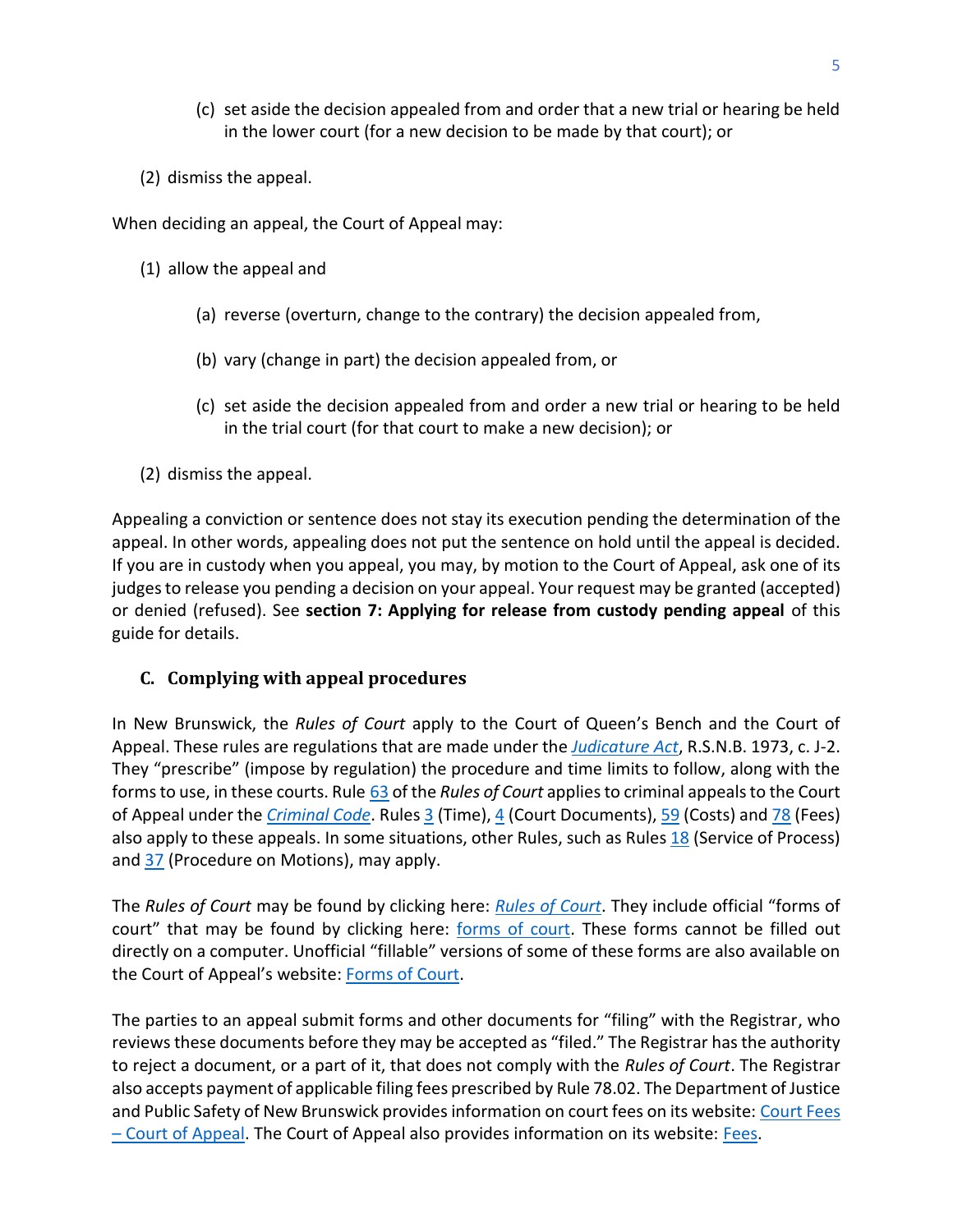(c) set aside the decision appealed from and order that a new trial or hearing be held in the lower court (for a new decision to be made by that court); or

(2) dismiss the appeal.

When deciding an appeal, the Court of Appeal may:

(1) allow the appeal and

(a) reverse (overturn, change to the contrary) the decision appealed from,

(b) vary (change in part) the decision appealed from, or

(c) set aside the decision appealed from and order a new trial or hearing to be held in the trial court (for that court to make a new decision); or

(2) dismiss the appeal.

Appealing a conviction or sentence does not stay its execution pending the determination of the appeal. In other words, appealing does not put the sentence on hold until the appeal is decided. If you are in custody when you appeal, you may, by motion to the Court of Appeal, ask one of its judges to release you pending a decision on your appeal. Your request may be granted (accepted) or denied (refused). See **section 7: Applying for release from custody pending appeal** of this guide for details.

### C. Complying with appeal procedures

In New Brunswick, the *Rules of Court* apply to the Court of Queen's Bench and the Court of Appeal. These rules are regulations that are made under the *Judicature Act*, R.S.N.B. 1973, c. J-2. They "prescribe" (impose by regulation) the procedure and time limits to follow, along with the forms to use, in these courts. Rule 63 of the *Rules of Court* applies to criminal appeals to the Court of Appeal under the *Criminal Code*. Rules 3 (Time), 4 (Court Documents), 59 (Costs) and 78 (Fees) also apply to these appeals. In some situations, other Rules, such as Rules 18 (Service of Process) and 37 (Procedure on Motions), may apply.

The *Rules of Court* may be found by clicking here: *Rules of Court*. They include official "forms of court" that may be found by clicking here: forms of court. These forms cannot be filled out directly on a computer. Unofficial "fillable" versions of some of these forms are also available on the Court of Appeal's website: Forms of Court.

The parties to an appeal submit forms and other documents for "filing" with the Registrar, who reviews these documents before they may be accepted as "filed." The Registrar has the authority to reject a document, or a part of it, that does not comply with the *Rules of Court*. The Registrar also accepts payment of applicable filing fees prescribed by Rule 78.02. The Department of Justice and Public Safety of New Brunswick provides information on court fees on its website: Court Fees – Court of Appeal. The Court of Appeal also provides information on its website: Fees.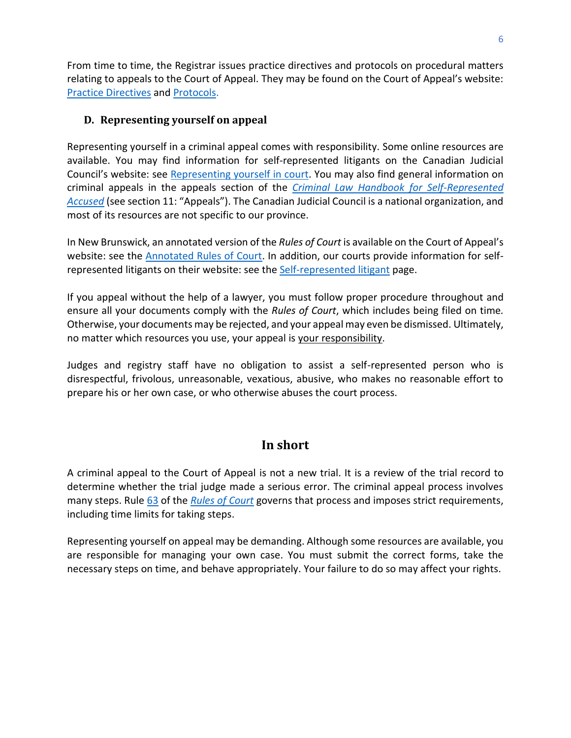From time to time, the Registrar issues practice directives and protocols on procedural matters relating to appeals to the Court of Appeal. They may be found on the Court of Appeal's website: [Practice Directives]() and [Protocols]().

### D. Representing yourself on appeal

Representing yourself in a criminal appeal comes with responsibility. Some online resources are available. You may find information for self-represented litigants on the Canadian Judicial Council's website: see [Representing yourself in court](). You may also find general information on criminal appeals in the appeals section of the [*Criminal Law Handbook for Self-Represented Accused*]() (see section 11: "Appeals"). The Canadian Judicial Council is a national organization, and most of its resources are not specific to our province.

In New Brunswick, an annotated version of the *Rules of Court* is available on the Court of Appeal's website: see the [Annotated Rules of Court](). In addition, our courts provide information for self-represented litigants on their website: see the [Self-represented litigant]() page.

If you appeal without the help of a lawyer, you must follow proper procedure throughout and ensure all your documents comply with the *Rules of Court*, which includes being filed on time. Otherwise, your documents may be rejected, and your appeal may even be dismissed. Ultimately, no matter which resources you use, your appeal is your responsibility.

Judges and registry staff have no obligation to assist a self-represented person who is disrespectful, frivolous, unreasonable, vexatious, abusive, who makes no reasonable effort to prepare his or her own case, or who otherwise abuses the court process.

## In short

A criminal appeal to the Court of Appeal is not a new trial. It is a review of the trial record to determine whether the trial judge made a serious error. The criminal appeal process involves many steps. Rule [63]() of the [*Rules of Court*]() governs that process and imposes strict requirements, including time limits for taking steps.

Representing yourself on appeal may be demanding. Although some resources are available, you are responsible for managing your own case. You must submit the correct forms, take the necessary steps on time, and behave appropriately. Your failure to do so may affect your rights.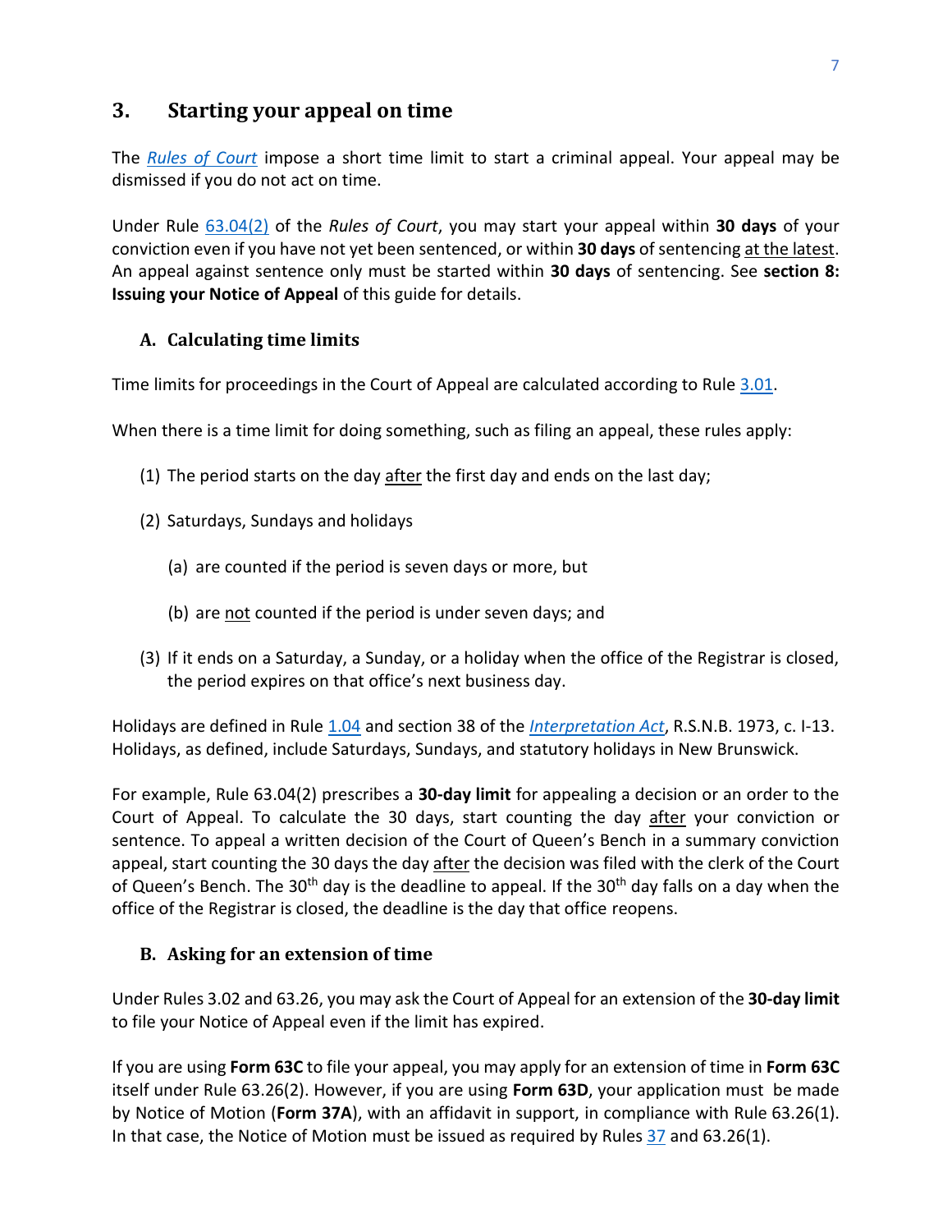## 3. Starting your appeal on time

The *Rules of Court* impose a short time limit to start a criminal appeal. Your appeal may be dismissed if you do not act on time.

Under Rule 63.04(2) of the *Rules of Court*, you may start your appeal within **30 days** of your conviction even if you have not yet been sentenced, or within **30 days** of sentencing at the latest. An appeal against sentence only must be started within **30 days** of sentencing. See **section 8: Issuing your Notice of Appeal** of this guide for details.

### A. Calculating time limits

Time limits for proceedings in the Court of Appeal are calculated according to Rule 3.01.

When there is a time limit for doing something, such as filing an appeal, these rules apply:

(1) The period starts on the day after the first day and ends on the last day;

(2) Saturdays, Sundays and holidays

  (a) are counted if the period is seven days or more, but

  (b) are not counted if the period is under seven days; and

(3) If it ends on a Saturday, a Sunday, or a holiday when the office of the Registrar is closed, the period expires on that office's next business day.

Holidays are defined in Rule 1.04 and section 38 of the *Interpretation Act*, R.S.N.B. 1973, c. I-13. Holidays, as defined, include Saturdays, Sundays, and statutory holidays in New Brunswick.

For example, Rule 63.04(2) prescribes a **30-day limit** for appealing a decision or an order to the Court of Appeal. To calculate the 30 days, start counting the day after your conviction or sentence. To appeal a written decision of the Court of Queen's Bench in a summary conviction appeal, start counting the 30 days the day after the decision was filed with the clerk of the Court of Queen's Bench. The 30th day is the deadline to appeal. If the 30th day falls on a day when the office of the Registrar is closed, the deadline is the day that office reopens.

### B. Asking for an extension of time

Under Rules 3.02 and 63.26, you may ask the Court of Appeal for an extension of the **30-day limit** to file your Notice of Appeal even if the limit has expired.

If you are using **Form 63C** to file your appeal, you may apply for an extension of time in **Form 63C** itself under Rule 63.26(2). However, if you are using **Form 63D**, your application must be made by Notice of Motion (**Form 37A**), with an affidavit in support, in compliance with Rule 63.26(1). In that case, the Notice of Motion must be issued as required by Rules 37 and 63.26(1).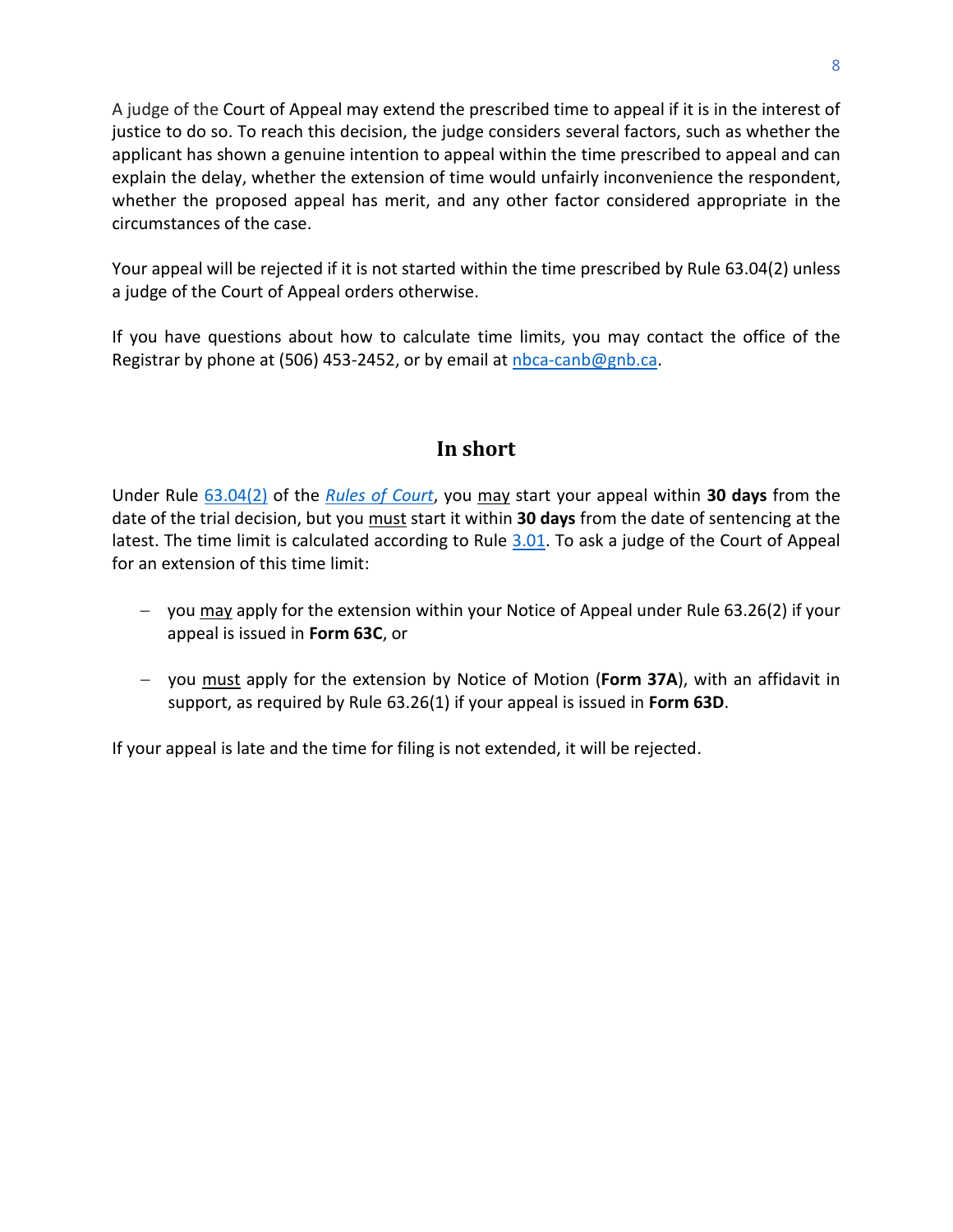A judge of the Court of Appeal may extend the prescribed time to appeal if it is in the interest of justice to do so. To reach this decision, the judge considers several factors, such as whether the applicant has shown a genuine intention to appeal within the time prescribed to appeal and can explain the delay, whether the extension of time would unfairly inconvenience the respondent, whether the proposed appeal has merit, and any other factor considered appropriate in the circumstances of the case.

Your appeal will be rejected if it is not started within the time prescribed by Rule 63.04(2) unless a judge of the Court of Appeal orders otherwise.

If you have questions about how to calculate time limits, you may contact the office of the Registrar by phone at (506) 453-2452, or by email at nbca-canb@gnb.ca.

## In short

Under Rule 63.04(2) of the *Rules of Court*, you may start your appeal within **30 days** from the date of the trial decision, but you must start it within **30 days** from the date of sentencing at the latest. The time limit is calculated according to Rule 3.01. To ask a judge of the Court of Appeal for an extension of this time limit:

- you may apply for the extension within your Notice of Appeal under Rule 63.26(2) if your appeal is issued in **Form 63C**, or

- you must apply for the extension by Notice of Motion (**Form 37A**), with an affidavit in support, as required by Rule 63.26(1) if your appeal is issued in **Form 63D**.

If your appeal is late and the time for filing is not extended, it will be rejected.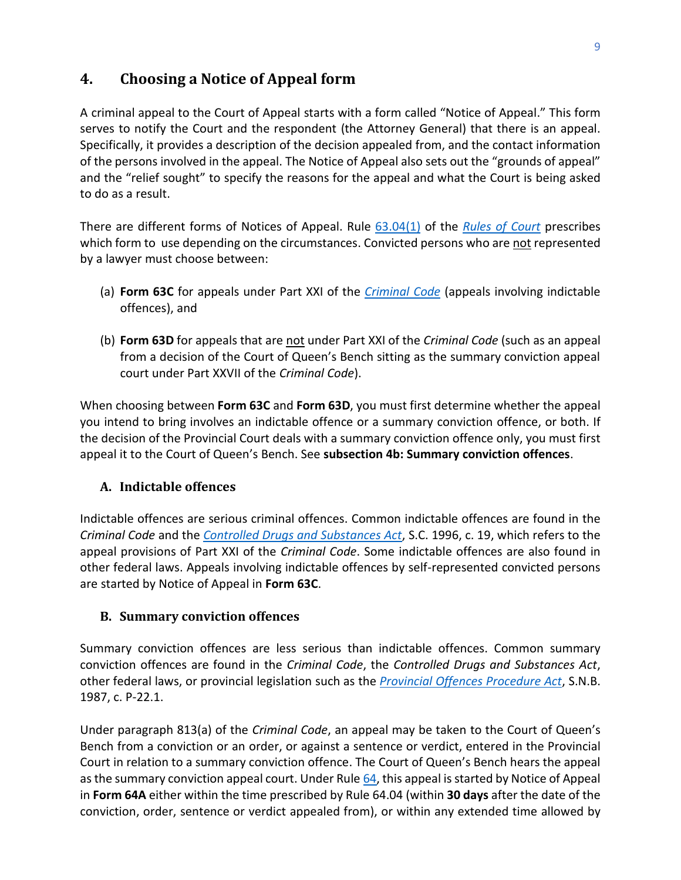## 4. Choosing a Notice of Appeal form

A criminal appeal to the Court of Appeal starts with a form called "Notice of Appeal." This form serves to notify the Court and the respondent (the Attorney General) that there is an appeal. Specifically, it provides a description of the decision appealed from, and the contact information of the persons involved in the appeal. The Notice of Appeal also sets out the "grounds of appeal" and the "relief sought" to specify the reasons for the appeal and what the Court is being asked to do as a result.

There are different forms of Notices of Appeal. Rule 63.04(1) of the *Rules of Court* prescribes which form to use depending on the circumstances. Convicted persons who are not represented by a lawyer must choose between:

(a) **Form 63C** for appeals under Part XXI of the *Criminal Code* (appeals involving indictable offences), and

(b) **Form 63D** for appeals that are not under Part XXI of the *Criminal Code* (such as an appeal from a decision of the Court of Queen's Bench sitting as the summary conviction appeal court under Part XXVII of the *Criminal Code*).

When choosing between **Form 63C** and **Form 63D**, you must first determine whether the appeal you intend to bring involves an indictable offence or a summary conviction offence, or both. If the decision of the Provincial Court deals with a summary conviction offence only, you must first appeal it to the Court of Queen's Bench. See **subsection 4b: Summary conviction offences**.

### A. Indictable offences

Indictable offences are serious criminal offences. Common indictable offences are found in the *Criminal Code* and the *Controlled Drugs and Substances Act*, S.C. 1996, c. 19, which refers to the appeal provisions of Part XXI of the *Criminal Code*. Some indictable offences are also found in other federal laws. Appeals involving indictable offences by self-represented convicted persons are started by Notice of Appeal in **Form 63C**.

### B. Summary conviction offences

Summary conviction offences are less serious than indictable offences. Common summary conviction offences are found in the *Criminal Code*, the *Controlled Drugs and Substances Act*, other federal laws, or provincial legislation such as the *Provincial Offences Procedure Act*, S.N.B. 1987, c. P-22.1.

Under paragraph 813(a) of the *Criminal Code*, an appeal may be taken to the Court of Queen's Bench from a conviction or an order, or against a sentence or verdict, entered in the Provincial Court in relation to a summary conviction offence. The Court of Queen's Bench hears the appeal as the summary conviction appeal court. Under Rule 64, this appeal is started by Notice of Appeal in **Form 64A** either within the time prescribed by Rule 64.04 (within **30 days** after the date of the conviction, order, sentence or verdict appealed from), or within any extended time allowed by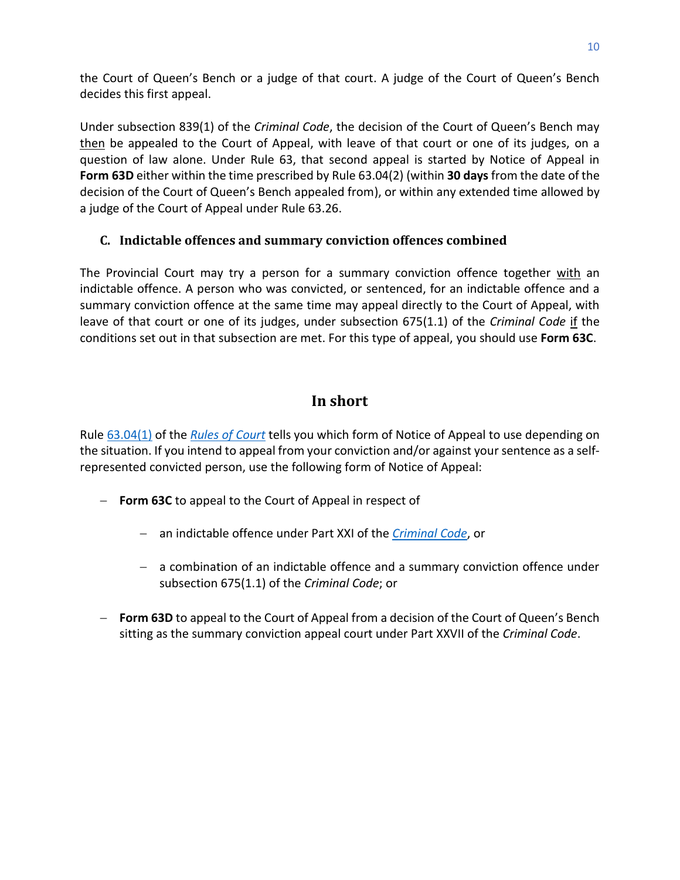the Court of Queen's Bench or a judge of that court. A judge of the Court of Queen's Bench decides this first appeal.

Under subsection 839(1) of the *Criminal Code*, the decision of the Court of Queen's Bench may then be appealed to the Court of Appeal, with leave of that court or one of its judges, on a question of law alone. Under Rule 63, that second appeal is started by Notice of Appeal in **Form 63D** either within the time prescribed by Rule 63.04(2) (within **30 days** from the date of the decision of the Court of Queen's Bench appealed from), or within any extended time allowed by a judge of the Court of Appeal under Rule 63.26.

### C. Indictable offences and summary conviction offences combined

The Provincial Court may try a person for a summary conviction offence together with an indictable offence. A person who was convicted, or sentenced, for an indictable offence and a summary conviction offence at the same time may appeal directly to the Court of Appeal, with leave of that court or one of its judges, under subsection 675(1.1) of the *Criminal Code* if the conditions set out in that subsection are met. For this type of appeal, you should use **Form 63C**.

## In short

Rule 63.04(1) of the *Rules of Court* tells you which form of Notice of Appeal to use depending on the situation. If you intend to appeal from your conviction and/or against your sentence as a self-represented convicted person, use the following form of Notice of Appeal:

- **Form 63C** to appeal to the Court of Appeal in respect of
  - an indictable offence under Part XXI of the *Criminal Code*, or
  - a combination of an indictable offence and a summary conviction offence under subsection 675(1.1) of the *Criminal Code*; or
- **Form 63D** to appeal to the Court of Appeal from a decision of the Court of Queen's Bench sitting as the summary conviction appeal court under Part XXVII of the *Criminal Code*.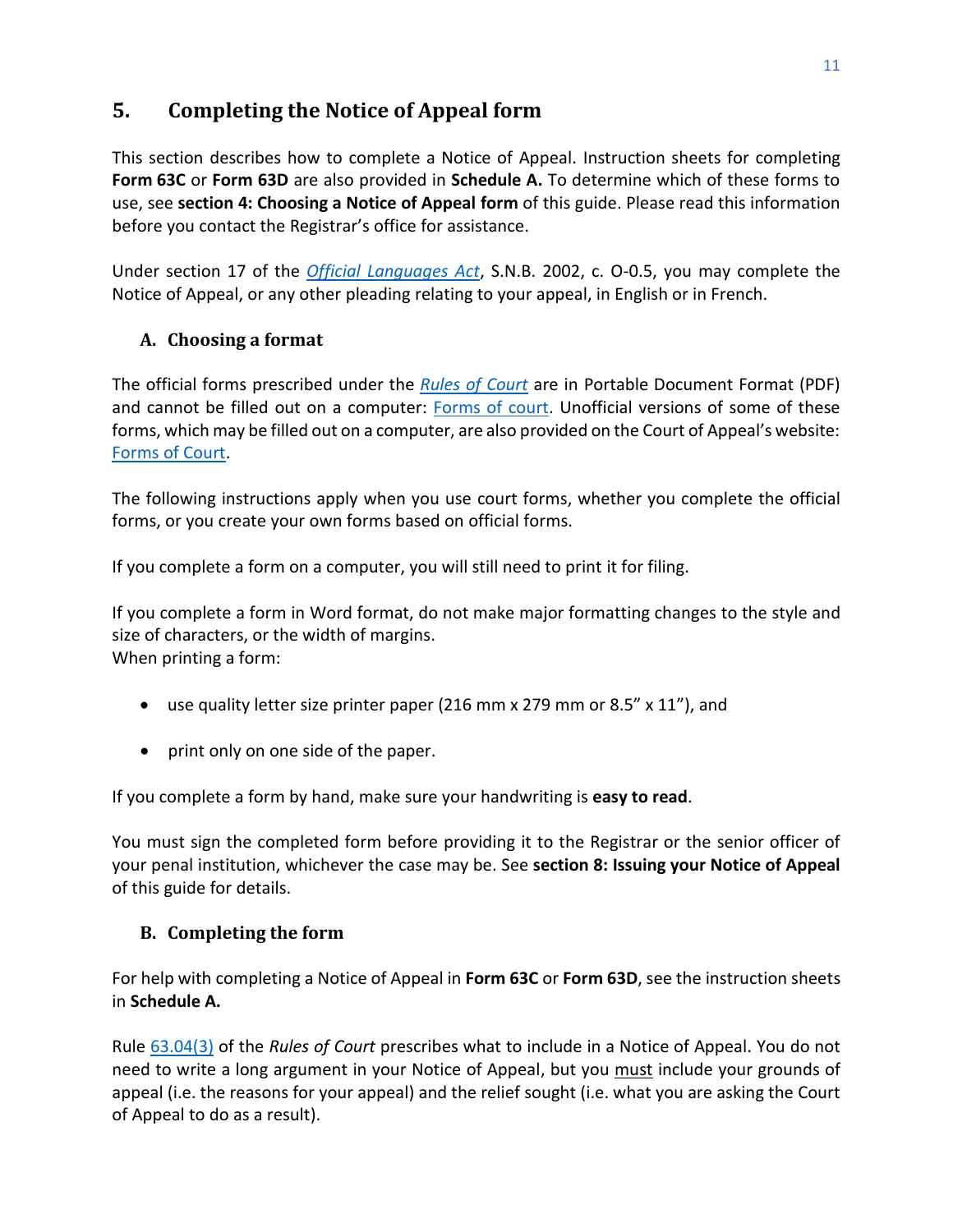## 5. Completing the Notice of Appeal form

This section describes how to complete a Notice of Appeal. Instruction sheets for completing **Form 63C** or **Form 63D** are also provided in **Schedule A.** To determine which of these forms to use, see **section 4: Choosing a Notice of Appeal form** of this guide. Please read this information before you contact the Registrar's office for assistance.

Under section 17 of the *Official Languages Act*, S.N.B. 2002, c. O-0.5, you may complete the Notice of Appeal, or any other pleading relating to your appeal, in English or in French.

### A. Choosing a format

The official forms prescribed under the *Rules of Court* are in Portable Document Format (PDF) and cannot be filled out on a computer: Forms of court. Unofficial versions of some of these forms, which may be filled out on a computer, are also provided on the Court of Appeal's website: Forms of Court.

The following instructions apply when you use court forms, whether you complete the official forms, or you create your own forms based on official forms.

If you complete a form on a computer, you will still need to print it for filing.

If you complete a form in Word format, do not make major formatting changes to the style and size of characters, or the width of margins.
When printing a form:

- use quality letter size printer paper (216 mm x 279 mm or 8.5" x 11"), and
- print only on one side of the paper.

If you complete a form by hand, make sure your handwriting is **easy to read**.

You must sign the completed form before providing it to the Registrar or the senior officer of your penal institution, whichever the case may be. See **section 8: Issuing your Notice of Appeal** of this guide for details.

### B. Completing the form

For help with completing a Notice of Appeal in **Form 63C** or **Form 63D**, see the instruction sheets in **Schedule A.**

Rule 63.04(3) of the *Rules of Court* prescribes what to include in a Notice of Appeal. You do not need to write a long argument in your Notice of Appeal, but you must include your grounds of appeal (i.e. the reasons for your appeal) and the relief sought (i.e. what you are asking the Court of Appeal to do as a result).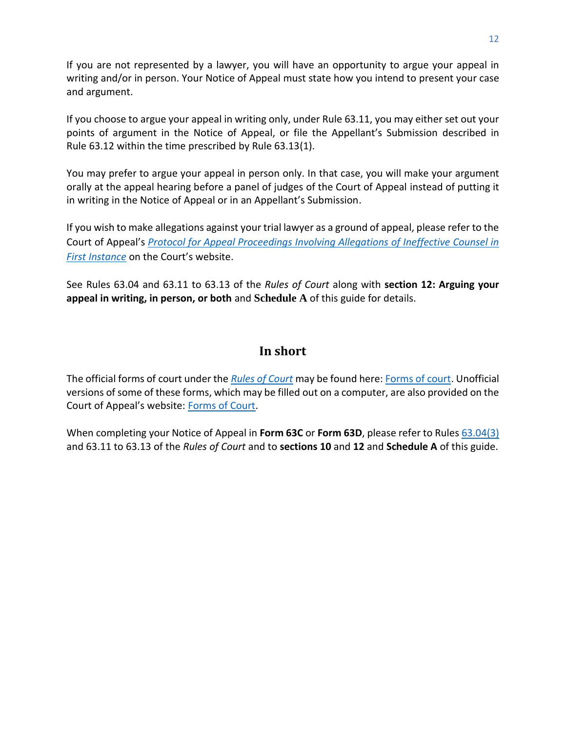If you are not represented by a lawyer, you will have an opportunity to argue your appeal in writing and/or in person. Your Notice of Appeal must state how you intend to present your case and argument.

If you choose to argue your appeal in writing only, under Rule 63.11, you may either set out your points of argument in the Notice of Appeal, or file the Appellant's Submission described in Rule 63.12 within the time prescribed by Rule 63.13(1).

You may prefer to argue your appeal in person only. In that case, you will make your argument orally at the appeal hearing before a panel of judges of the Court of Appeal instead of putting it in writing in the Notice of Appeal or in an Appellant's Submission.

If you wish to make allegations against your trial lawyer as a ground of appeal, please refer to the Court of Appeal's *Protocol for Appeal Proceedings Involving Allegations of Ineffective Counsel in First Instance* on the Court's website.

See Rules 63.04 and 63.11 to 63.13 of the *Rules of Court* along with **section 12: Arguing your appeal in writing, in person, or both** and **Schedule A** of this guide for details.

## In short

The official forms of court under the *Rules of Court* may be found here: Forms of court. Unofficial versions of some of these forms, which may be filled out on a computer, are also provided on the Court of Appeal's website: Forms of Court.

When completing your Notice of Appeal in **Form 63C** or **Form 63D**, please refer to Rules 63.04(3) and 63.11 to 63.13 of the *Rules of Court* and to **sections 10** and **12** and **Schedule A** of this guide.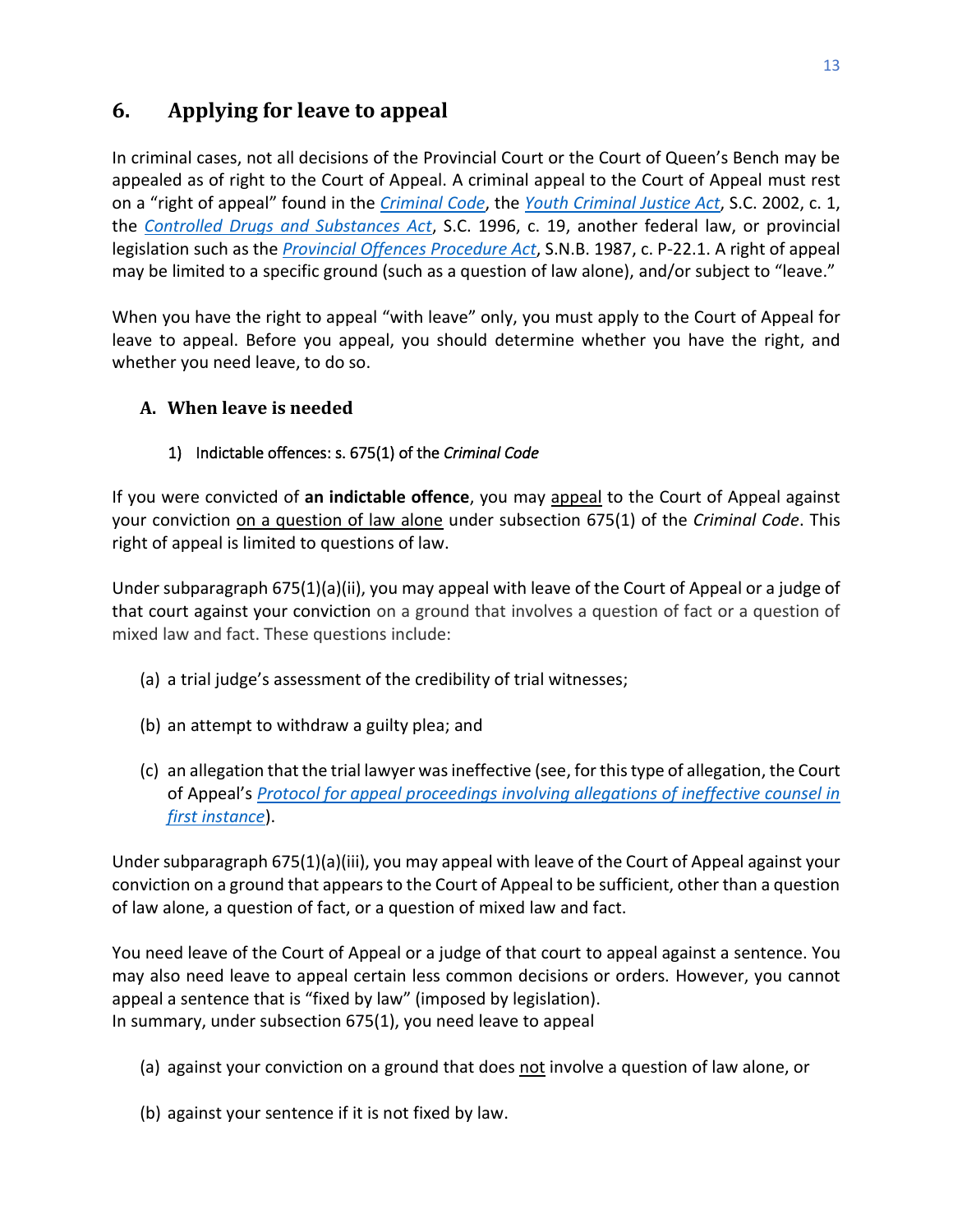## 6. Applying for leave to appeal

In criminal cases, not all decisions of the Provincial Court or the Court of Queen's Bench may be appealed as of right to the Court of Appeal. A criminal appeal to the Court of Appeal must rest on a "right of appeal" found in the *Criminal Code*, the *Youth Criminal Justice Act*, S.C. 2002, c. 1, the *Controlled Drugs and Substances Act*, S.C. 1996, c. 19, another federal law, or provincial legislation such as the *Provincial Offences Procedure Act*, S.N.B. 1987, c. P-22.1. A right of appeal may be limited to a specific ground (such as a question of law alone), and/or subject to "leave."

When you have the right to appeal "with leave" only, you must apply to the Court of Appeal for leave to appeal. Before you appeal, you should determine whether you have the right, and whether you need leave, to do so.

### A. When leave is needed

#### 1) Indictable offences: s. 675(1) of the *Criminal Code*

If you were convicted of **an indictable offence**, you may appeal to the Court of Appeal against your conviction on a question of law alone under subsection 675(1) of the *Criminal Code*. This right of appeal is limited to questions of law.

Under subparagraph 675(1)(a)(ii), you may appeal with leave of the Court of Appeal or a judge of that court against your conviction on a ground that involves a question of fact or a question of mixed law and fact. These questions include:

(a) a trial judge's assessment of the credibility of trial witnesses;

(b) an attempt to withdraw a guilty plea; and

(c) an allegation that the trial lawyer was ineffective (see, for this type of allegation, the Court of Appeal's *Protocol for appeal proceedings involving allegations of ineffective counsel in first instance*).

Under subparagraph 675(1)(a)(iii), you may appeal with leave of the Court of Appeal against your conviction on a ground that appears to the Court of Appeal to be sufficient, other than a question of law alone, a question of fact, or a question of mixed law and fact.

You need leave of the Court of Appeal or a judge of that court to appeal against a sentence. You may also need leave to appeal certain less common decisions or orders. However, you cannot appeal a sentence that is "fixed by law" (imposed by legislation).
In summary, under subsection 675(1), you need leave to appeal

(a) against your conviction on a ground that does not involve a question of law alone, or

(b) against your sentence if it is not fixed by law.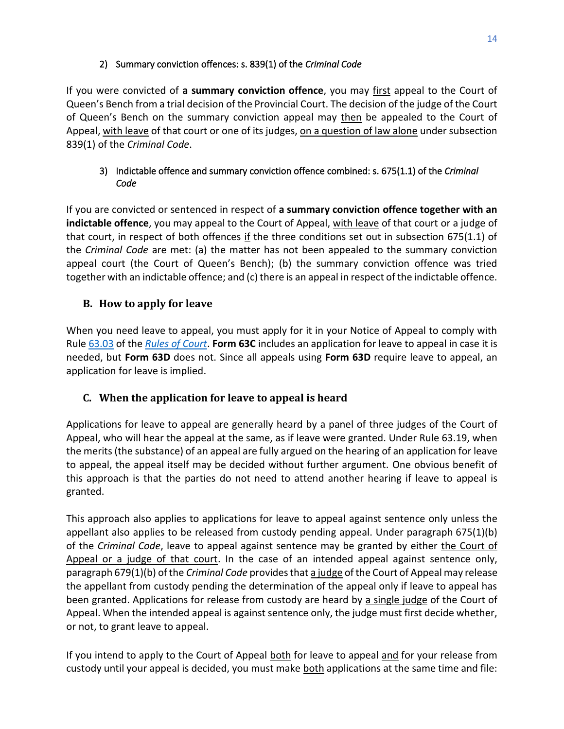2) Summary conviction offences: s. 839(1) of the *Criminal Code*

If you were convicted of **a summary conviction offence**, you may first appeal to the Court of Queen's Bench from a trial decision of the Provincial Court. The decision of the judge of the Court of Queen's Bench on the summary conviction appeal may then be appealed to the Court of Appeal, with leave of that court or one of its judges, on a question of law alone under subsection 839(1) of the *Criminal Code*.

3) Indictable offence and summary conviction offence combined: s. 675(1.1) of the *Criminal Code*

If you are convicted or sentenced in respect of **a summary conviction offence together with an indictable offence**, you may appeal to the Court of Appeal, with leave of that court or a judge of that court, in respect of both offences if the three conditions set out in subsection 675(1.1) of the *Criminal Code* are met: (a) the matter has not been appealed to the summary conviction appeal court (the Court of Queen's Bench); (b) the summary conviction offence was tried together with an indictable offence; and (c) there is an appeal in respect of the indictable offence.

## B. How to apply for leave

When you need leave to appeal, you must apply for it in your Notice of Appeal to comply with Rule 63.03 of the *Rules of Court*. **Form 63C** includes an application for leave to appeal in case it is needed, but **Form 63D** does not. Since all appeals using **Form 63D** require leave to appeal, an application for leave is implied.

## C. When the application for leave to appeal is heard

Applications for leave to appeal are generally heard by a panel of three judges of the Court of Appeal, who will hear the appeal at the same, as if leave were granted. Under Rule 63.19, when the merits (the substance) of an appeal are fully argued on the hearing of an application for leave to appeal, the appeal itself may be decided without further argument. One obvious benefit of this approach is that the parties do not need to attend another hearing if leave to appeal is granted.

This approach also applies to applications for leave to appeal against sentence only unless the appellant also applies to be released from custody pending appeal. Under paragraph 675(1)(b) of the *Criminal Code*, leave to appeal against sentence may be granted by either the Court of Appeal or a judge of that court. In the case of an intended appeal against sentence only, paragraph 679(1)(b) of the *Criminal Code* provides that a judge of the Court of Appeal may release the appellant from custody pending the determination of the appeal only if leave to appeal has been granted. Applications for release from custody are heard by a single judge of the Court of Appeal. When the intended appeal is against sentence only, the judge must first decide whether, or not, to grant leave to appeal.

If you intend to apply to the Court of Appeal both for leave to appeal and for your release from custody until your appeal is decided, you must make both applications at the same time and file: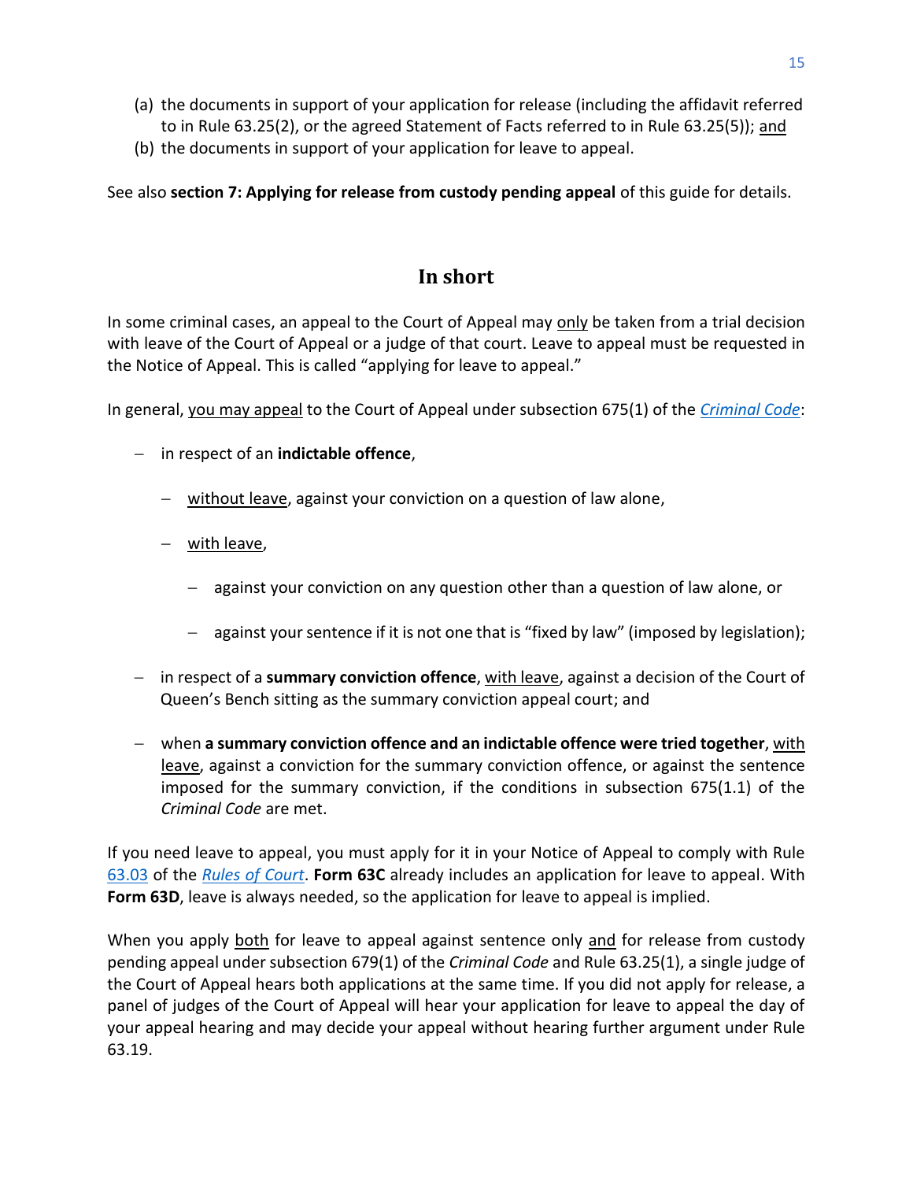(a) the documents in support of your application for release (including the affidavit referred to in Rule 63.25(2), or the agreed Statement of Facts referred to in Rule 63.25(5)); and
(b) the documents in support of your application for leave to appeal.

See also **section 7: Applying for release from custody pending appeal** of this guide for details.

## In short

In some criminal cases, an appeal to the Court of Appeal may only be taken from a trial decision with leave of the Court of Appeal or a judge of that court. Leave to appeal must be requested in the Notice of Appeal. This is called "applying for leave to appeal."

In general, you may appeal to the Court of Appeal under subsection 675(1) of the *Criminal Code*:

- in respect of an **indictable offence**,
  - without leave, against your conviction on a question of law alone,
  - with leave,
    - against your conviction on any question other than a question of law alone, or
    - against your sentence if it is not one that is "fixed by law" (imposed by legislation);
- in respect of a **summary conviction offence**, with leave, against a decision of the Court of Queen's Bench sitting as the summary conviction appeal court; and
- when **a summary conviction offence and an indictable offence were tried together**, with leave, against a conviction for the summary conviction offence, or against the sentence imposed for the summary conviction, if the conditions in subsection 675(1.1) of the *Criminal Code* are met.

If you need leave to appeal, you must apply for it in your Notice of Appeal to comply with Rule 63.03 of the *Rules of Court*. **Form 63C** already includes an application for leave to appeal. With **Form 63D**, leave is always needed, so the application for leave to appeal is implied.

When you apply both for leave to appeal against sentence only and for release from custody pending appeal under subsection 679(1) of the *Criminal Code* and Rule 63.25(1), a single judge of the Court of Appeal hears both applications at the same time. If you did not apply for release, a panel of judges of the Court of Appeal will hear your application for leave to appeal the day of your appeal hearing and may decide your appeal without hearing further argument under Rule 63.19.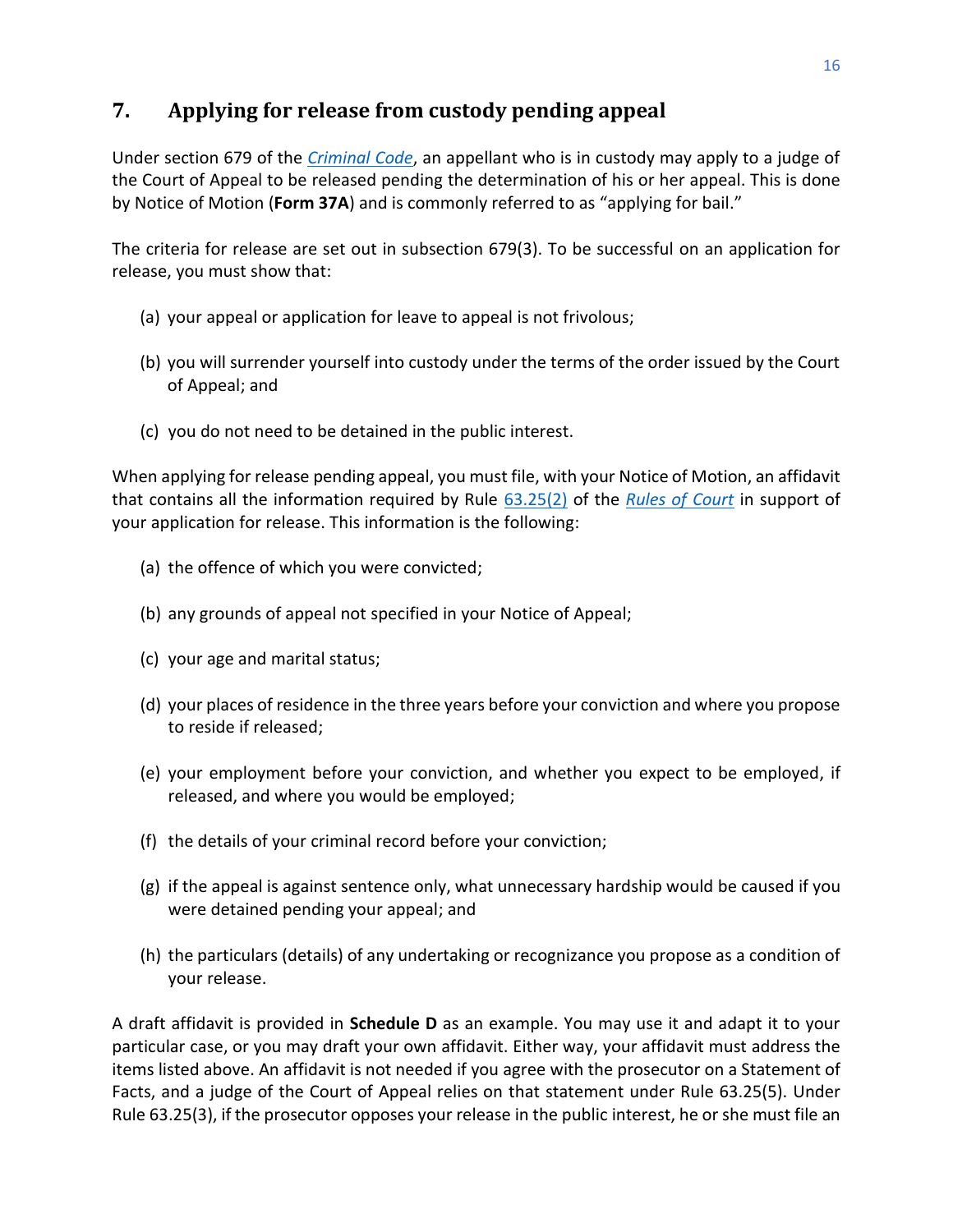## 7. Applying for release from custody pending appeal

Under section 679 of the *Criminal Code*, an appellant who is in custody may apply to a judge of the Court of Appeal to be released pending the determination of his or her appeal. This is done by Notice of Motion (**Form 37A**) and is commonly referred to as "applying for bail."

The criteria for release are set out in subsection 679(3). To be successful on an application for release, you must show that:

(a) your appeal or application for leave to appeal is not frivolous;

(b) you will surrender yourself into custody under the terms of the order issued by the Court of Appeal; and

(c) you do not need to be detained in the public interest.

When applying for release pending appeal, you must file, with your Notice of Motion, an affidavit that contains all the information required by Rule 63.25(2) of the *Rules of Court* in support of your application for release. This information is the following:

(a) the offence of which you were convicted;

(b) any grounds of appeal not specified in your Notice of Appeal;

(c) your age and marital status;

(d) your places of residence in the three years before your conviction and where you propose to reside if released;

(e) your employment before your conviction, and whether you expect to be employed, if released, and where you would be employed;

(f) the details of your criminal record before your conviction;

(g) if the appeal is against sentence only, what unnecessary hardship would be caused if you were detained pending your appeal; and

(h) the particulars (details) of any undertaking or recognizance you propose as a condition of your release.

A draft affidavit is provided in **Schedule D** as an example. You may use it and adapt it to your particular case, or you may draft your own affidavit. Either way, your affidavit must address the items listed above. An affidavit is not needed if you agree with the prosecutor on a Statement of Facts, and a judge of the Court of Appeal relies on that statement under Rule 63.25(5). Under Rule 63.25(3), if the prosecutor opposes your release in the public interest, he or she must file an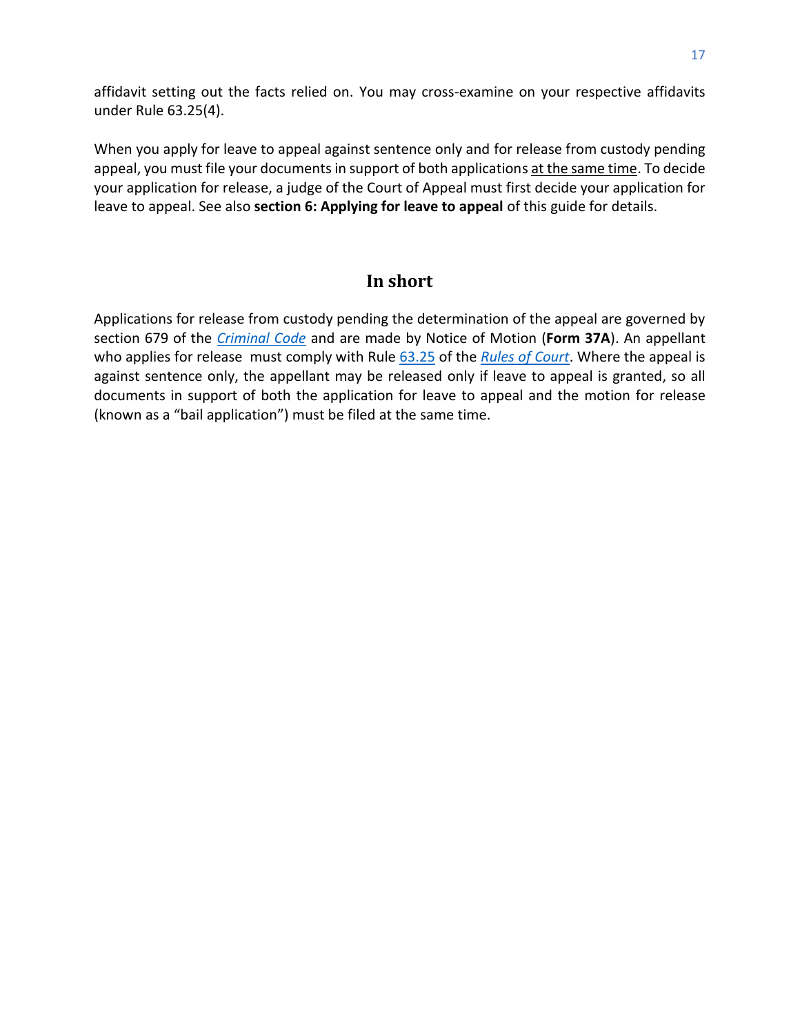affidavit setting out the facts relied on. You may cross-examine on your respective affidavits under Rule 63.25(4).

When you apply for leave to appeal against sentence only and for release from custody pending appeal, you must file your documents in support of both applications <u>at the same time</u>. To decide your application for release, a judge of the Court of Appeal must first decide your application for leave to appeal. See also **section 6: Applying for leave to appeal** of this guide for details.

## In short

Applications for release from custody pending the determination of the appeal are governed by section 679 of the *Criminal Code* and are made by Notice of Motion (**Form 37A**). An appellant who applies for release must comply with Rule 63.25 of the *Rules of Court*. Where the appeal is against sentence only, the appellant may be released only if leave to appeal is granted, so all documents in support of both the application for leave to appeal and the motion for release (known as a "bail application") must be filed at the same time.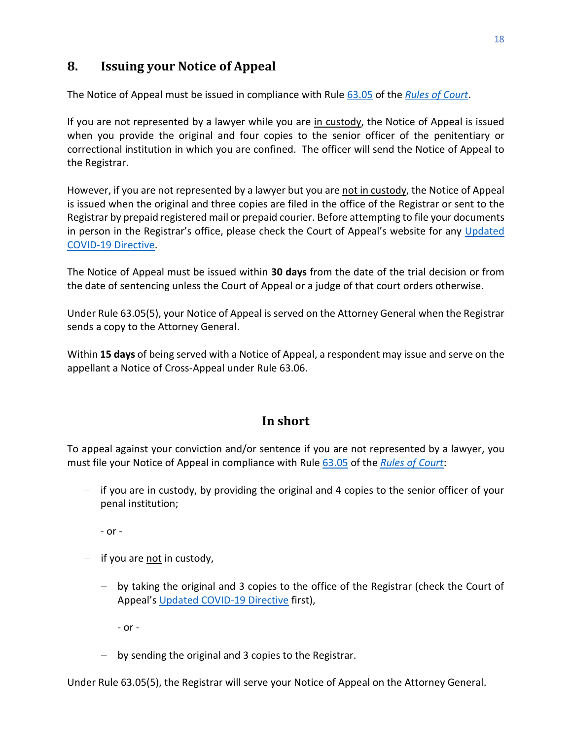## 8. Issuing your Notice of Appeal

The Notice of Appeal must be issued in compliance with Rule 63.05 of the *Rules of Court*.

If you are not represented by a lawyer while you are in custody, the Notice of Appeal is issued when you provide the original and four copies to the senior officer of the penitentiary or correctional institution in which you are confined. The officer will send the Notice of Appeal to the Registrar.

However, if you are not represented by a lawyer but you are not in custody, the Notice of Appeal is issued when the original and three copies are filed in the office of the Registrar or sent to the Registrar by prepaid registered mail or prepaid courier. Before attempting to file your documents in person in the Registrar's office, please check the Court of Appeal's website for any Updated COVID-19 Directive.

The Notice of Appeal must be issued within **30 days** from the date of the trial decision or from the date of sentencing unless the Court of Appeal or a judge of that court orders otherwise.

Under Rule 63.05(5), your Notice of Appeal is served on the Attorney General when the Registrar sends a copy to the Attorney General.

Within **15 days** of being served with a Notice of Appeal, a respondent may issue and serve on the appellant a Notice of Cross-Appeal under Rule 63.06.

### In short

To appeal against your conviction and/or sentence if you are not represented by a lawyer, you must file your Notice of Appeal in compliance with Rule 63.05 of the *Rules of Court*:

- if you are in custody, by providing the original and 4 copies to the senior officer of your penal institution;

  - or -

- if you are not in custody,
  - by taking the original and 3 copies to the office of the Registrar (check the Court of Appeal's Updated COVID-19 Directive first),

    - or -

  - by sending the original and 3 copies to the Registrar.

Under Rule 63.05(5), the Registrar will serve your Notice of Appeal on the Attorney General.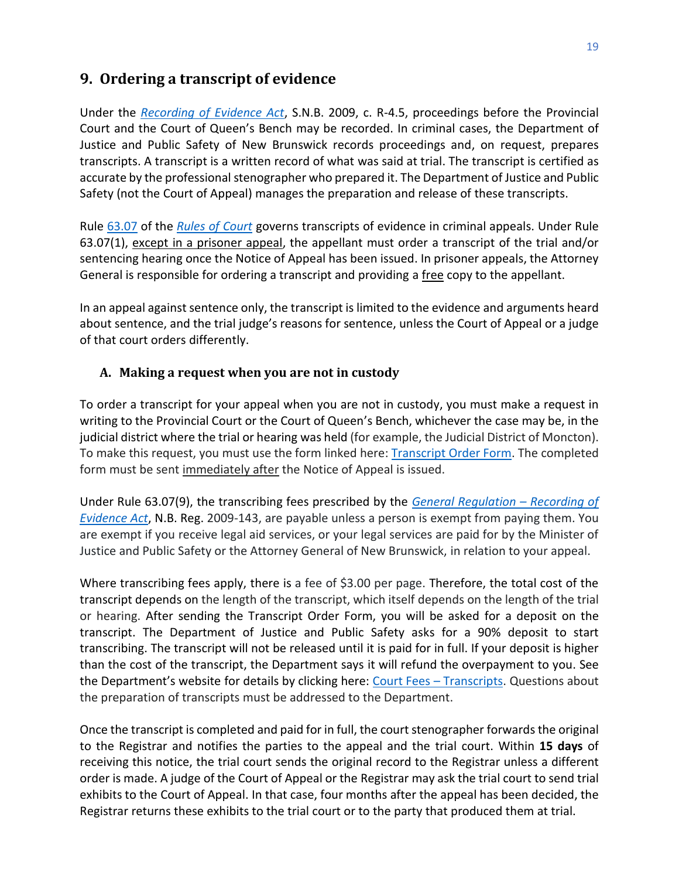## 9. Ordering a transcript of evidence

Under the *Recording of Evidence Act*, S.N.B. 2009, c. R-4.5, proceedings before the Provincial Court and the Court of Queen's Bench may be recorded. In criminal cases, the Department of Justice and Public Safety of New Brunswick records proceedings and, on request, prepares transcripts. A transcript is a written record of what was said at trial. The transcript is certified as accurate by the professional stenographer who prepared it. The Department of Justice and Public Safety (not the Court of Appeal) manages the preparation and release of these transcripts.

Rule 63.07 of the *Rules of Court* governs transcripts of evidence in criminal appeals. Under Rule 63.07(1), except in a prisoner appeal, the appellant must order a transcript of the trial and/or sentencing hearing once the Notice of Appeal has been issued. In prisoner appeals, the Attorney General is responsible for ordering a transcript and providing a free copy to the appellant.

In an appeal against sentence only, the transcript is limited to the evidence and arguments heard about sentence, and the trial judge's reasons for sentence, unless the Court of Appeal or a judge of that court orders differently.

### A. Making a request when you are not in custody

To order a transcript for your appeal when you are not in custody, you must make a request in writing to the Provincial Court or the Court of Queen's Bench, whichever the case may be, in the judicial district where the trial or hearing was held (for example, the Judicial District of Moncton). To make this request, you must use the form linked here: Transcript Order Form. The completed form must be sent immediately after the Notice of Appeal is issued.

Under Rule 63.07(9), the transcribing fees prescribed by the *General Regulation – Recording of Evidence Act*, N.B. Reg. 2009-143, are payable unless a person is exempt from paying them. You are exempt if you receive legal aid services, or your legal services are paid for by the Minister of Justice and Public Safety or the Attorney General of New Brunswick, in relation to your appeal.

Where transcribing fees apply, there is a fee of $3.00 per page. Therefore, the total cost of the transcript depends on the length of the transcript, which itself depends on the length of the trial or hearing. After sending the Transcript Order Form, you will be asked for a deposit on the transcript. The Department of Justice and Public Safety asks for a 90% deposit to start transcribing. The transcript will not be released until it is paid for in full. If your deposit is higher than the cost of the transcript, the Department says it will refund the overpayment to you. See the Department's website for details by clicking here: Court Fees – Transcripts. Questions about the preparation of transcripts must be addressed to the Department.

Once the transcript is completed and paid for in full, the court stenographer forwards the original to the Registrar and notifies the parties to the appeal and the trial court. Within **15 days** of receiving this notice, the trial court sends the original record to the Registrar unless a different order is made. A judge of the Court of Appeal or the Registrar may ask the trial court to send trial exhibits to the Court of Appeal. In that case, four months after the appeal has been decided, the Registrar returns these exhibits to the trial court or to the party that produced them at trial.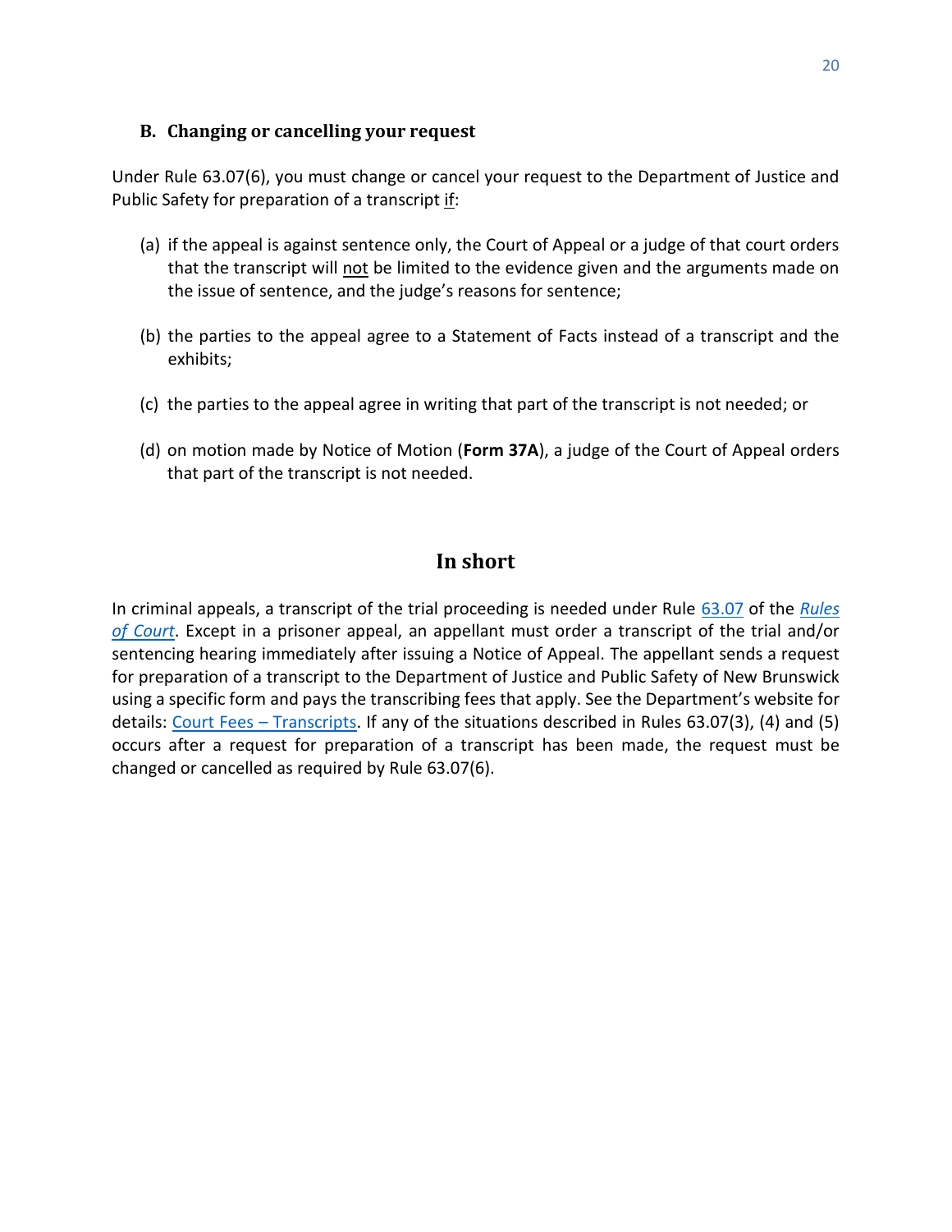### B. Changing or cancelling your request

Under Rule 63.07(6), you must change or cancel your request to the Department of Justice and Public Safety for preparation of a transcript if:

(a) if the appeal is against sentence only, the Court of Appeal or a judge of that court orders that the transcript will not be limited to the evidence given and the arguments made on the issue of sentence, and the judge's reasons for sentence;

(b) the parties to the appeal agree to a Statement of Facts instead of a transcript and the exhibits;

(c) the parties to the appeal agree in writing that part of the transcript is not needed; or

(d) on motion made by Notice of Motion (**Form 37A**), a judge of the Court of Appeal orders that part of the transcript is not needed.

## In short

In criminal appeals, a transcript of the trial proceeding is needed under Rule 63.07 of the *Rules of Court*. Except in a prisoner appeal, an appellant must order a transcript of the trial and/or sentencing hearing immediately after issuing a Notice of Appeal. The appellant sends a request for preparation of a transcript to the Department of Justice and Public Safety of New Brunswick using a specific form and pays the transcribing fees that apply. See the Department's website for details: Court Fees – Transcripts. If any of the situations described in Rules 63.07(3), (4) and (5) occurs after a request for preparation of a transcript has been made, the request must be changed or cancelled as required by Rule 63.07(6).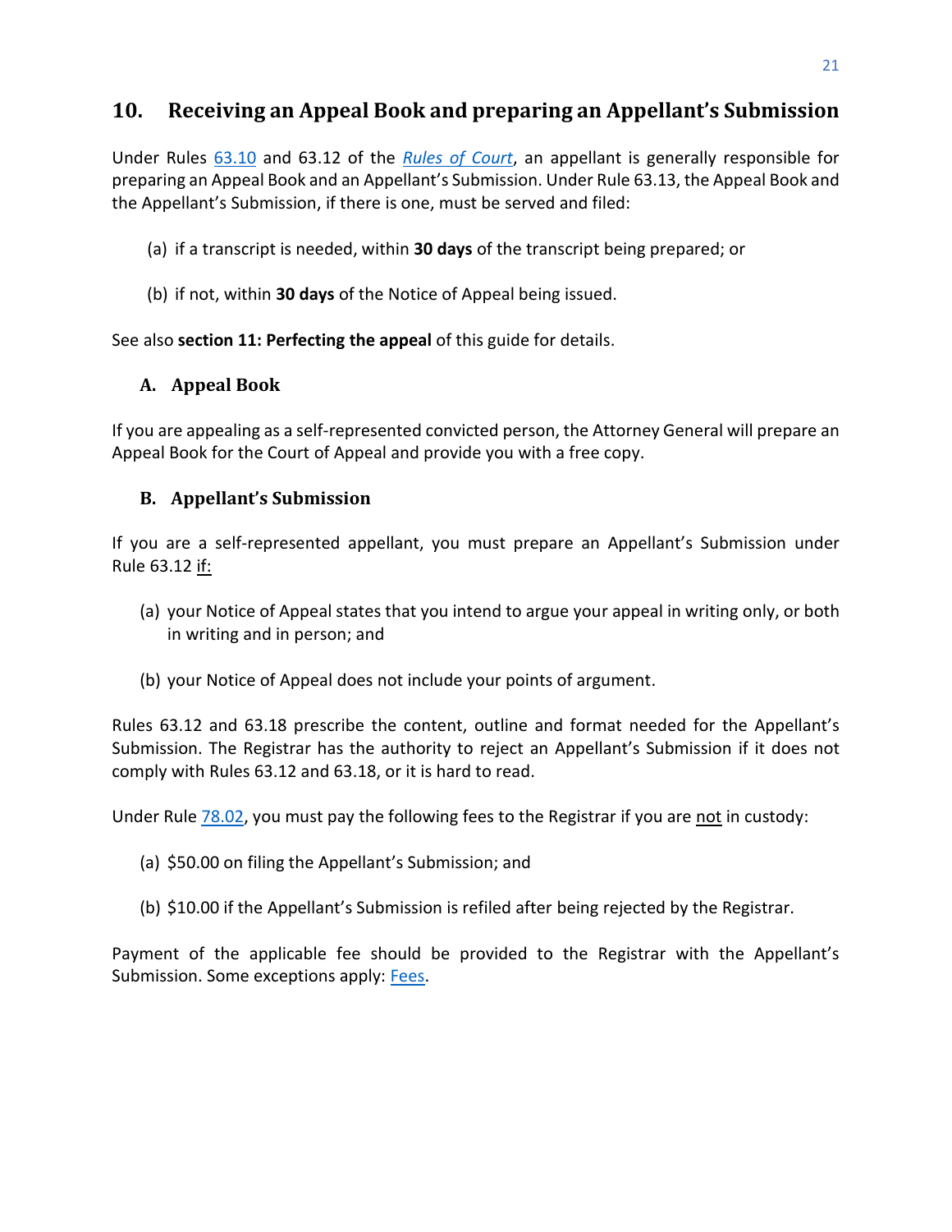## 10. Receiving an Appeal Book and preparing an Appellant's Submission

Under Rules 63.10 and 63.12 of the *Rules of Court*, an appellant is generally responsible for preparing an Appeal Book and an Appellant's Submission. Under Rule 63.13, the Appeal Book and the Appellant's Submission, if there is one, must be served and filed:

(a) if a transcript is needed, within **30 days** of the transcript being prepared; or

(b) if not, within **30 days** of the Notice of Appeal being issued.

See also **section 11: Perfecting the appeal** of this guide for details.

### A. Appeal Book

If you are appealing as a self-represented convicted person, the Attorney General will prepare an Appeal Book for the Court of Appeal and provide you with a free copy.

### B. Appellant's Submission

If you are a self-represented appellant, you must prepare an Appellant's Submission under Rule 63.12 if:

(a) your Notice of Appeal states that you intend to argue your appeal in writing only, or both in writing and in person; and

(b) your Notice of Appeal does not include your points of argument.

Rules 63.12 and 63.18 prescribe the content, outline and format needed for the Appellant's Submission. The Registrar has the authority to reject an Appellant's Submission if it does not comply with Rules 63.12 and 63.18, or it is hard to read.

Under Rule 78.02, you must pay the following fees to the Registrar if you are not in custody:

(a) $50.00 on filing the Appellant's Submission; and

(b) $10.00 if the Appellant's Submission is refiled after being rejected by the Registrar.

Payment of the applicable fee should be provided to the Registrar with the Appellant's Submission. Some exceptions apply: Fees.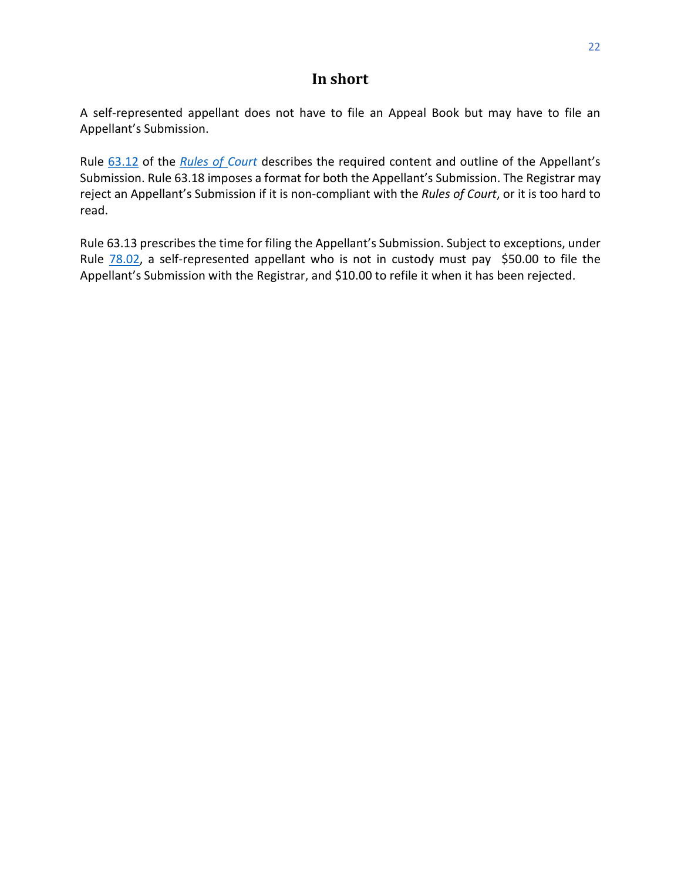## In short

A self-represented appellant does not have to file an Appeal Book but may have to file an Appellant's Submission.

Rule 63.12 of the *Rules of Court* describes the required content and outline of the Appellant's Submission. Rule 63.18 imposes a format for both the Appellant's Submission. The Registrar may reject an Appellant's Submission if it is non-compliant with the *Rules of Court*, or it is too hard to read.

Rule 63.13 prescribes the time for filing the Appellant's Submission. Subject to exceptions, under Rule 78.02, a self-represented appellant who is not in custody must pay $50.00 to file the Appellant's Submission with the Registrar, and $10.00 to refile it when it has been rejected.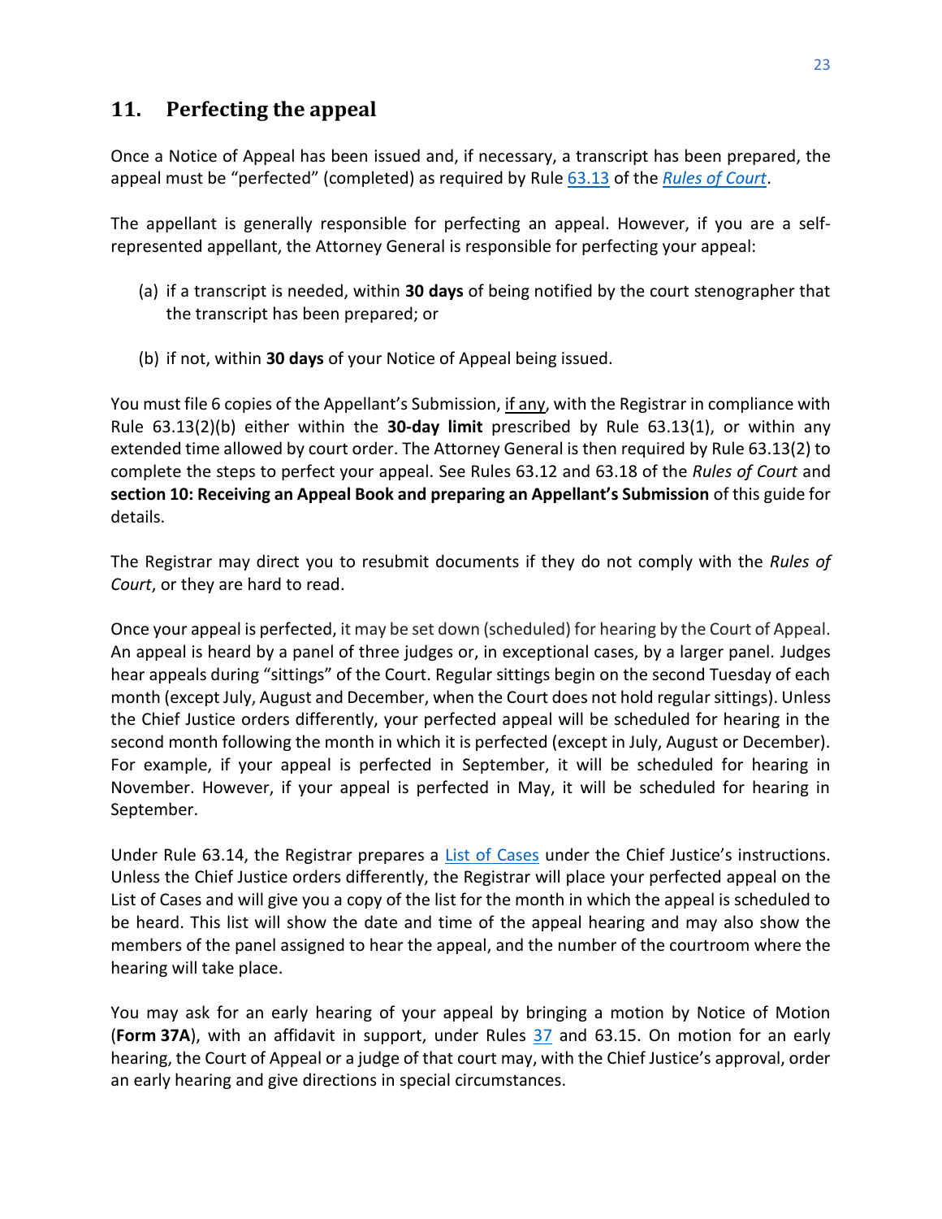## 11. Perfecting the appeal

Once a Notice of Appeal has been issued and, if necessary, a transcript has been prepared, the appeal must be "perfected" (completed) as required by Rule 63.13 of the *Rules of Court*.

The appellant is generally responsible for perfecting an appeal. However, if you are a self-represented appellant, the Attorney General is responsible for perfecting your appeal:

(a) if a transcript is needed, within **30 days** of being notified by the court stenographer that the transcript has been prepared; or

(b) if not, within **30 days** of your Notice of Appeal being issued.

You must file 6 copies of the Appellant's Submission, <u>if any</u>, with the Registrar in compliance with Rule 63.13(2)(b) either within the **30-day limit** prescribed by Rule 63.13(1), or within any extended time allowed by court order. The Attorney General is then required by Rule 63.13(2) to complete the steps to perfect your appeal. See Rules 63.12 and 63.18 of the *Rules of Court* and **section 10: Receiving an Appeal Book and preparing an Appellant's Submission** of this guide for details.

The Registrar may direct you to resubmit documents if they do not comply with the *Rules of Court*, or they are hard to read.

Once your appeal is perfected, it may be set down (scheduled) for hearing by the Court of Appeal. An appeal is heard by a panel of three judges or, in exceptional cases, by a larger panel. Judges hear appeals during "sittings" of the Court. Regular sittings begin on the second Tuesday of each month (except July, August and December, when the Court does not hold regular sittings). Unless the Chief Justice orders differently, your perfected appeal will be scheduled for hearing in the second month following the month in which it is perfected (except in July, August or December). For example, if your appeal is perfected in September, it will be scheduled for hearing in November. However, if your appeal is perfected in May, it will be scheduled for hearing in September.

Under Rule 63.14, the Registrar prepares a List of Cases under the Chief Justice's instructions. Unless the Chief Justice orders differently, the Registrar will place your perfected appeal on the List of Cases and will give you a copy of the list for the month in which the appeal is scheduled to be heard. This list will show the date and time of the appeal hearing and may also show the members of the panel assigned to hear the appeal, and the number of the courtroom where the hearing will take place.

You may ask for an early hearing of your appeal by bringing a motion by Notice of Motion (**Form 37A**), with an affidavit in support, under Rules 37 and 63.15. On motion for an early hearing, the Court of Appeal or a judge of that court may, with the Chief Justice's approval, order an early hearing and give directions in special circumstances.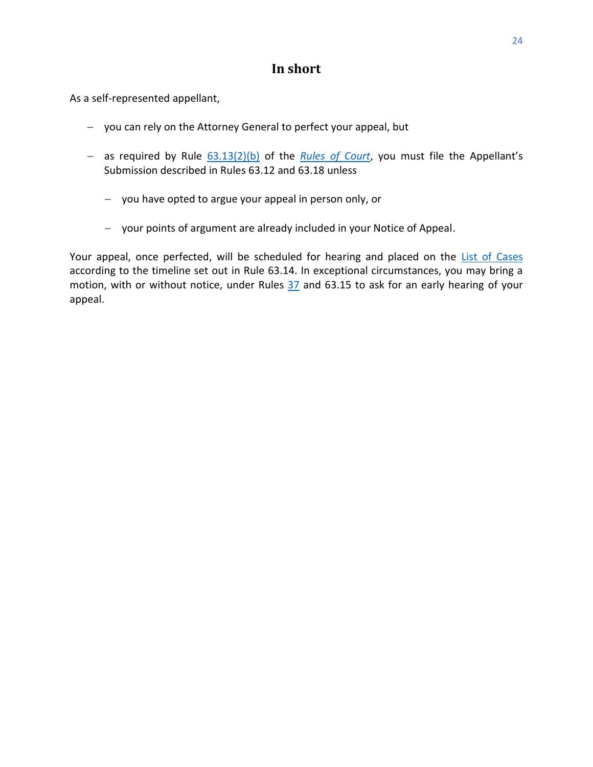## In short

As a self-represented appellant,

- you can rely on the Attorney General to perfect your appeal, but

- as required by Rule 63.13(2)(b) of the *Rules of Court*, you must file the Appellant's Submission described in Rules 63.12 and 63.18 unless

  - you have opted to argue your appeal in person only, or

  - your points of argument are already included in your Notice of Appeal.

Your appeal, once perfected, will be scheduled for hearing and placed on the List of Cases according to the timeline set out in Rule 63.14. In exceptional circumstances, you may bring a motion, with or without notice, under Rules 37 and 63.15 to ask for an early hearing of your appeal.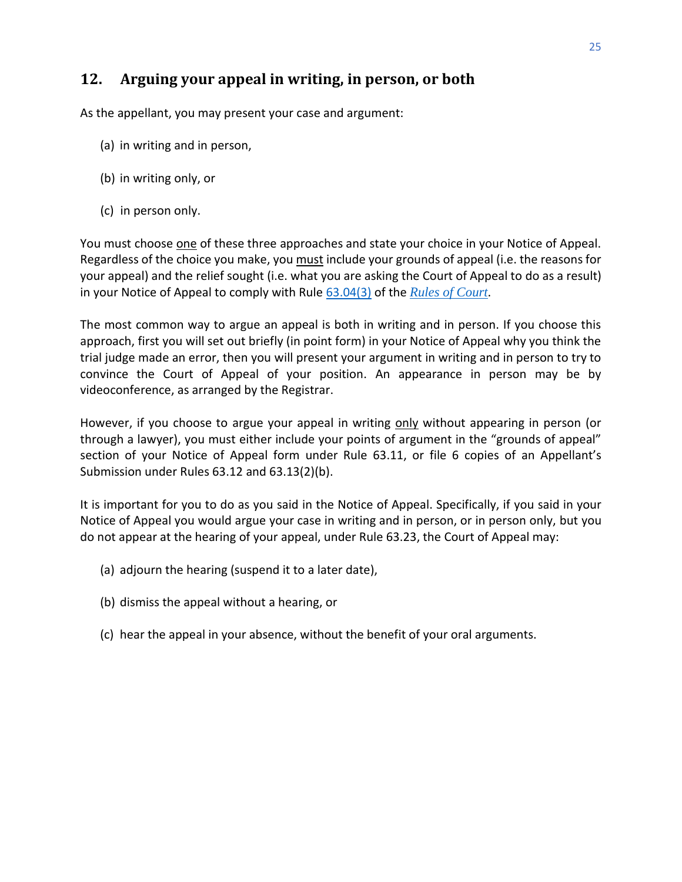## 12. Arguing your appeal in writing, in person, or both

As the appellant, you may present your case and argument:

(a) in writing and in person,

(b) in writing only, or

(c) in person only.

You must choose one of these three approaches and state your choice in your Notice of Appeal. Regardless of the choice you make, you must include your grounds of appeal (i.e. the reasons for your appeal) and the relief sought (i.e. what you are asking the Court of Appeal to do as a result) in your Notice of Appeal to comply with Rule 63.04(3) of the *Rules of Court*.

The most common way to argue an appeal is both in writing and in person. If you choose this approach, first you will set out briefly (in point form) in your Notice of Appeal why you think the trial judge made an error, then you will present your argument in writing and in person to try to convince the Court of Appeal of your position. An appearance in person may be by videoconference, as arranged by the Registrar.

However, if you choose to argue your appeal in writing only without appearing in person (or through a lawyer), you must either include your points of argument in the "grounds of appeal" section of your Notice of Appeal form under Rule 63.11, or file 6 copies of an Appellant's Submission under Rules 63.12 and 63.13(2)(b).

It is important for you to do as you said in the Notice of Appeal. Specifically, if you said in your Notice of Appeal you would argue your case in writing and in person, or in person only, but you do not appear at the hearing of your appeal, under Rule 63.23, the Court of Appeal may:

(a) adjourn the hearing (suspend it to a later date),

(b) dismiss the appeal without a hearing, or

(c) hear the appeal in your absence, without the benefit of your oral arguments.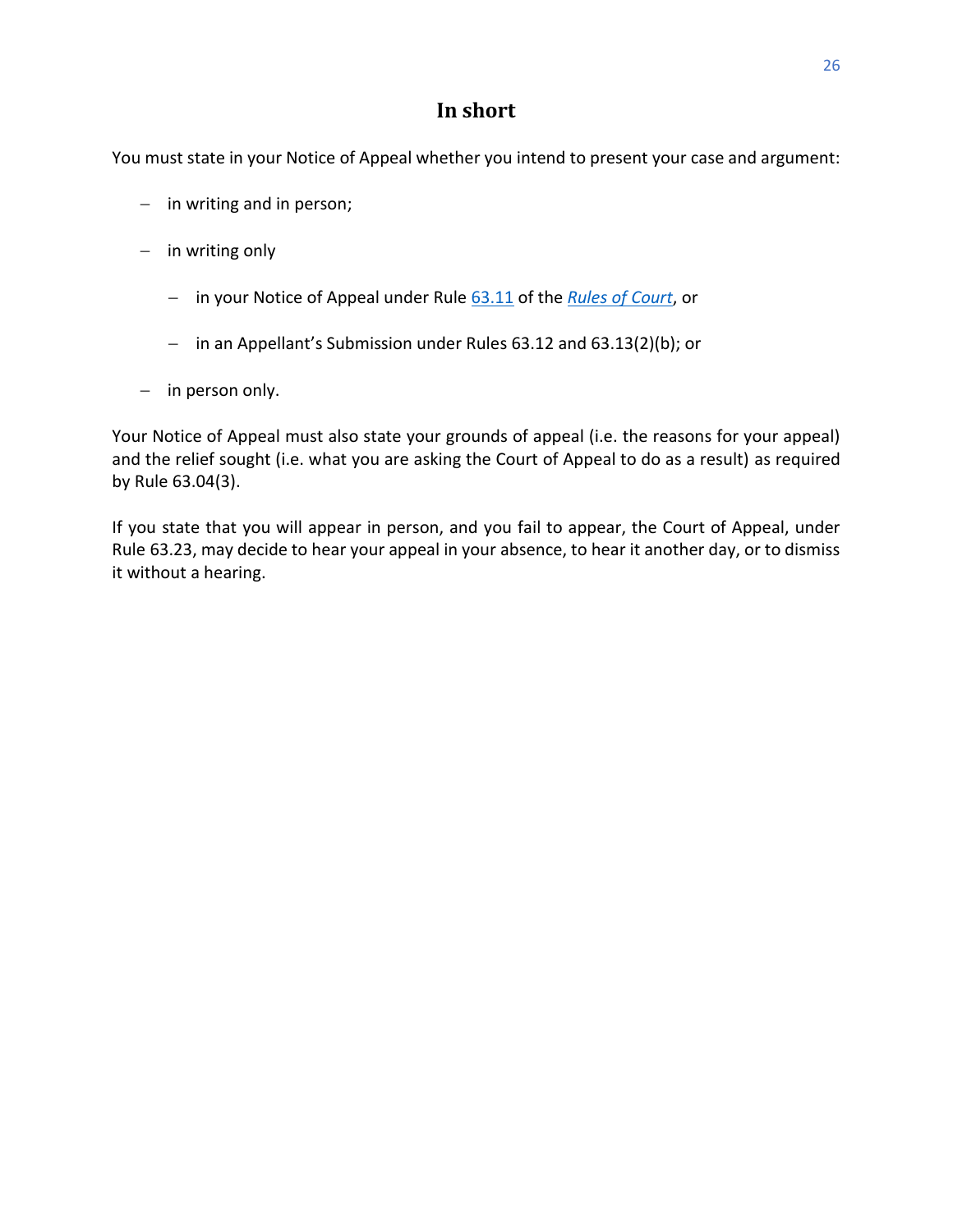## In short

You must state in your Notice of Appeal whether you intend to present your case and argument:

- in writing and in person;
- in writing only
  - in your Notice of Appeal under Rule [63.11](#) of the [*Rules of Court*](#), or
  - in an Appellant's Submission under Rules 63.12 and 63.13(2)(b); or
- in person only.

Your Notice of Appeal must also state your grounds of appeal (i.e. the reasons for your appeal) and the relief sought (i.e. what you are asking the Court of Appeal to do as a result) as required by Rule 63.04(3).

If you state that you will appear in person, and you fail to appear, the Court of Appeal, under Rule 63.23, may decide to hear your appeal in your absence, to hear it another day, or to dismiss it without a hearing.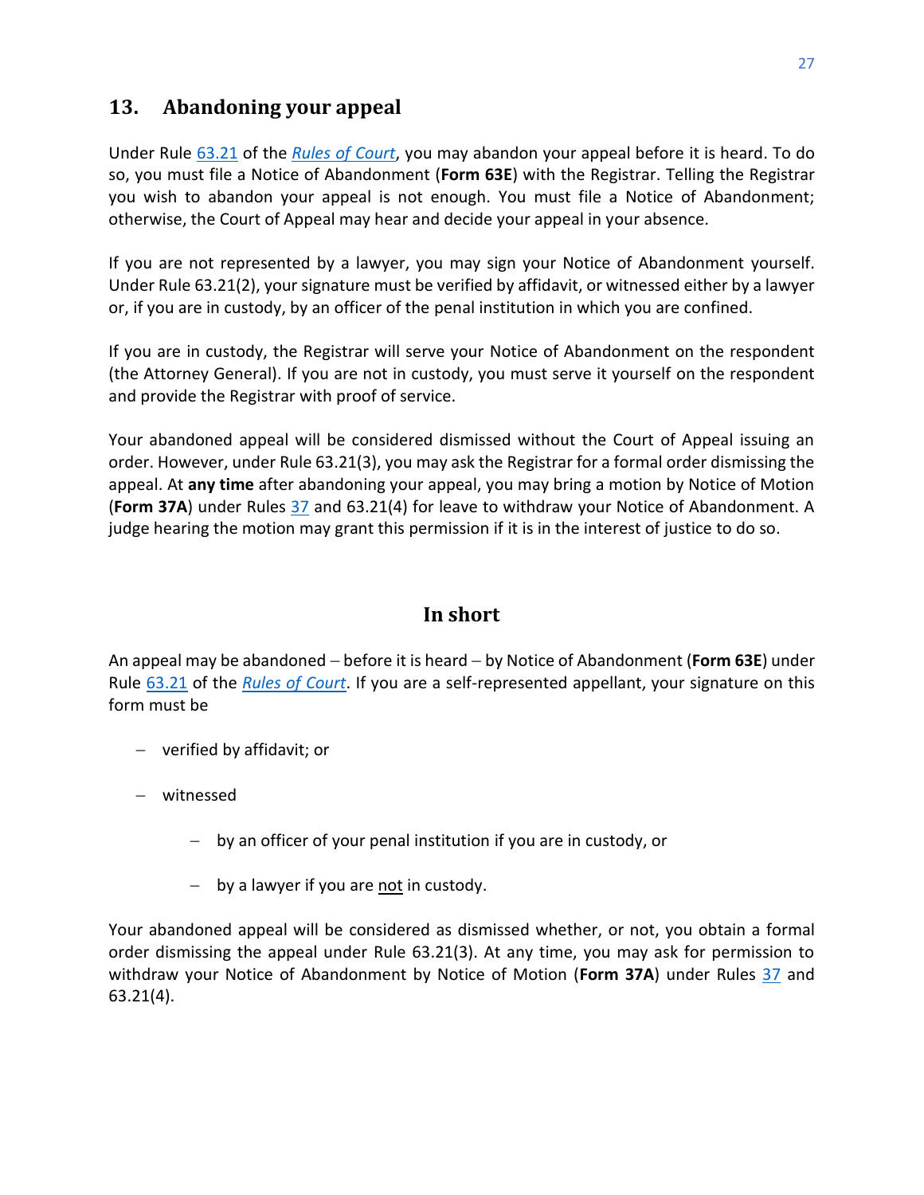## 13. Abandoning your appeal

Under Rule 63.21 of the *Rules of Court*, you may abandon your appeal before it is heard. To do so, you must file a Notice of Abandonment (**Form 63E**) with the Registrar. Telling the Registrar you wish to abandon your appeal is not enough. You must file a Notice of Abandonment; otherwise, the Court of Appeal may hear and decide your appeal in your absence.

If you are not represented by a lawyer, you may sign your Notice of Abandonment yourself. Under Rule 63.21(2), your signature must be verified by affidavit, or witnessed either by a lawyer or, if you are in custody, by an officer of the penal institution in which you are confined.

If you are in custody, the Registrar will serve your Notice of Abandonment on the respondent (the Attorney General). If you are not in custody, you must serve it yourself on the respondent and provide the Registrar with proof of service.

Your abandoned appeal will be considered dismissed without the Court of Appeal issuing an order. However, under Rule 63.21(3), you may ask the Registrar for a formal order dismissing the appeal. At **any time** after abandoning your appeal, you may bring a motion by Notice of Motion (**Form 37A**) under Rules 37 and 63.21(4) for leave to withdraw your Notice of Abandonment. A judge hearing the motion may grant this permission if it is in the interest of justice to do so.

### In short

An appeal may be abandoned – before it is heard – by Notice of Abandonment (**Form 63E**) under Rule 63.21 of the *Rules of Court*. If you are a self-represented appellant, your signature on this form must be

- verified by affidavit; or
- witnessed
  - by an officer of your penal institution if you are in custody, or
  - by a lawyer if you are <u>not</u> in custody.

Your abandoned appeal will be considered as dismissed whether, or not, you obtain a formal order dismissing the appeal under Rule 63.21(3). At any time, you may ask for permission to withdraw your Notice of Abandonment by Notice of Motion (**Form 37A**) under Rules 37 and 63.21(4).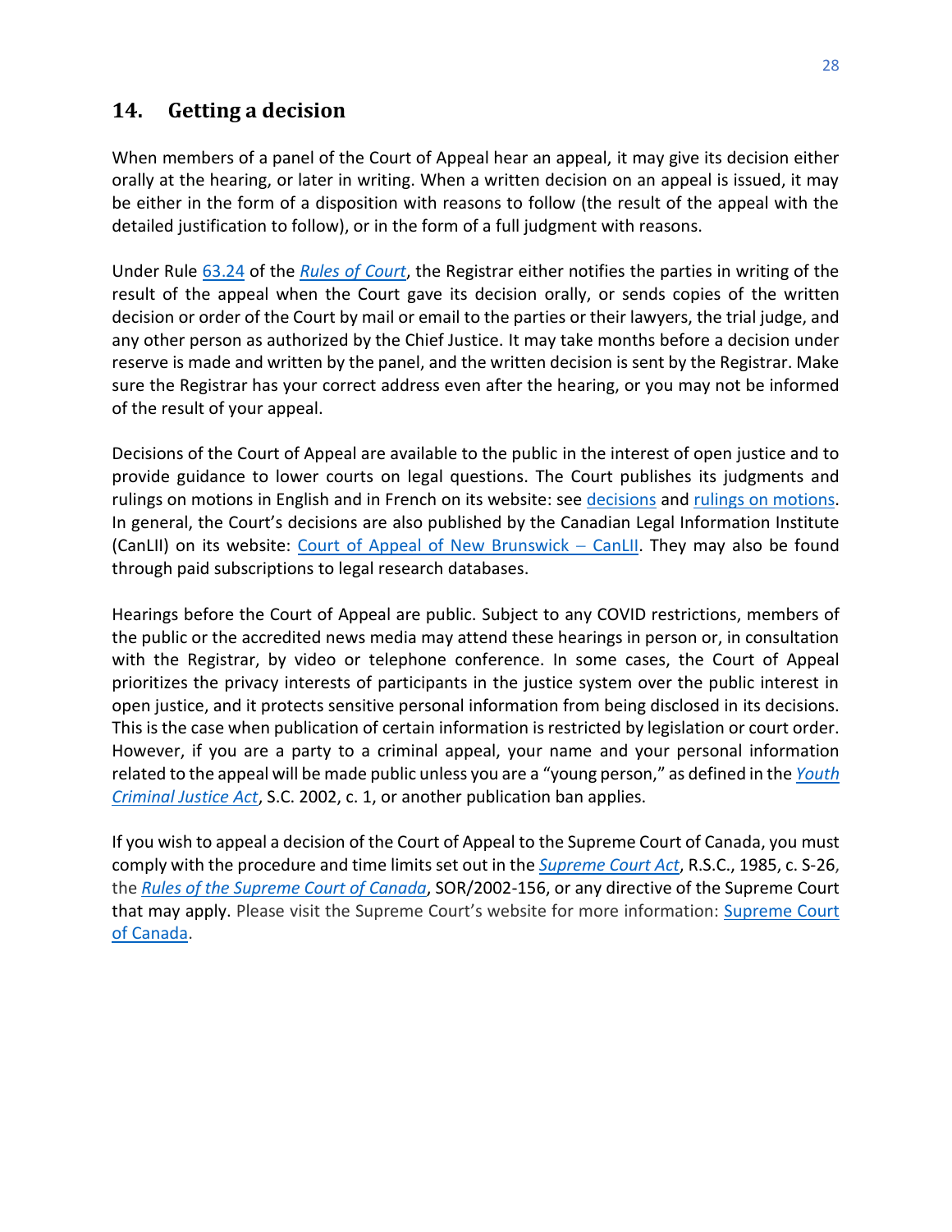## 14. Getting a decision

When members of a panel of the Court of Appeal hear an appeal, it may give its decision either orally at the hearing, or later in writing. When a written decision on an appeal is issued, it may be either in the form of a disposition with reasons to follow (the result of the appeal with the detailed justification to follow), or in the form of a full judgment with reasons.

Under Rule 63.24 of the *Rules of Court*, the Registrar either notifies the parties in writing of the result of the appeal when the Court gave its decision orally, or sends copies of the written decision or order of the Court by mail or email to the parties or their lawyers, the trial judge, and any other person as authorized by the Chief Justice. It may take months before a decision under reserve is made and written by the panel, and the written decision is sent by the Registrar. Make sure the Registrar has your correct address even after the hearing, or you may not be informed of the result of your appeal.

Decisions of the Court of Appeal are available to the public in the interest of open justice and to provide guidance to lower courts on legal questions. The Court publishes its judgments and rulings on motions in English and in French on its website: see decisions and rulings on motions. In general, the Court's decisions are also published by the Canadian Legal Information Institute (CanLII) on its website: Court of Appeal of New Brunswick – CanLII. They may also be found through paid subscriptions to legal research databases.

Hearings before the Court of Appeal are public. Subject to any COVID restrictions, members of the public or the accredited news media may attend these hearings in person or, in consultation with the Registrar, by video or telephone conference. In some cases, the Court of Appeal prioritizes the privacy interests of participants in the justice system over the public interest in open justice, and it protects sensitive personal information from being disclosed in its decisions. This is the case when publication of certain information is restricted by legislation or court order. However, if you are a party to a criminal appeal, your name and your personal information related to the appeal will be made public unless you are a "young person," as defined in the *Youth Criminal Justice Act*, S.C. 2002, c. 1, or another publication ban applies.

If you wish to appeal a decision of the Court of Appeal to the Supreme Court of Canada, you must comply with the procedure and time limits set out in the *Supreme Court Act*, R.S.C., 1985, c. S-26, the *Rules of the Supreme Court of Canada*, SOR/2002-156, or any directive of the Supreme Court that may apply. Please visit the Supreme Court's website for more information: Supreme Court of Canada.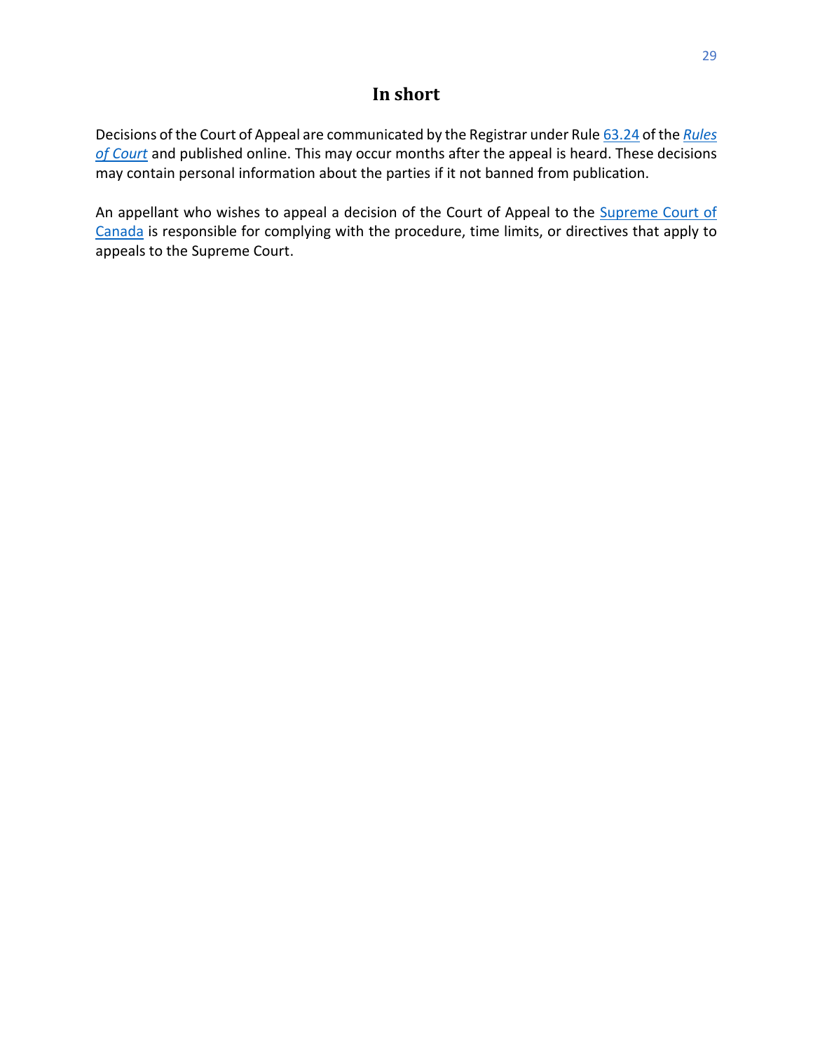# In short

Decisions of the Court of Appeal are communicated by the Registrar under Rule 63.24 of the *Rules of Court* and published online. This may occur months after the appeal is heard. These decisions may contain personal information about the parties if it not banned from publication.

An appellant who wishes to appeal a decision of the Court of Appeal to the Supreme Court of Canada is responsible for complying with the procedure, time limits, or directives that apply to appeals to the Supreme Court.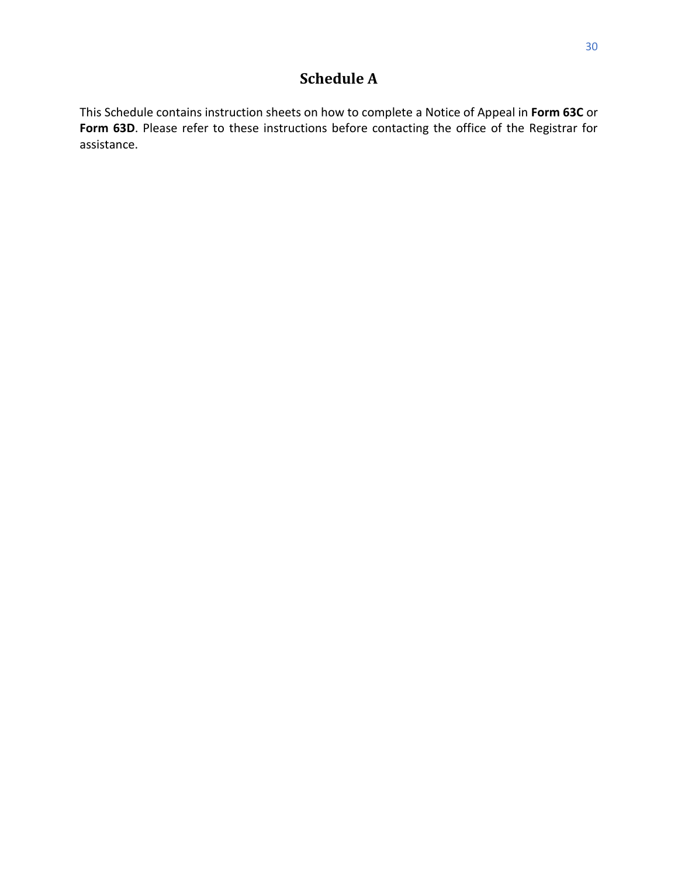# Schedule A

This Schedule contains instruction sheets on how to complete a Notice of Appeal in **Form 63C** or **Form 63D**. Please refer to these instructions before contacting the office of the Registrar for assistance.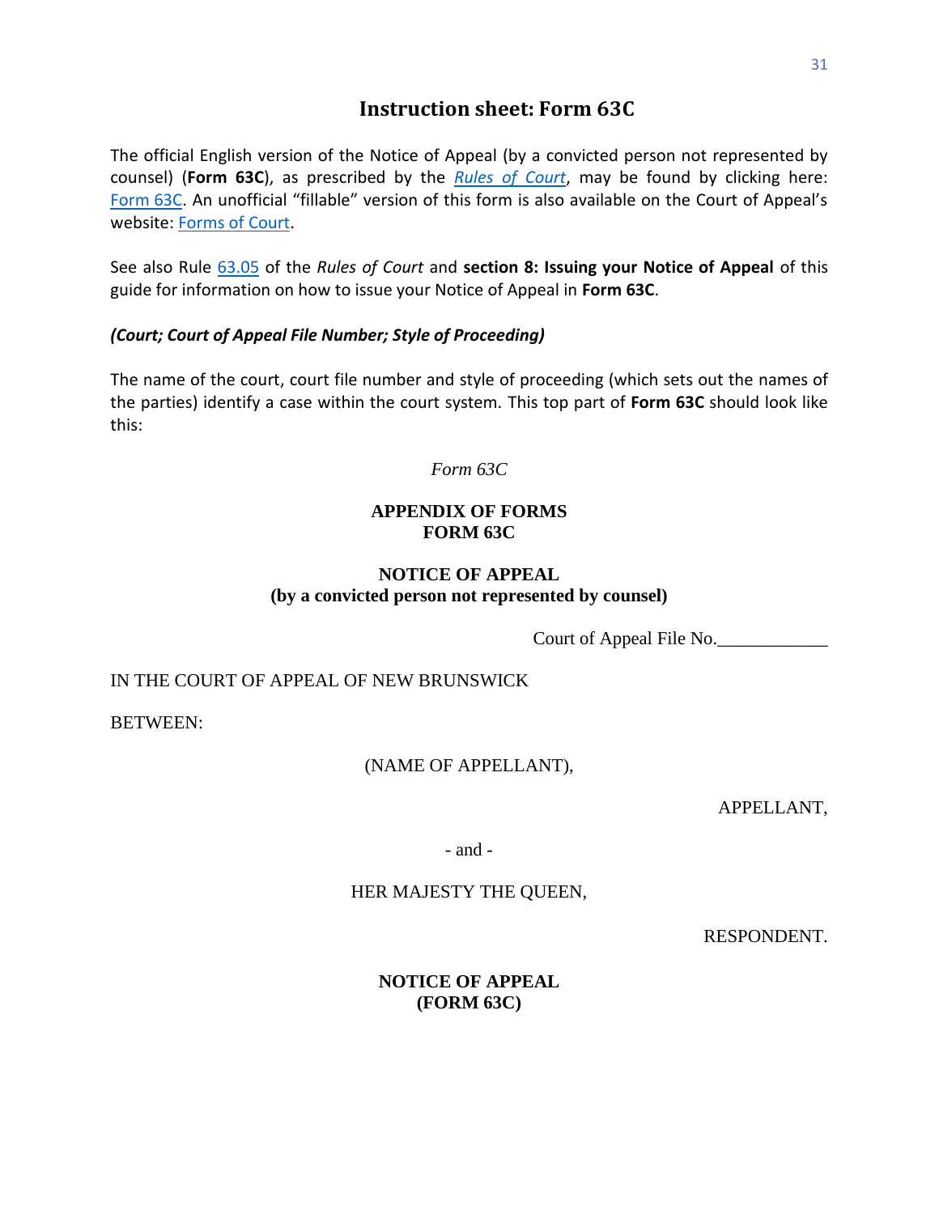# Instruction sheet: Form 63C

The official English version of the Notice of Appeal (by a convicted person not represented by counsel) (**Form 63C**), as prescribed by the *Rules of Court*, may be found by clicking here: Form 63C. An unofficial "fillable" version of this form is also available on the Court of Appeal's website: Forms of Court.

See also Rule 63.05 of the *Rules of Court* and **section 8: Issuing your Notice of Appeal** of this guide for information on how to issue your Notice of Appeal in **Form 63C**.

***(Court; Court of Appeal File Number; Style of Proceeding)***

The name of the court, court file number and style of proceeding (which sets out the names of the parties) identify a case within the court system. This top part of **Form 63C** should look like this:

*Form 63C*

**APPENDIX OF FORMS**
**FORM 63C**

**NOTICE OF APPEAL**
**(by a convicted person not represented by counsel)**

Court of Appeal File No.____________

IN THE COURT OF APPEAL OF NEW BRUNSWICK

BETWEEN:

(NAME OF APPELLANT),

APPELLANT,

- and -

HER MAJESTY THE QUEEN,

RESPONDENT.

**NOTICE OF APPEAL**
**(FORM 63C)**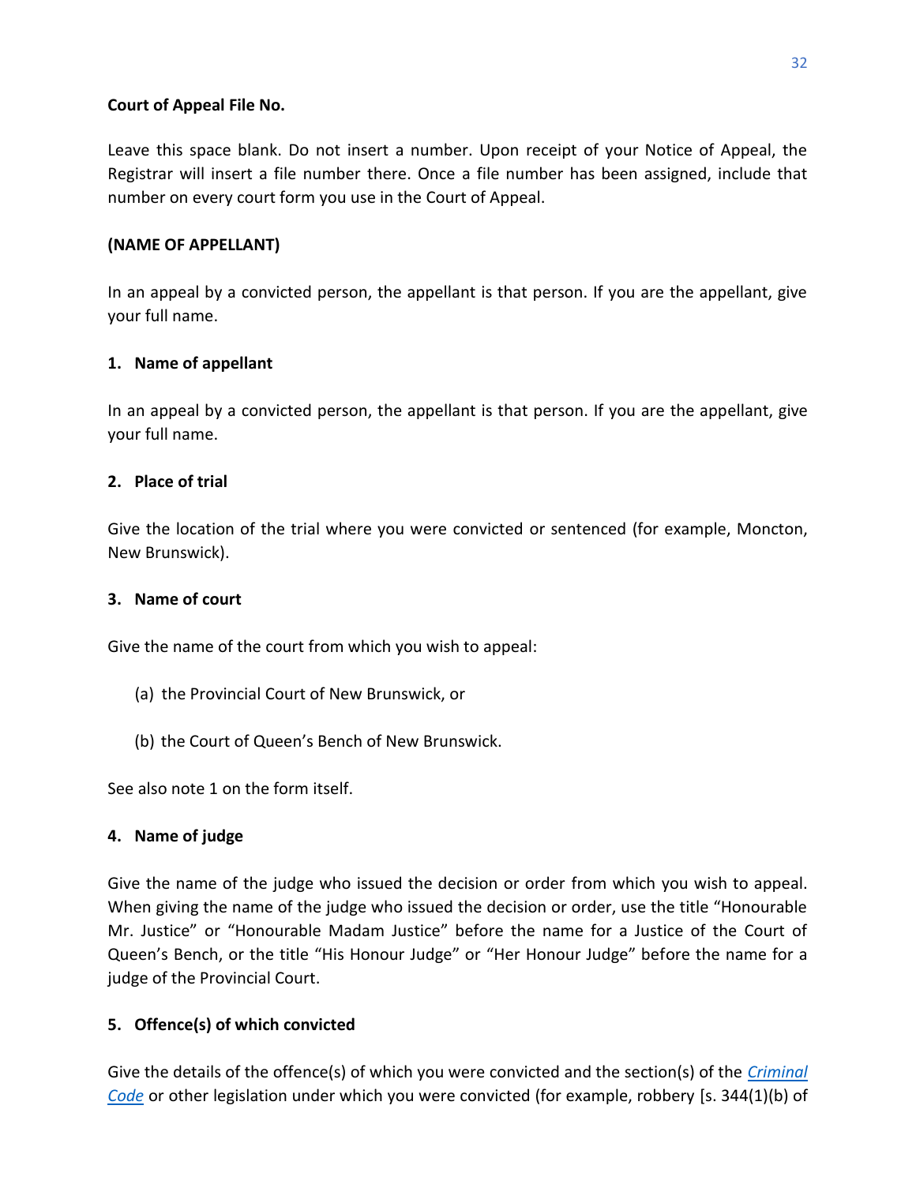**Court of Appeal File No.**

Leave this space blank. Do not insert a number. Upon receipt of your Notice of Appeal, the Registrar will insert a file number there. Once a file number has been assigned, include that number on every court form you use in the Court of Appeal.

**(NAME OF APPELLANT)**

In an appeal by a convicted person, the appellant is that person. If you are the appellant, give your full name.

**1. Name of appellant**

In an appeal by a convicted person, the appellant is that person. If you are the appellant, give your full name.

**2. Place of trial**

Give the location of the trial where you were convicted or sentenced (for example, Moncton, New Brunswick).

**3. Name of court**

Give the name of the court from which you wish to appeal:

(a) the Provincial Court of New Brunswick, or

(b) the Court of Queen's Bench of New Brunswick.

See also note 1 on the form itself.

**4. Name of judge**

Give the name of the judge who issued the decision or order from which you wish to appeal. When giving the name of the judge who issued the decision or order, use the title "Honourable Mr. Justice" or "Honourable Madam Justice" before the name for a Justice of the Court of Queen's Bench, or the title "His Honour Judge" or "Her Honour Judge" before the name for a judge of the Provincial Court.

**5. Offence(s) of which convicted**

Give the details of the offence(s) of which you were convicted and the section(s) of the *Criminal Code* or other legislation under which you were convicted (for example, robbery [s. 344(1)(b) of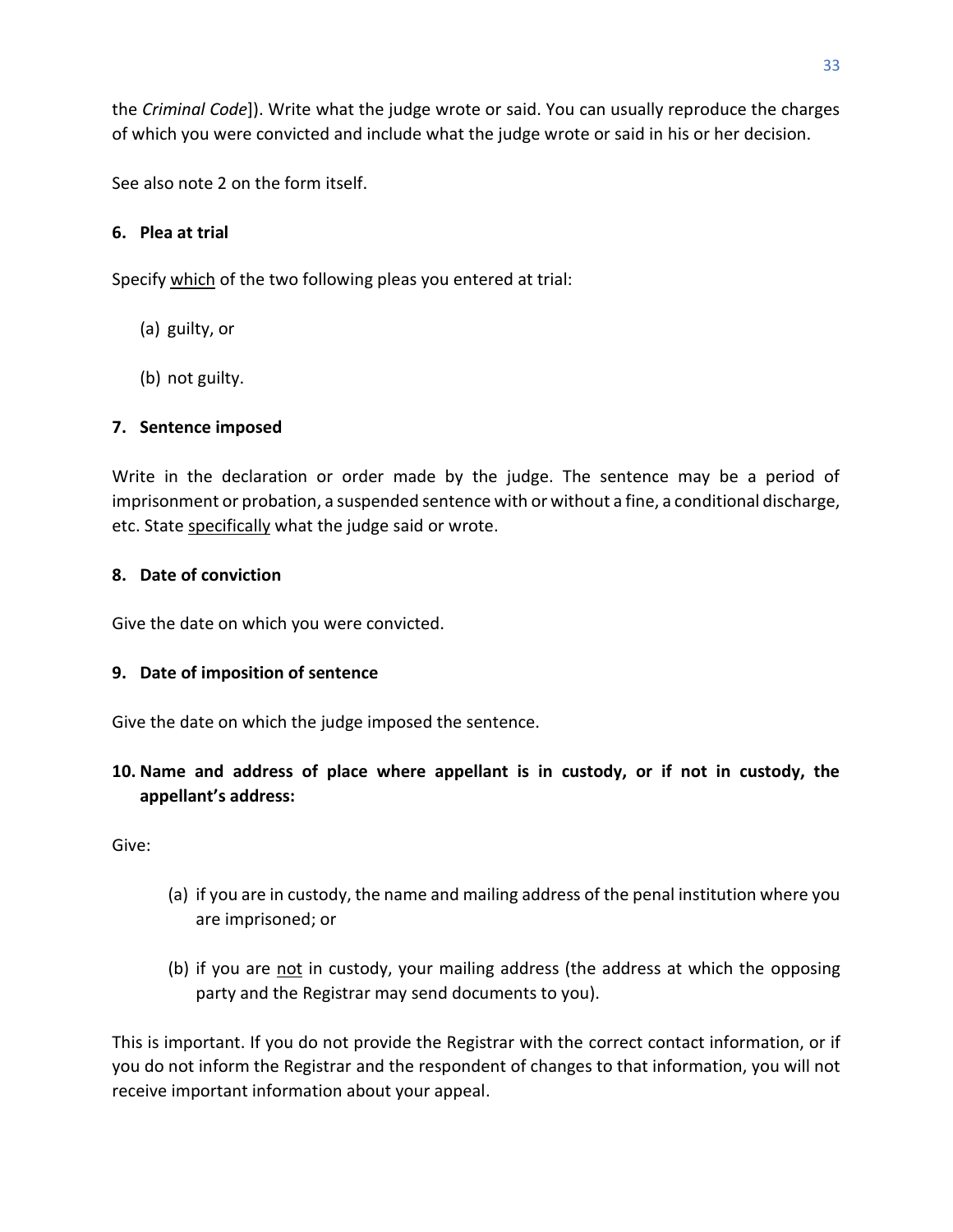the *Criminal Code*]). Write what the judge wrote or said. You can usually reproduce the charges of which you were convicted and include what the judge wrote or said in his or her decision.

See also note 2 on the form itself.

**6. Plea at trial**

Specify which of the two following pleas you entered at trial:

(a) guilty, or

(b) not guilty.

**7. Sentence imposed**

Write in the declaration or order made by the judge. The sentence may be a period of imprisonment or probation, a suspended sentence with or without a fine, a conditional discharge, etc. State specifically what the judge said or wrote.

**8. Date of conviction**

Give the date on which you were convicted.

**9. Date of imposition of sentence**

Give the date on which the judge imposed the sentence.

**10. Name and address of place where appellant is in custody, or if not in custody, the appellant's address:**

Give:

(a) if you are in custody, the name and mailing address of the penal institution where you are imprisoned; or

(b) if you are not in custody, your mailing address (the address at which the opposing party and the Registrar may send documents to you).

This is important. If you do not provide the Registrar with the correct contact information, or if you do not inform the Registrar and the respondent of changes to that information, you will not receive important information about your appeal.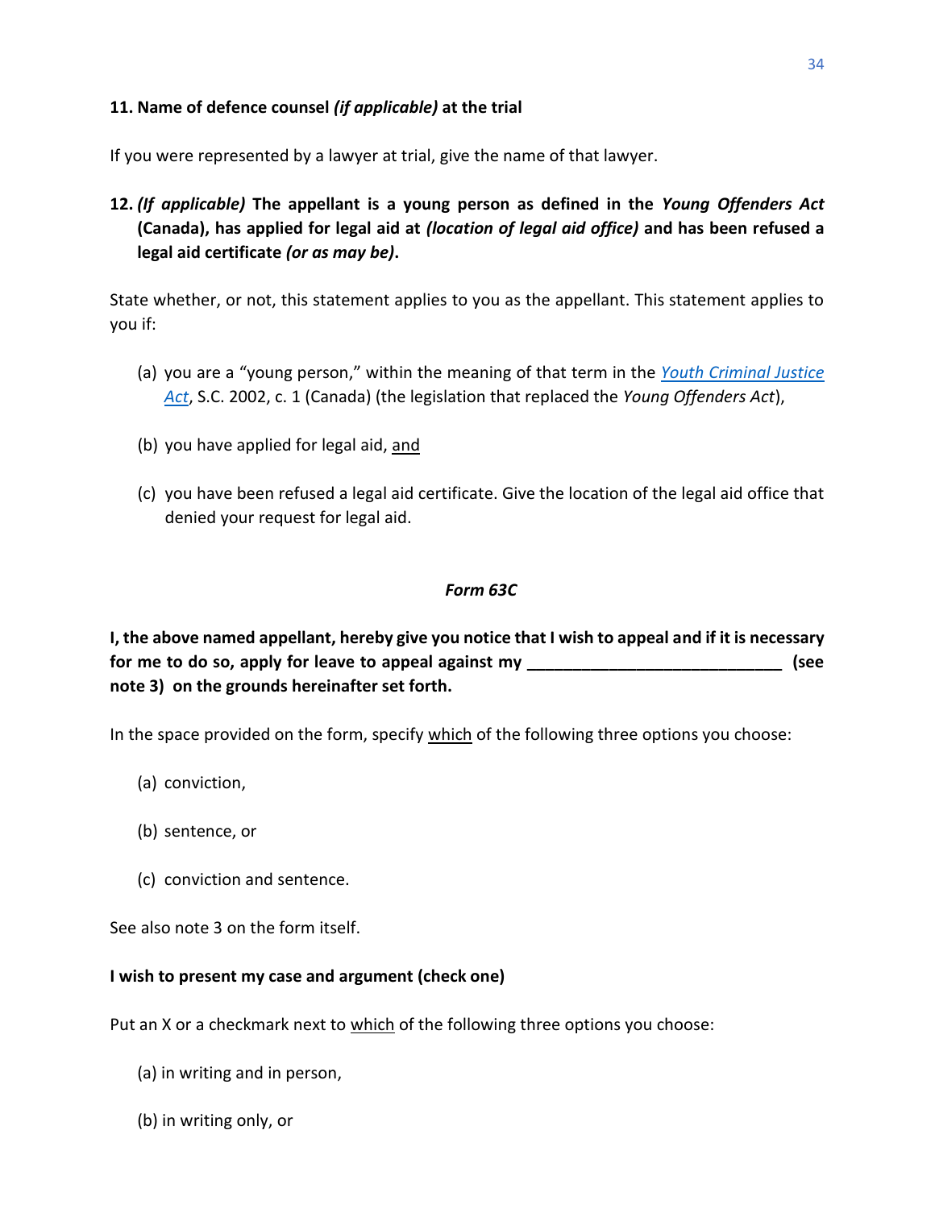**11. Name of defence counsel *(if applicable)* at the trial**

If you were represented by a lawyer at trial, give the name of that lawyer.

**12. *(If applicable)* The appellant is a young person as defined in the *Young Offenders Act* (Canada), has applied for legal aid at *(location of legal aid office)* and has been refused a legal aid certificate *(or as may be)*.**

State whether, or not, this statement applies to you as the appellant. This statement applies to you if:

(a) you are a "young person," within the meaning of that term in the [*Youth Criminal Justice Act*](), S.C. 2002, c. 1 (Canada) (the legislation that replaced the *Young Offenders Act*),

(b) you have applied for legal aid, and

(c) you have been refused a legal aid certificate. Give the location of the legal aid office that denied your request for legal aid.

*Form 63C*

**I, the above named appellant, hereby give you notice that I wish to appeal and if it is necessary for me to do so, apply for leave to appeal against my ____________________________ (see note 3) on the grounds hereinafter set forth.**

In the space provided on the form, specify which of the following three options you choose:

(a) conviction,

(b) sentence, or

(c) conviction and sentence.

See also note 3 on the form itself.

**I wish to present my case and argument (check one)**

Put an X or a checkmark next to which of the following three options you choose:

(a) in writing and in person,

(b) in writing only, or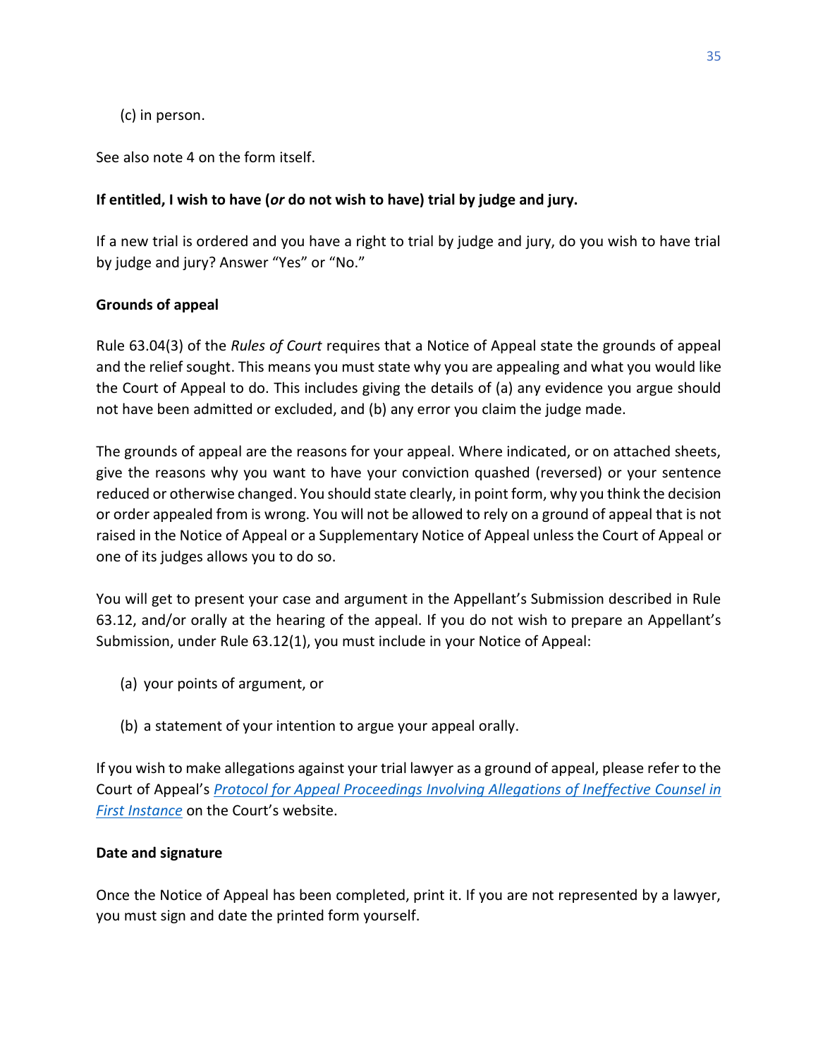(c) in person.

See also note 4 on the form itself.

**If entitled, I wish to have (*or* do not wish to have) trial by judge and jury.**

If a new trial is ordered and you have a right to trial by judge and jury, do you wish to have trial by judge and jury? Answer "Yes" or "No."

**Grounds of appeal**

Rule 63.04(3) of the *Rules of Court* requires that a Notice of Appeal state the grounds of appeal and the relief sought. This means you must state why you are appealing and what you would like the Court of Appeal to do. This includes giving the details of (a) any evidence you argue should not have been admitted or excluded, and (b) any error you claim the judge made.

The grounds of appeal are the reasons for your appeal. Where indicated, or on attached sheets, give the reasons why you want to have your conviction quashed (reversed) or your sentence reduced or otherwise changed. You should state clearly, in point form, why you think the decision or order appealed from is wrong. You will not be allowed to rely on a ground of appeal that is not raised in the Notice of Appeal or a Supplementary Notice of Appeal unless the Court of Appeal or one of its judges allows you to do so.

You will get to present your case and argument in the Appellant's Submission described in Rule 63.12, and/or orally at the hearing of the appeal. If you do not wish to prepare an Appellant's Submission, under Rule 63.12(1), you must include in your Notice of Appeal:

(a) your points of argument, or

(b) a statement of your intention to argue your appeal orally.

If you wish to make allegations against your trial lawyer as a ground of appeal, please refer to the Court of Appeal's *Protocol for Appeal Proceedings Involving Allegations of Ineffective Counsel in First Instance* on the Court's website.

**Date and signature**

Once the Notice of Appeal has been completed, print it. If you are not represented by a lawyer, you must sign and date the printed form yourself.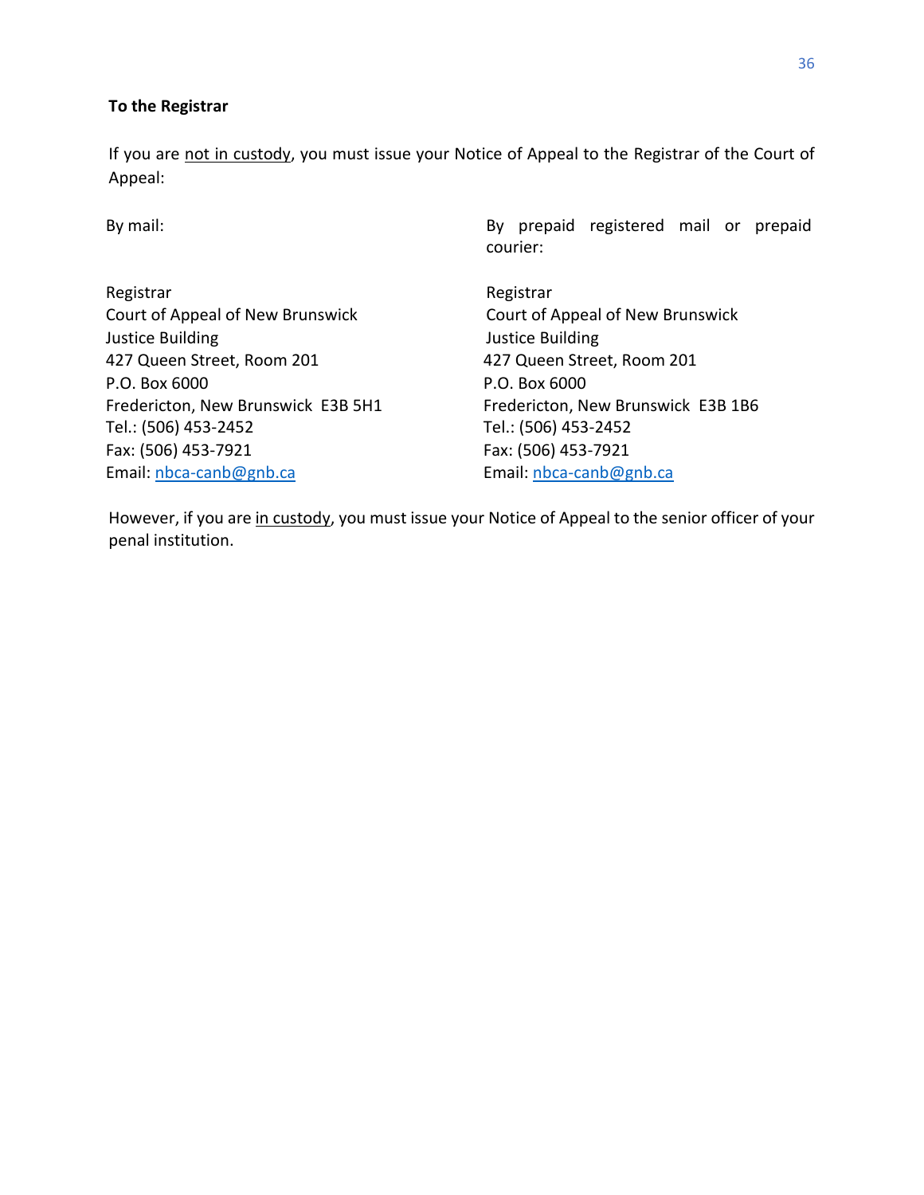**To the Registrar**

If you are not in custody, you must issue your Notice of Appeal to the Registrar of the Court of Appeal:

By mail:

Registrar  
Court of Appeal of New Brunswick  
Justice Building  
427 Queen Street, Room 201  
P.O. Box 6000  
Fredericton, New Brunswick E3B 5H1  
Tel.: (506) 453-2452  
Fax: (506) 453-7921  
Email: nbca-canb@gnb.ca

By prepaid registered mail or prepaid courier:

Registrar  
Court of Appeal of New Brunswick  
Justice Building  
427 Queen Street, Room 201  
P.O. Box 6000  
Fredericton, New Brunswick E3B 1B6  
Tel.: (506) 453-2452  
Fax: (506) 453-7921  
Email: nbca-canb@gnb.ca

However, if you are in custody, you must issue your Notice of Appeal to the senior officer of your penal institution.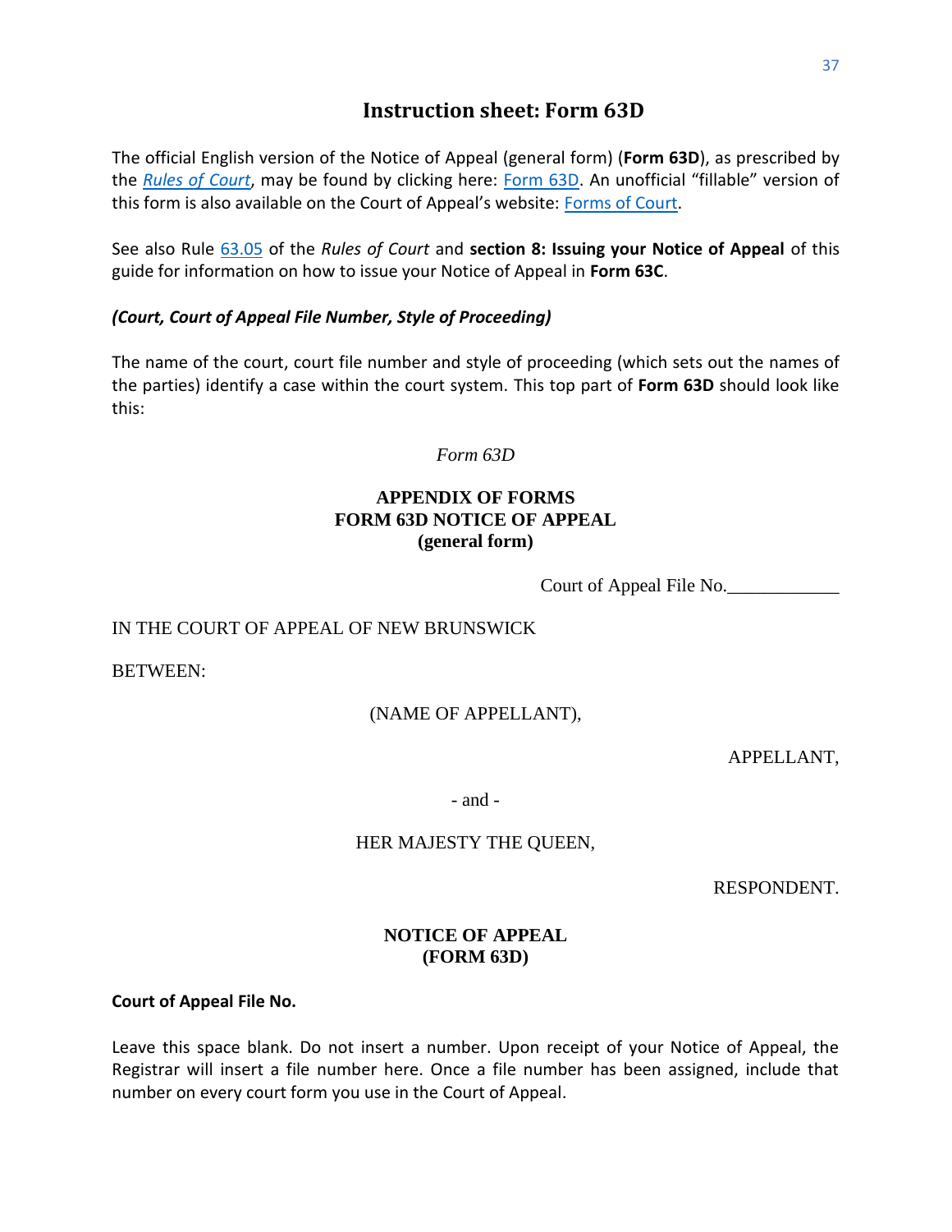# Instruction sheet: Form 63D

The official English version of the Notice of Appeal (general form) (**Form 63D**), as prescribed by the *Rules of Court*, may be found by clicking here: Form 63D. An unofficial "fillable" version of this form is also available on the Court of Appeal's website: Forms of Court.

See also Rule 63.05 of the *Rules of Court* and **section 8: Issuing your Notice of Appeal** of this guide for information on how to issue your Notice of Appeal in **Form 63C**.

***(Court, Court of Appeal File Number, Style of Proceeding)***

The name of the court, court file number and style of proceeding (which sets out the names of the parties) identify a case within the court system. This top part of **Form 63D** should look like this:

*Form 63D*

**APPENDIX OF FORMS**
**FORM 63D NOTICE OF APPEAL**
**(general form)**

Court of Appeal File No.____________

IN THE COURT OF APPEAL OF NEW BRUNSWICK

BETWEEN:

(NAME OF APPELLANT),

APPELLANT,

- and -

HER MAJESTY THE QUEEN,

RESPONDENT.

**NOTICE OF APPEAL**
**(FORM 63D)**

**Court of Appeal File No.**

Leave this space blank. Do not insert a number. Upon receipt of your Notice of Appeal, the Registrar will insert a file number here. Once a file number has been assigned, include that number on every court form you use in the Court of Appeal.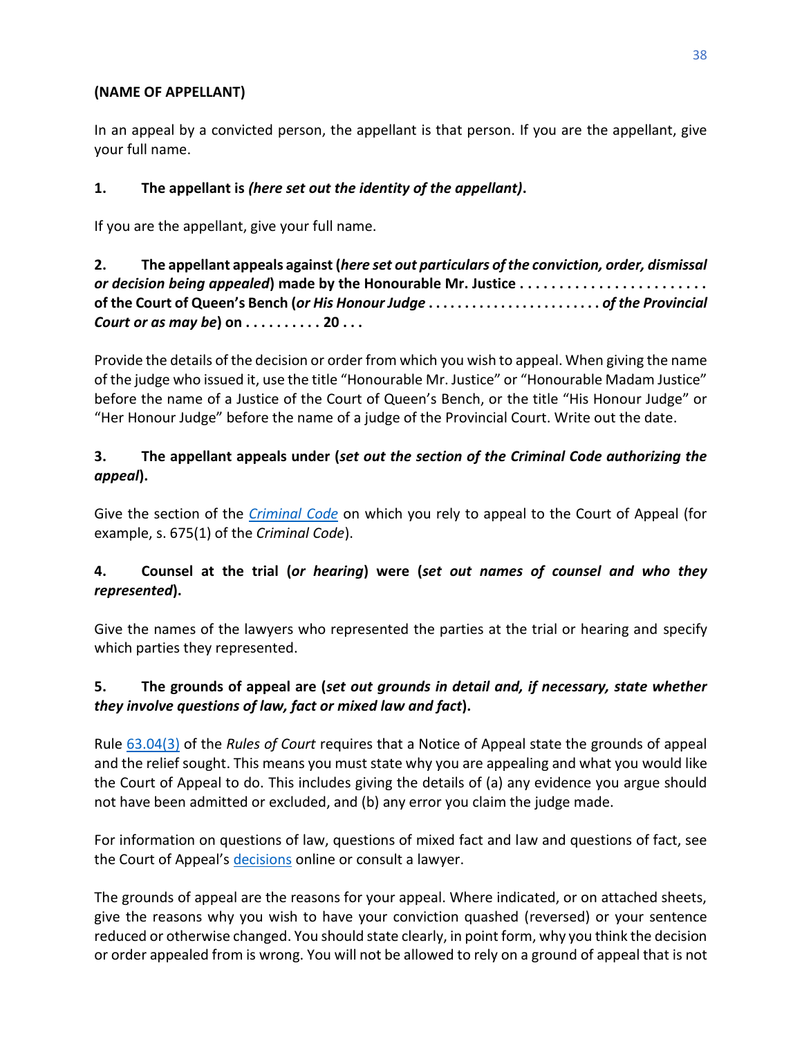**(NAME OF APPELLANT)**

In an appeal by a convicted person, the appellant is that person. If you are the appellant, give your full name.

**1. The appellant is *(here set out the identity of the appellant)*.**

If you are the appellant, give your full name.

**2. The appellant appeals against (*here set out particulars of the conviction, order, dismissal or decision being appealed*) made by the Honourable Mr. Justice . . . . . . . . . . . . . . . . . . . . . . . . of the Court of Queen's Bench (*or His Honour Judge . . . . . . . . . . . . . . . . . . . . . . . . of the Provincial Court or as may be*) on . . . . . . . . . . 20 . . .**

Provide the details of the decision or order from which you wish to appeal. When giving the name of the judge who issued it, use the title "Honourable Mr. Justice" or "Honourable Madam Justice" before the name of a Justice of the Court of Queen's Bench, or the title "His Honour Judge" or "Her Honour Judge" before the name of a judge of the Provincial Court. Write out the date.

**3. The appellant appeals under (*set out the section of the Criminal Code authorizing the appeal*).**

Give the section of the *Criminal Code* on which you rely to appeal to the Court of Appeal (for example, s. 675(1) of the *Criminal Code*).

**4. Counsel at the trial (*or hearing*) were (*set out names of counsel and who they represented*).**

Give the names of the lawyers who represented the parties at the trial or hearing and specify which parties they represented.

**5. The grounds of appeal are (*set out grounds in detail and, if necessary, state whether they involve questions of law, fact or mixed law and fact*).**

Rule 63.04(3) of the *Rules of Court* requires that a Notice of Appeal state the grounds of appeal and the relief sought. This means you must state why you are appealing and what you would like the Court of Appeal to do. This includes giving the details of (a) any evidence you argue should not have been admitted or excluded, and (b) any error you claim the judge made.

For information on questions of law, questions of mixed fact and law and questions of fact, see the Court of Appeal's decisions online or consult a lawyer.

The grounds of appeal are the reasons for your appeal. Where indicated, or on attached sheets, give the reasons why you wish to have your conviction quashed (reversed) or your sentence reduced or otherwise changed. You should state clearly, in point form, why you think the decision or order appealed from is wrong. You will not be allowed to rely on a ground of appeal that is not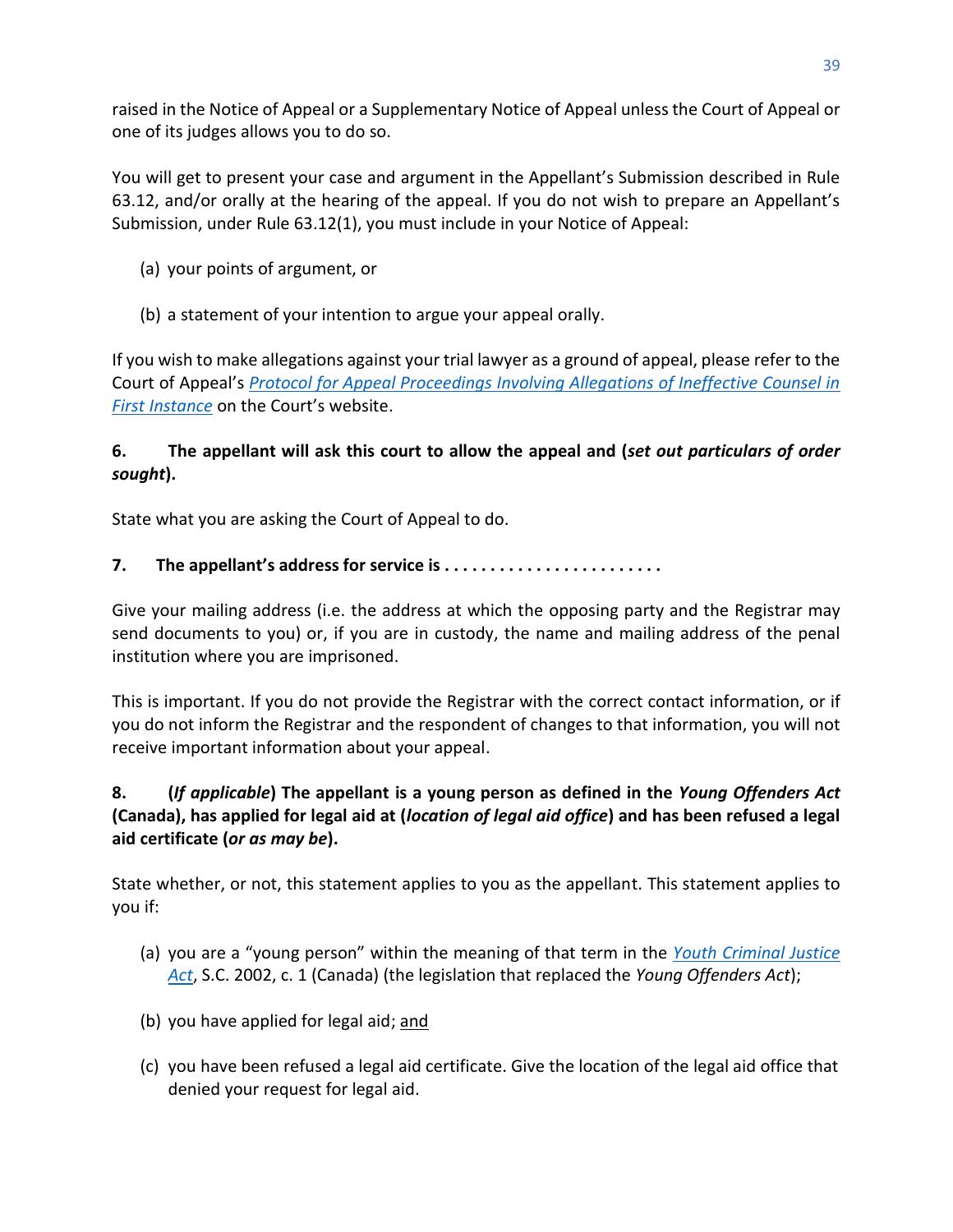raised in the Notice of Appeal or a Supplementary Notice of Appeal unless the Court of Appeal or one of its judges allows you to do so.

You will get to present your case and argument in the Appellant's Submission described in Rule 63.12, and/or orally at the hearing of the appeal. If you do not wish to prepare an Appellant's Submission, under Rule 63.12(1), you must include in your Notice of Appeal:

(a) your points of argument, or

(b) a statement of your intention to argue your appeal orally.

If you wish to make allegations against your trial lawyer as a ground of appeal, please refer to the Court of Appeal's *Protocol for Appeal Proceedings Involving Allegations of Ineffective Counsel in First Instance* on the Court's website.

**6. The appellant will ask this court to allow the appeal and (*set out particulars of order sought*).**

State what you are asking the Court of Appeal to do.

**7. The appellant's address for service is . . . . . . . . . . . . . . . . . . . . . . . .**

Give your mailing address (i.e. the address at which the opposing party and the Registrar may send documents to you) or, if you are in custody, the name and mailing address of the penal institution where you are imprisoned.

This is important. If you do not provide the Registrar with the correct contact information, or if you do not inform the Registrar and the respondent of changes to that information, you will not receive important information about your appeal.

**8. (*If applicable*) The appellant is a young person as defined in the *Young Offenders Act* (Canada), has applied for legal aid at (*location of legal aid office*) and has been refused a legal aid certificate (*or as may be*).**

State whether, or not, this statement applies to you as the appellant. This statement applies to you if:

(a) you are a "young person" within the meaning of that term in the *Youth Criminal Justice Act*, S.C. 2002, c. 1 (Canada) (the legislation that replaced the *Young Offenders Act*);

(b) you have applied for legal aid; and

(c) you have been refused a legal aid certificate. Give the location of the legal aid office that denied your request for legal aid.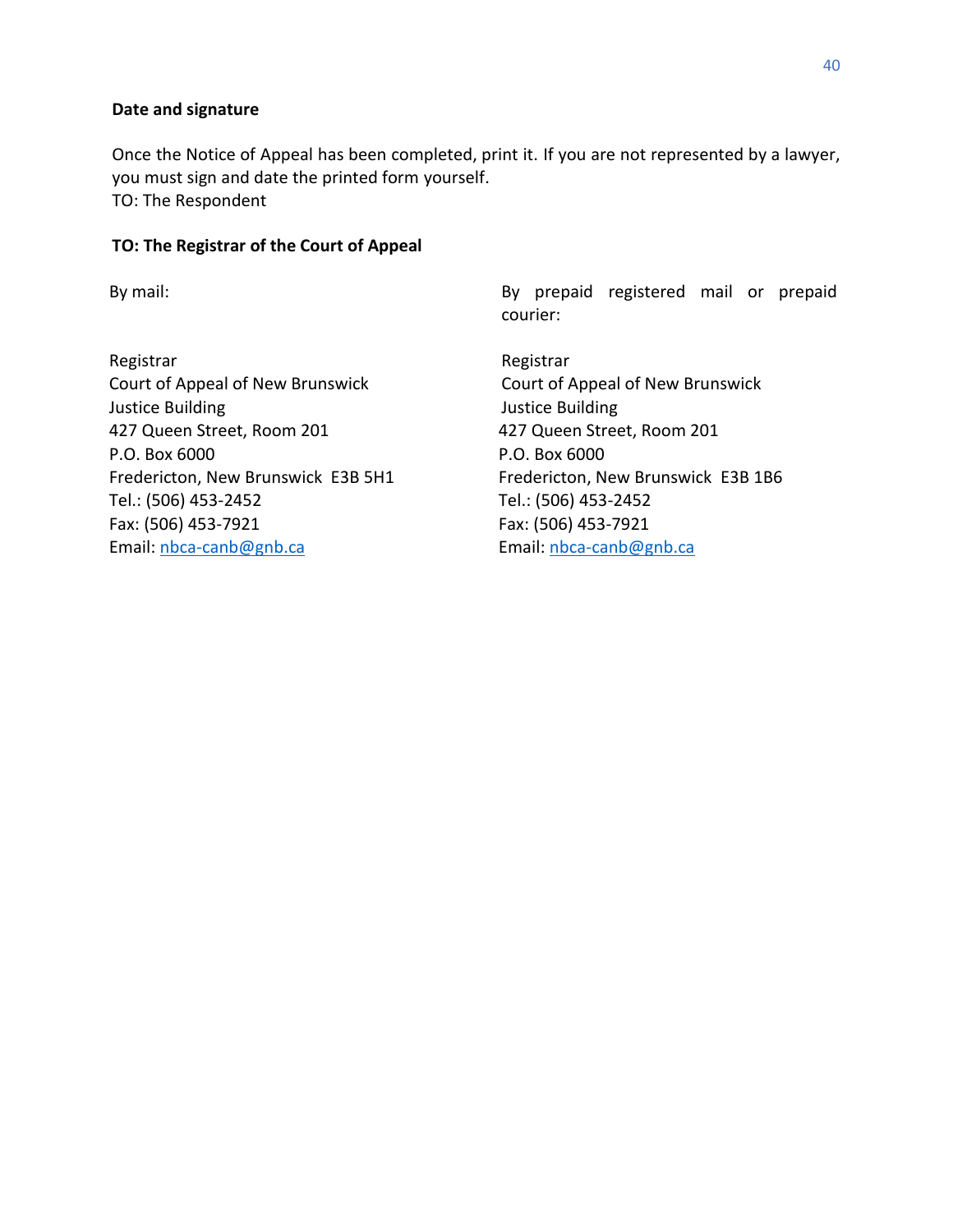**Date and signature**

Once the Notice of Appeal has been completed, print it. If you are not represented by a lawyer, you must sign and date the printed form yourself.
TO: The Respondent

**TO: The Registrar of the Court of Appeal**

By mail:

Registrar
Court of Appeal of New Brunswick
Justice Building
427 Queen Street, Room 201
P.O. Box 6000
Fredericton, New Brunswick E3B 5H1
Tel.: (506) 453-2452
Fax: (506) 453-7921
Email: nbca-canb@gnb.ca

By prepaid registered mail or prepaid courier:

Registrar
Court of Appeal of New Brunswick
Justice Building
427 Queen Street, Room 201
P.O. Box 6000
Fredericton, New Brunswick E3B 1B6
Tel.: (506) 453-2452
Fax: (506) 453-7921
Email: nbca-canb@gnb.ca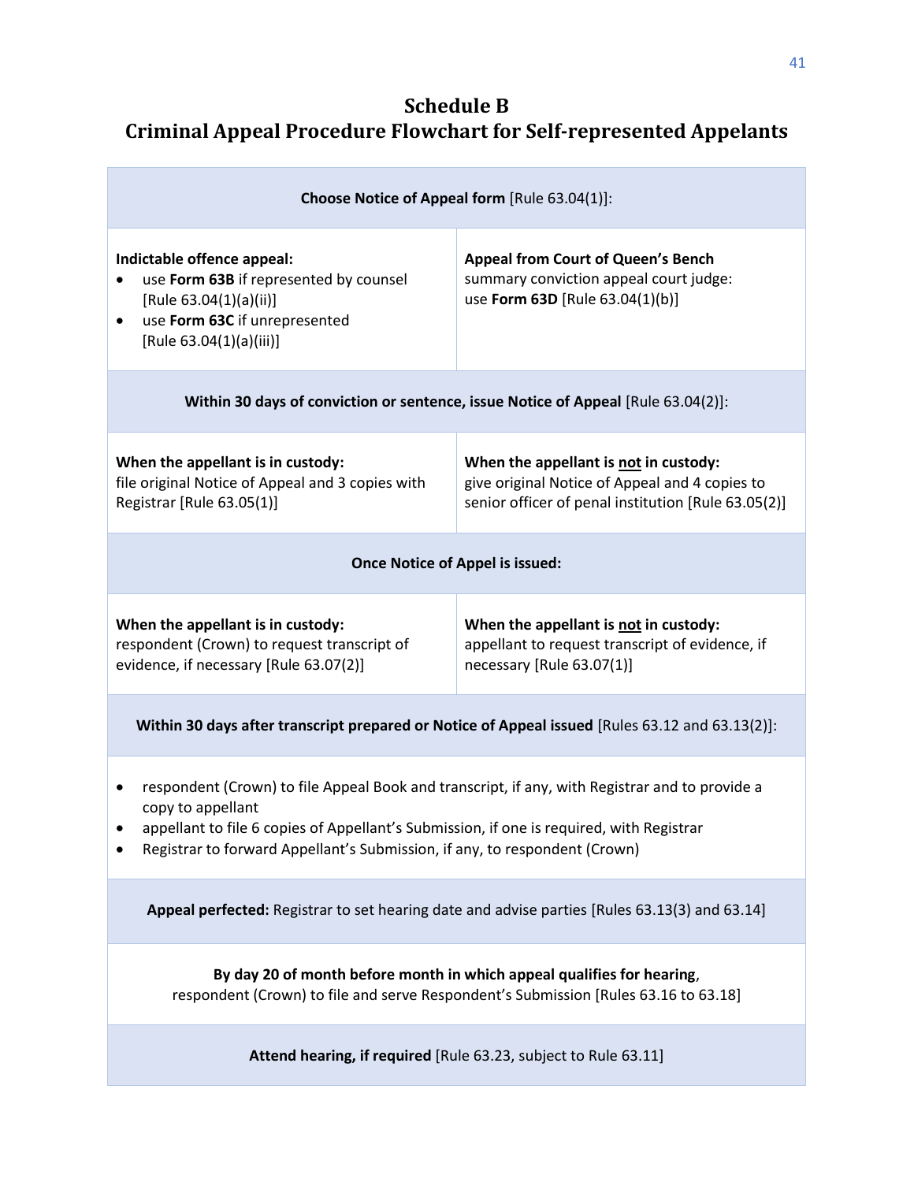# Schedule B
# Criminal Appeal Procedure Flowchart for Self-represented Appellants

**Choose Notice of Appeal form** [Rule 63.04(1)]:

| Indictable offence appeal | Appeal from Court of Queen's Bench |
| --- | --- |
| **Indictable offence appeal:**<br>• use **Form 63B** if represented by counsel [Rule 63.04(1)(a)(ii)]<br>• use **Form 63C** if unrepresented [Rule 63.04(1)(a)(iii)] | **Appeal from Court of Queen's Bench** summary conviction appeal court judge: use **Form 63D** [Rule 63.04(1)(b)] |

**Within 30 days of conviction or sentence, issue Notice of Appeal** [Rule 63.04(2)]:

| In custody | Not in custody |
| --- | --- |
| **When the appellant is in custody:** file original Notice of Appeal and 3 copies with Registrar [Rule 63.05(1)] | **When the appellant is not in custody:** give original Notice of Appeal and 4 copies to senior officer of penal institution [Rule 63.05(2)] |

**Once Notice of Appel is issued:**

| In custody | Not in custody |
| --- | --- |
| **When the appellant is in custody:** respondent (Crown) to request transcript of evidence, if necessary [Rule 63.07(2)] | **When the appellant is not in custody:** appellant to request transcript of evidence, if necessary [Rule 63.07(1)] |

**Within 30 days after transcript prepared or Notice of Appeal issued** [Rules 63.12 and 63.13(2)]:

- respondent (Crown) to file Appeal Book and transcript, if any, with Registrar and to provide a copy to appellant
- appellant to file 6 copies of Appellant's Submission, if one is required, with Registrar
- Registrar to forward Appellant's Submission, if any, to respondent (Crown)

**Appeal perfected:** Registrar to set hearing date and advise parties [Rules 63.13(3) and 63.14]

**By day 20 of month before month in which appeal qualifies for hearing**, respondent (Crown) to file and serve Respondent's Submission [Rules 63.16 to 63.18]

**Attend hearing, if required** [Rule 63.23, subject to Rule 63.11]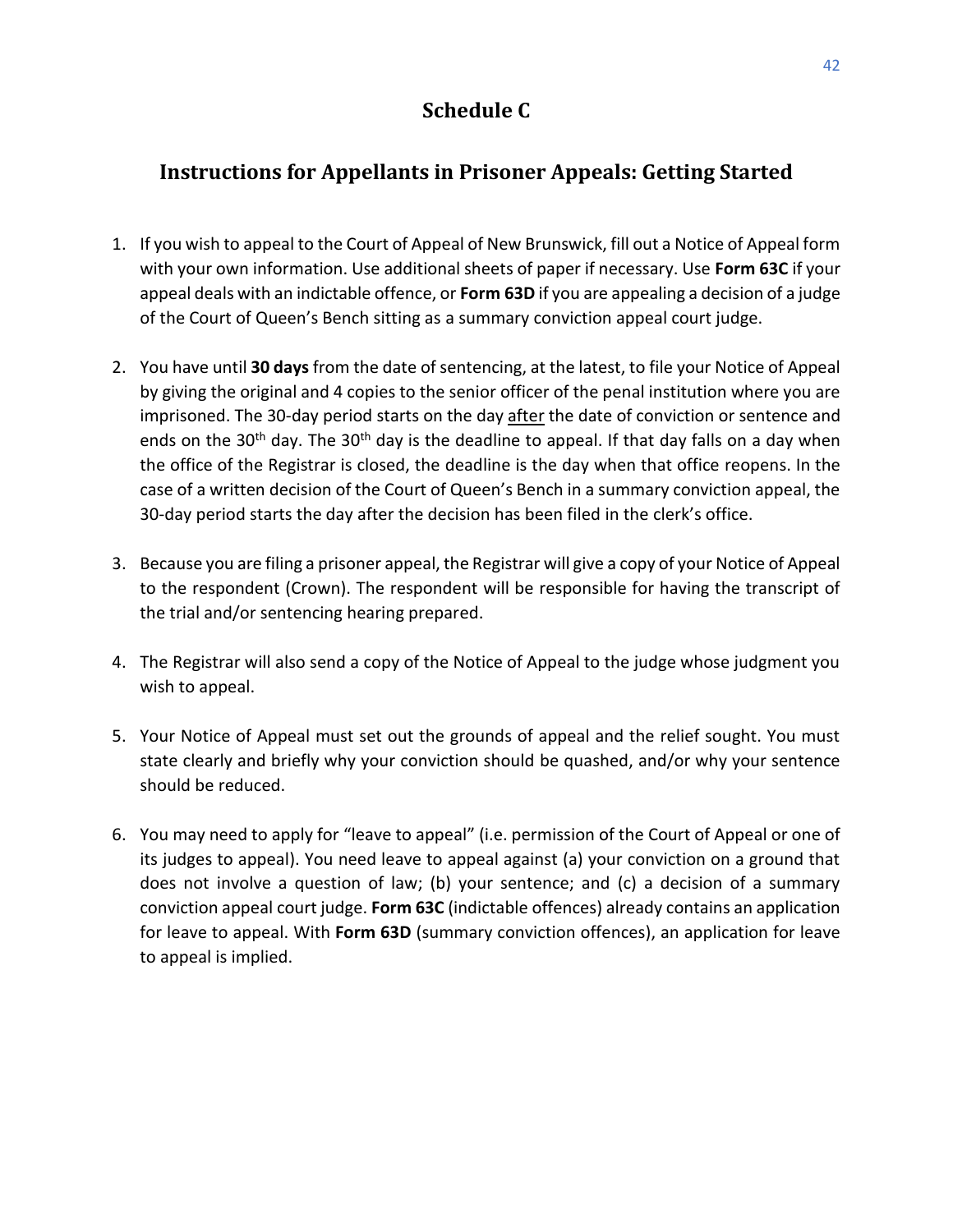# Schedule C

## Instructions for Appellants in Prisoner Appeals: Getting Started

1. If you wish to appeal to the Court of Appeal of New Brunswick, fill out a Notice of Appeal form with your own information. Use additional sheets of paper if necessary. Use **Form 63C** if your appeal deals with an indictable offence, or **Form 63D** if you are appealing a decision of a judge of the Court of Queen's Bench sitting as a summary conviction appeal court judge.

2. You have until **30 days** from the date of sentencing, at the latest, to file your Notice of Appeal by giving the original and 4 copies to the senior officer of the penal institution where you are imprisoned. The 30-day period starts on the day after the date of conviction or sentence and ends on the 30th day. The 30th day is the deadline to appeal. If that day falls on a day when the office of the Registrar is closed, the deadline is the day when that office reopens. In the case of a written decision of the Court of Queen's Bench in a summary conviction appeal, the 30-day period starts the day after the decision has been filed in the clerk's office.

3. Because you are filing a prisoner appeal, the Registrar will give a copy of your Notice of Appeal to the respondent (Crown). The respondent will be responsible for having the transcript of the trial and/or sentencing hearing prepared.

4. The Registrar will also send a copy of the Notice of Appeal to the judge whose judgment you wish to appeal.

5. Your Notice of Appeal must set out the grounds of appeal and the relief sought. You must state clearly and briefly why your conviction should be quashed, and/or why your sentence should be reduced.

6. You may need to apply for "leave to appeal" (i.e. permission of the Court of Appeal or one of its judges to appeal). You need leave to appeal against (a) your conviction on a ground that does not involve a question of law; (b) your sentence; and (c) a decision of a summary conviction appeal court judge. **Form 63C** (indictable offences) already contains an application for leave to appeal. With **Form 63D** (summary conviction offences), an application for leave to appeal is implied.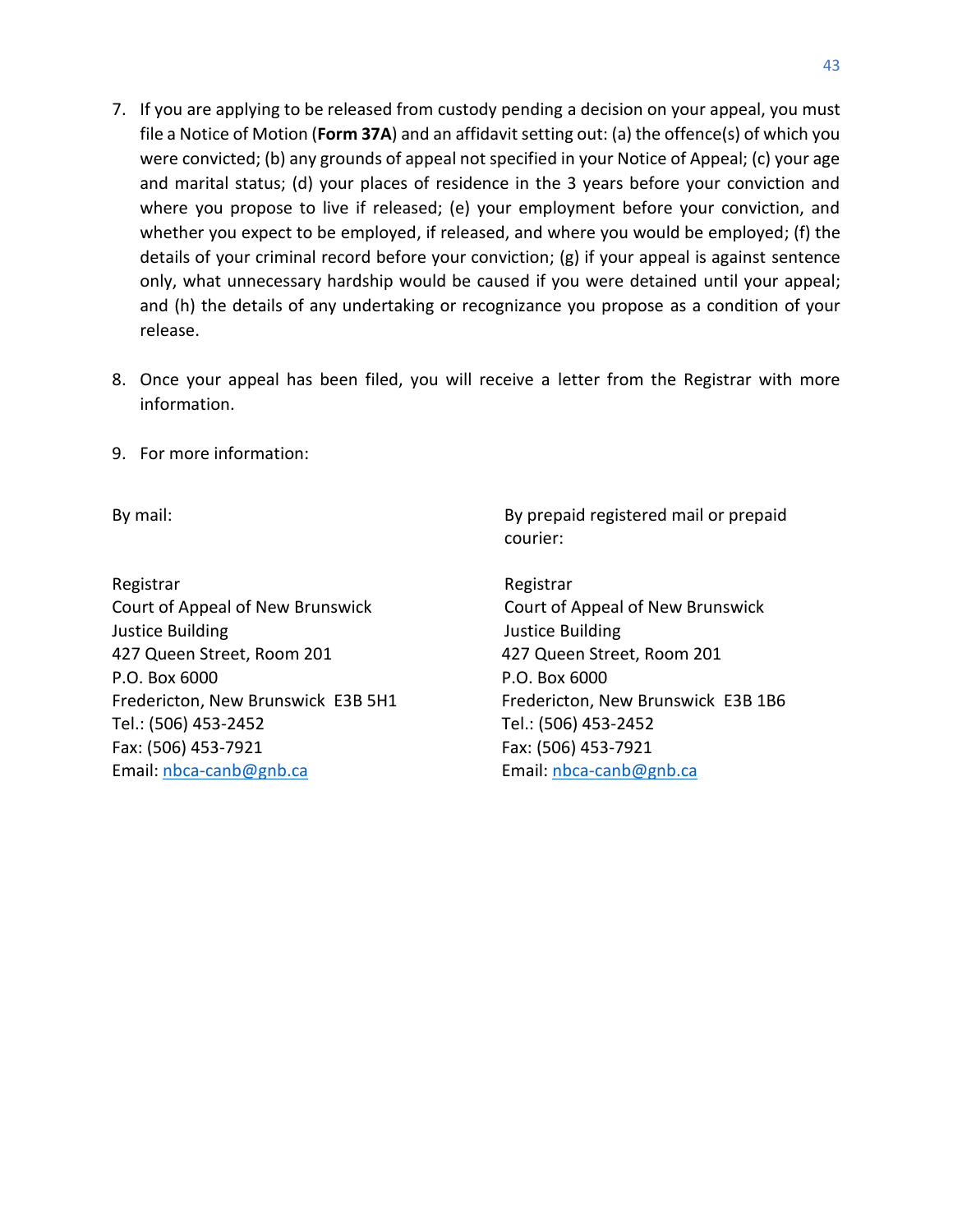7. If you are applying to be released from custody pending a decision on your appeal, you must file a Notice of Motion (**Form 37A**) and an affidavit setting out: (a) the offence(s) of which you were convicted; (b) any grounds of appeal not specified in your Notice of Appeal; (c) your age and marital status; (d) your places of residence in the 3 years before your conviction and where you propose to live if released; (e) your employment before your conviction, and whether you expect to be employed, if released, and where you would be employed; (f) the details of your criminal record before your conviction; (g) if your appeal is against sentence only, what unnecessary hardship would be caused if you were detained until your appeal; and (h) the details of any undertaking or recognizance you propose as a condition of your release.

8. Once your appeal has been filed, you will receive a letter from the Registrar with more information.

9. For more information:

By mail:

Registrar
Court of Appeal of New Brunswick
Justice Building
427 Queen Street, Room 201
P.O. Box 6000
Fredericton, New Brunswick E3B 5H1
Tel.: (506) 453-2452
Fax: (506) 453-7921
Email: nbca-canb@gnb.ca

By prepaid registered mail or prepaid courier:

Registrar
Court of Appeal of New Brunswick
Justice Building
427 Queen Street, Room 201
P.O. Box 6000
Fredericton, New Brunswick E3B 1B6
Tel.: (506) 453-2452
Fax: (506) 453-7921
Email: nbca-canb@gnb.ca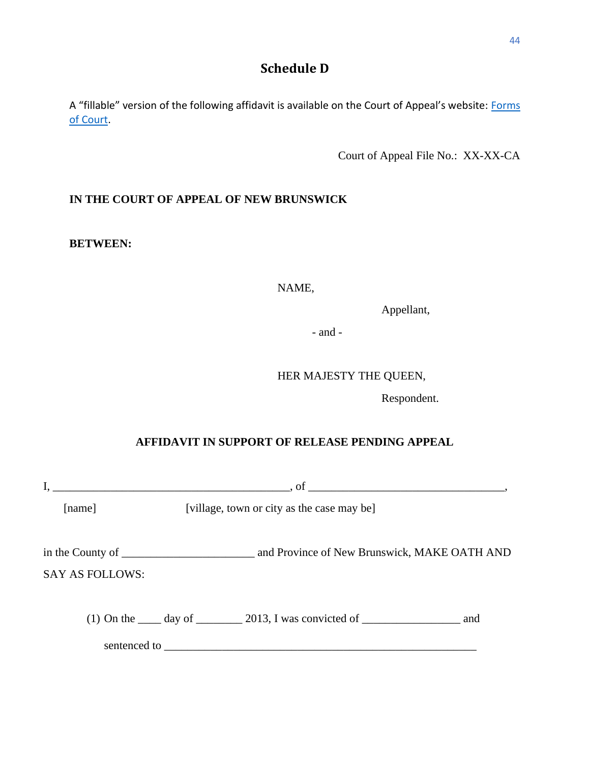# Schedule D

A "fillable" version of the following affidavit is available on the Court of Appeal's website: [Forms of Court](Forms of Court).

Court of Appeal File No.: XX-XX-CA

**IN THE COURT OF APPEAL OF NEW BRUNSWICK**

**BETWEEN:**

NAME,

Appellant,

- and -

HER MAJESTY THE QUEEN,

Respondent.

**AFFIDAVIT IN SUPPORT OF RELEASE PENDING APPEAL**

I, ________________________________________, of __________________________________,
[name] [village, town or city as the case may be]

in the County of ______________________ and Province of New Brunswick, MAKE OATH AND SAY AS FOLLOWS:

(1) On the ____ day of ________ 2013, I was convicted of ________________ and sentenced to ____________________________________________________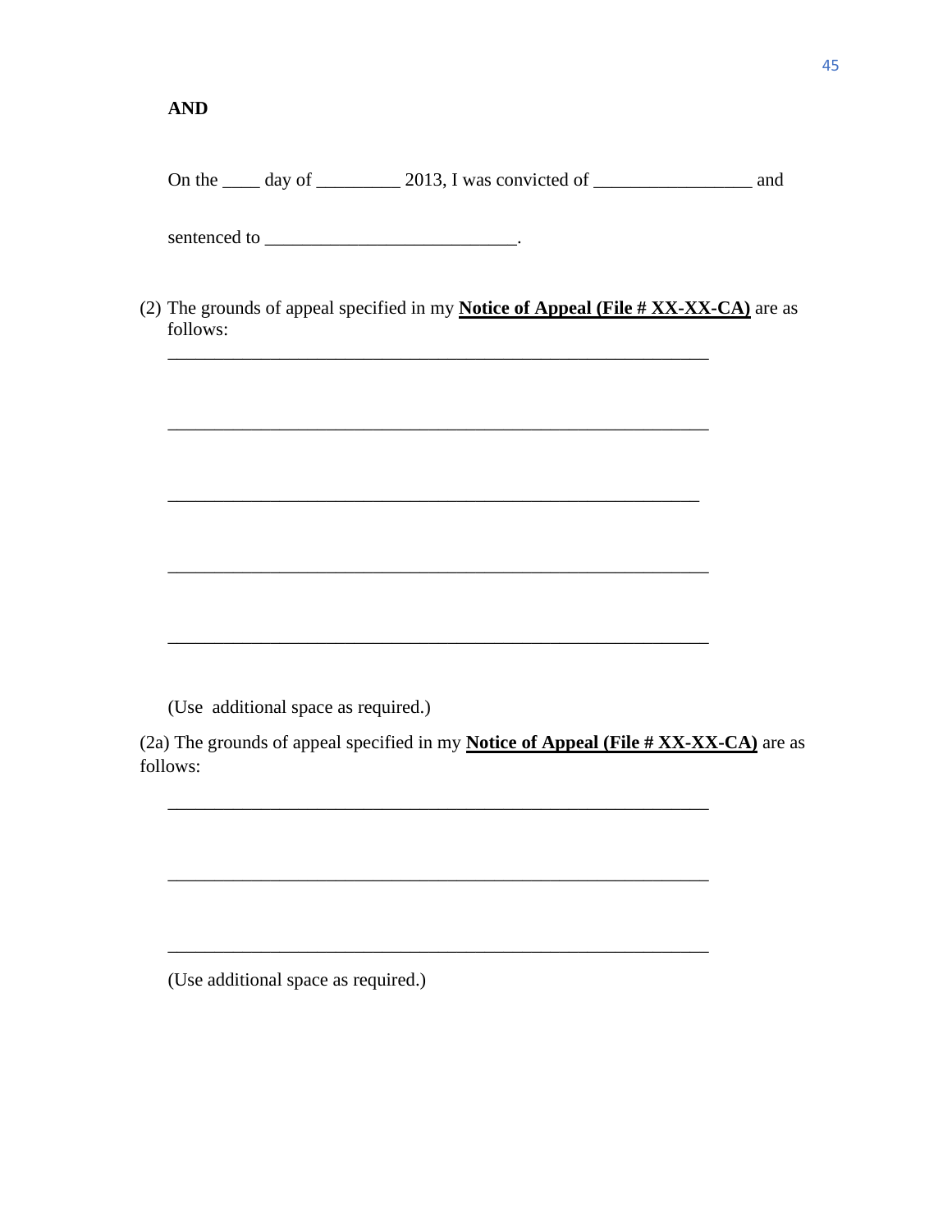**AND**

On the ____ day of _________ 2013, I was convicted of _________________ and

sentenced to ___________________________.

(2) The grounds of appeal specified in my **<u>Notice of Appeal (File # XX-XX-CA)</u>** are as follows:

____________________________________________________________

____________________________________________________________

___________________________________________________________

____________________________________________________________

____________________________________________________________

(Use additional space as required.)

(2a) The grounds of appeal specified in my **<u>Notice of Appeal (File # XX-XX-CA)</u>** are as follows:

____________________________________________________________

____________________________________________________________

____________________________________________________________

(Use additional space as required.)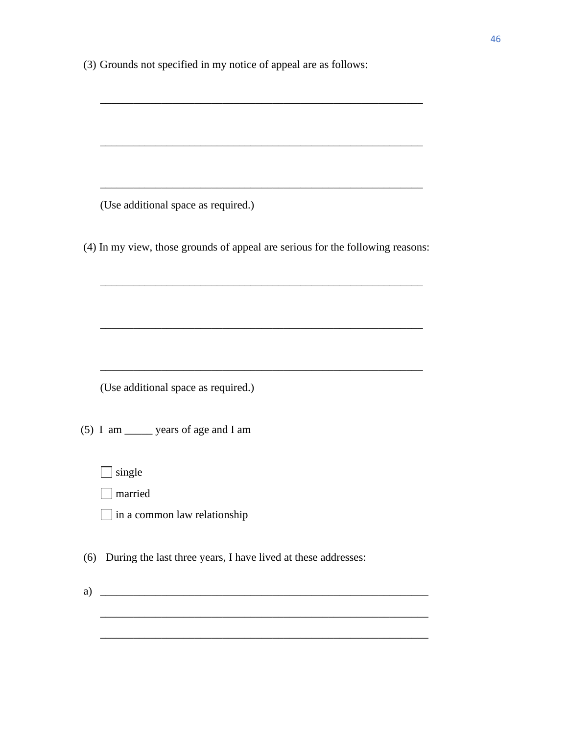(3) Grounds not specified in my notice of appeal are as follows:

\_\_\_\_\_\_\_\_\_\_\_\_\_\_\_\_\_\_\_\_\_\_\_\_\_\_\_\_\_\_\_\_\_\_\_\_\_\_\_\_\_\_\_\_\_\_\_\_\_\_\_\_\_\_\_\_\_\_

\_\_\_\_\_\_\_\_\_\_\_\_\_\_\_\_\_\_\_\_\_\_\_\_\_\_\_\_\_\_\_\_\_\_\_\_\_\_\_\_\_\_\_\_\_\_\_\_\_\_\_\_\_\_\_\_\_\_

\_\_\_\_\_\_\_\_\_\_\_\_\_\_\_\_\_\_\_\_\_\_\_\_\_\_\_\_\_\_\_\_\_\_\_\_\_\_\_\_\_\_\_\_\_\_\_\_\_\_\_\_\_\_\_\_\_\_

(Use additional space as required.)

(4) In my view, those grounds of appeal are serious for the following reasons:

\_\_\_\_\_\_\_\_\_\_\_\_\_\_\_\_\_\_\_\_\_\_\_\_\_\_\_\_\_\_\_\_\_\_\_\_\_\_\_\_\_\_\_\_\_\_\_\_\_\_\_\_\_\_\_\_\_\_

\_\_\_\_\_\_\_\_\_\_\_\_\_\_\_\_\_\_\_\_\_\_\_\_\_\_\_\_\_\_\_\_\_\_\_\_\_\_\_\_\_\_\_\_\_\_\_\_\_\_\_\_\_\_\_\_\_\_

\_\_\_\_\_\_\_\_\_\_\_\_\_\_\_\_\_\_\_\_\_\_\_\_\_\_\_\_\_\_\_\_\_\_\_\_\_\_\_\_\_\_\_\_\_\_\_\_\_\_\_\_\_\_\_\_\_\_

(Use additional space as required.)

(5) I am \_\_\_\_\_ years of age and I am

- ☐ single
- ☐ married
- ☐ in a common law relationship

(6) During the last three years, I have lived at these addresses:

a) \_\_\_\_\_\_\_\_\_\_\_\_\_\_\_\_\_\_\_\_\_\_\_\_\_\_\_\_\_\_\_\_\_\_\_\_\_\_\_\_\_\_\_\_\_\_\_\_\_\_\_\_\_\_\_\_\_\_

\_\_\_\_\_\_\_\_\_\_\_\_\_\_\_\_\_\_\_\_\_\_\_\_\_\_\_\_\_\_\_\_\_\_\_\_\_\_\_\_\_\_\_\_\_\_\_\_\_\_\_\_\_\_\_\_\_\_

\_\_\_\_\_\_\_\_\_\_\_\_\_\_\_\_\_\_\_\_\_\_\_\_\_\_\_\_\_\_\_\_\_\_\_\_\_\_\_\_\_\_\_\_\_\_\_\_\_\_\_\_\_\_\_\_\_\_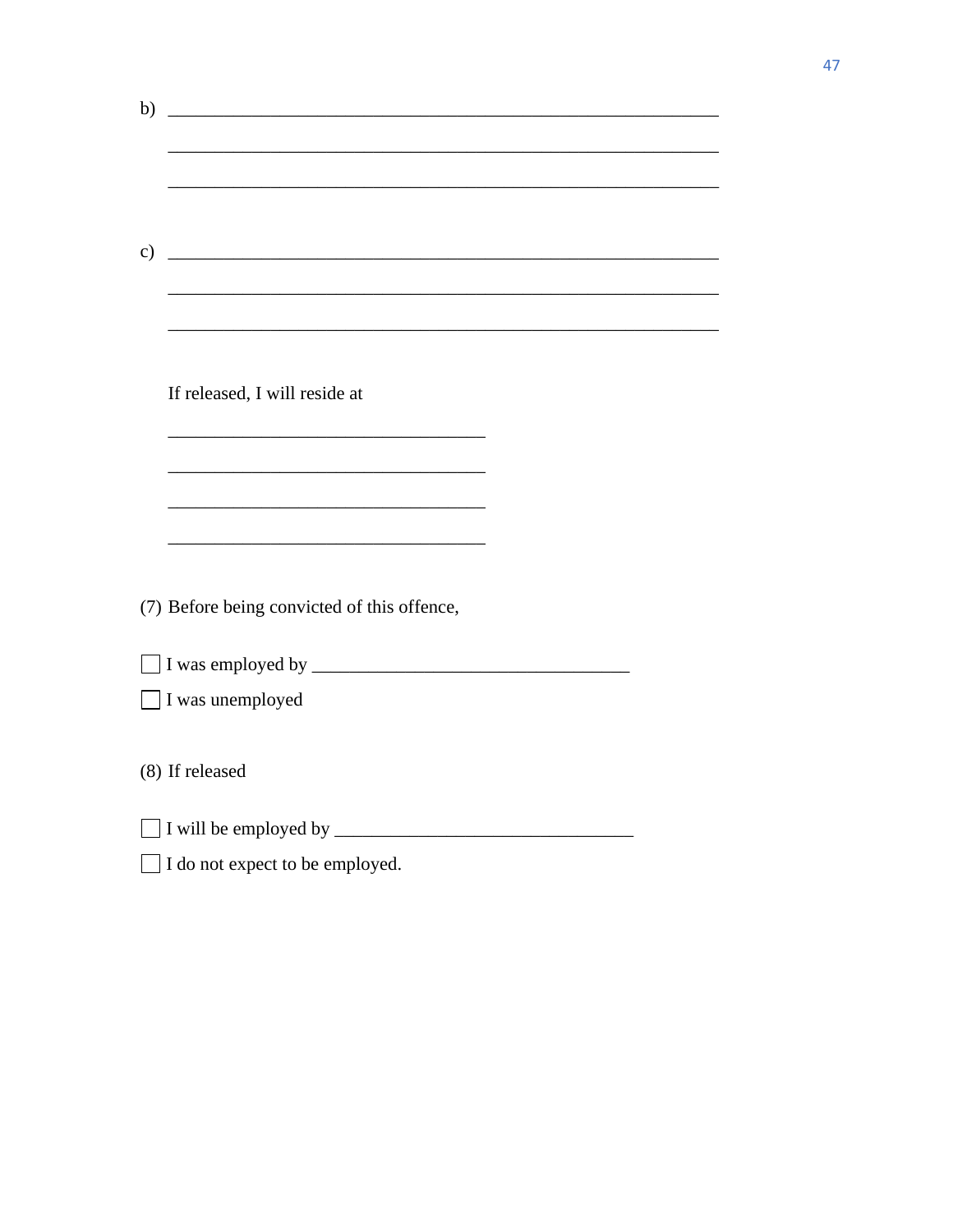b) ____________________________________________________________

   ____________________________________________________________

   ____________________________________________________________

c) ____________________________________________________________

   ____________________________________________________________

   ____________________________________________________________

If released, I will reside at

___________________________________

___________________________________

___________________________________

___________________________________

(7) Before being convicted of this offence,

☐ I was employed by ___________________________________

☐ I was unemployed

(8) If released

☐ I will be employed by ________________________________

☐ I do not expect to be employed.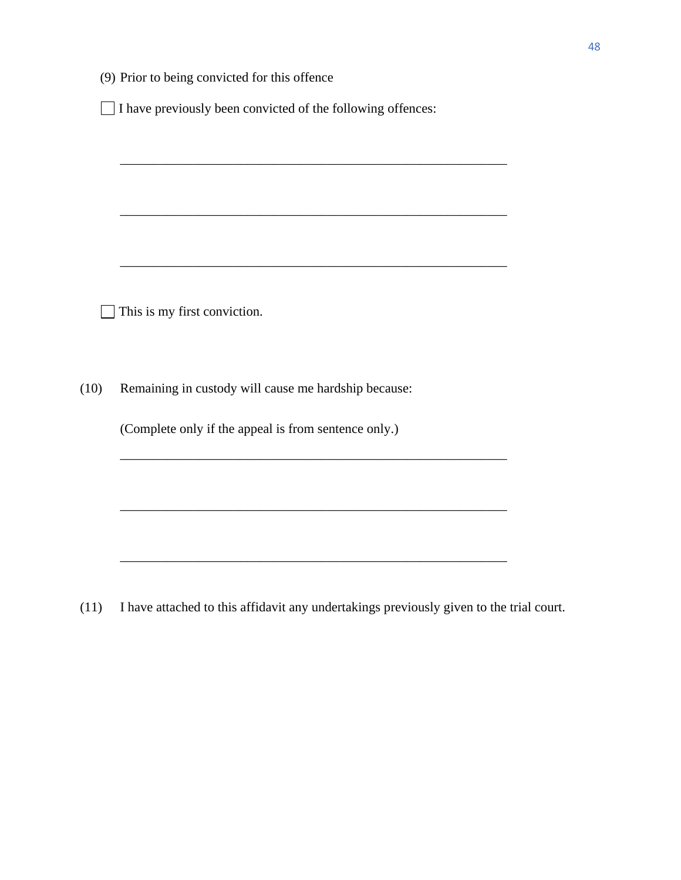(9) Prior to being convicted for this offence

☐ I have previously been convicted of the following offences:

\_\_\_\_\_\_\_\_\_\_\_\_\_\_\_\_\_\_\_\_\_\_\_\_\_\_\_\_\_\_\_\_\_\_\_\_\_\_\_\_\_\_\_\_\_\_\_\_\_\_\_\_\_\_\_\_

\_\_\_\_\_\_\_\_\_\_\_\_\_\_\_\_\_\_\_\_\_\_\_\_\_\_\_\_\_\_\_\_\_\_\_\_\_\_\_\_\_\_\_\_\_\_\_\_\_\_\_\_\_\_\_\_

\_\_\_\_\_\_\_\_\_\_\_\_\_\_\_\_\_\_\_\_\_\_\_\_\_\_\_\_\_\_\_\_\_\_\_\_\_\_\_\_\_\_\_\_\_\_\_\_\_\_\_\_\_\_\_\_

☐ This is my first conviction.

(10) Remaining in custody will cause me hardship because:

(Complete only if the appeal is from sentence only.)

\_\_\_\_\_\_\_\_\_\_\_\_\_\_\_\_\_\_\_\_\_\_\_\_\_\_\_\_\_\_\_\_\_\_\_\_\_\_\_\_\_\_\_\_\_\_\_\_\_\_\_\_\_\_\_\_

\_\_\_\_\_\_\_\_\_\_\_\_\_\_\_\_\_\_\_\_\_\_\_\_\_\_\_\_\_\_\_\_\_\_\_\_\_\_\_\_\_\_\_\_\_\_\_\_\_\_\_\_\_\_\_\_

\_\_\_\_\_\_\_\_\_\_\_\_\_\_\_\_\_\_\_\_\_\_\_\_\_\_\_\_\_\_\_\_\_\_\_\_\_\_\_\_\_\_\_\_\_\_\_\_\_\_\_\_\_\_\_\_

(11) I have attached to this affidavit any undertakings previously given to the trial court.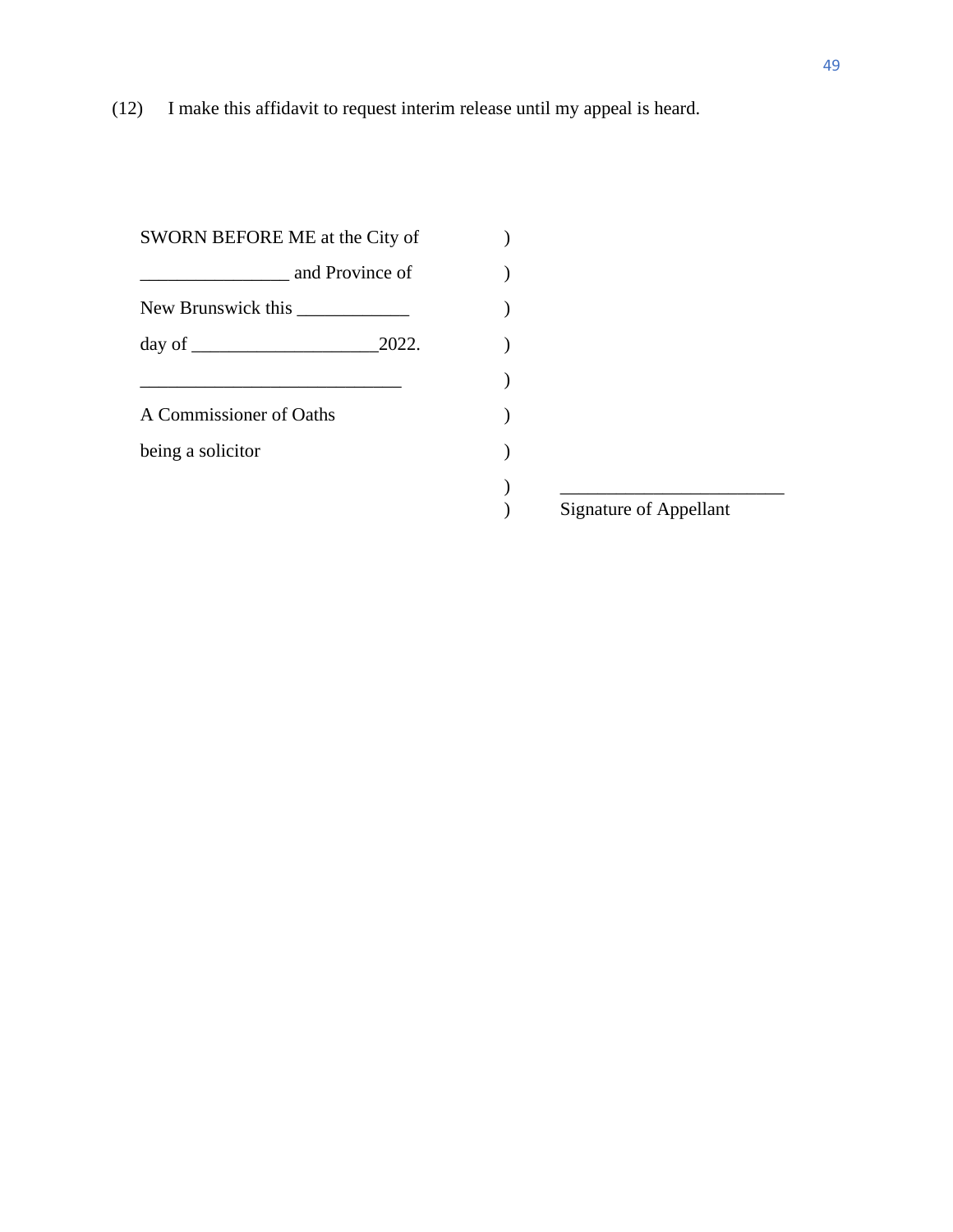(12) I make this affidavit to request interim release until my appeal is heard.

| | | |
|---|---|---|
| SWORN BEFORE ME at the City of | ) | |
| ________________ and Province of | ) | |
| New Brunswick this ____________ | ) | |
| day of ____________________2022. | ) | |
| ____________________________ | ) | |
| A Commissioner of Oaths | ) | |
| being a solicitor | ) | |
| | ) | ________________________ |
| | ) | Signature of Appellant |